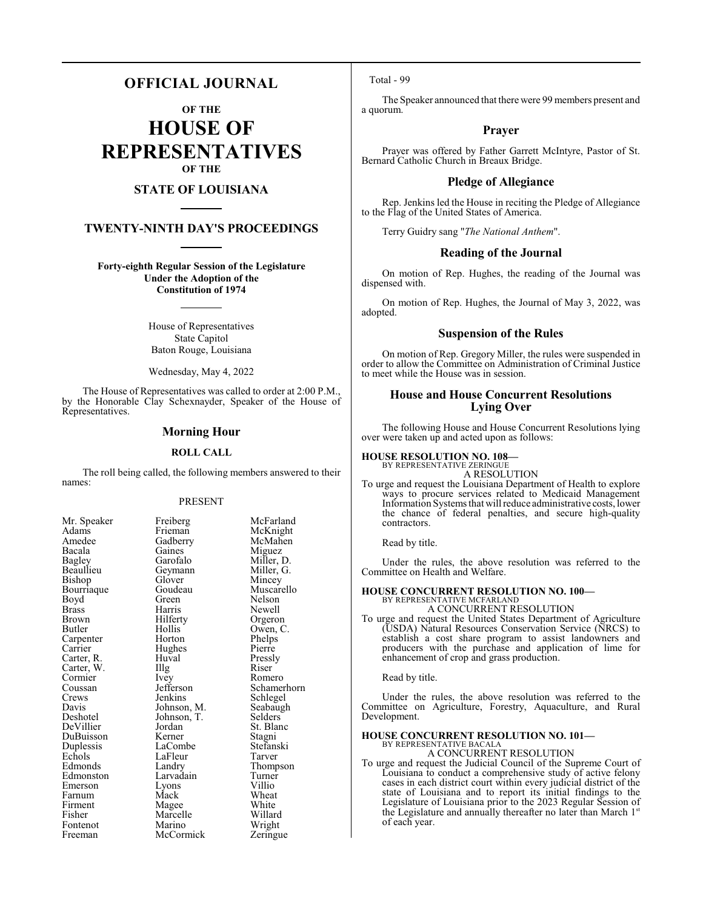# OFFICIAL JOURNAL

OF THE

# HOUSE OF REPRESENTATIVES

OF THE

## STATE OF LOUISIANA

## TWENTY-NINTH DAY'S PROCEEDINGS

**Forty-eighth Regular Session of the Legislature Under the Adoption of the Constitution of 1974**

House of Representatives
State Capitol
Baton Rouge, Louisiana

Wednesday, May 4, 2022

The House of Representatives was called to order at 2:00 P.M., by the Honorable Clay Schexnayder, Speaker of the House of Representatives.

## Morning Hour

### ROLL CALL

The roll being called, the following members answered to their names:

PRESENT

| | | |
|---|---|---|
| Mr. Speaker | Freiberg | McFarland |
| Adams | Frieman | McKnight |
| Amedee | Gadberry | McMahen |
| Bacala | Gaines | Miguez |
| Bagley | Garofalo | Miller, D. |
| Beaullieu | Geymann | Miller, G. |
| Bishop | Glover | Mincey |
| Bourriaque | Goudeau | Muscarello |
| Boyd | Green | Nelson |
| Brass | Harris | Newell |
| Brown | Hilferty | Orgeron |
| Butler | Hollis | Owen, C. |
| Carpenter | Horton | Phelps |
| Carrier | Hughes | Pierre |
| Carter, R. | Huval | Pressly |
| Carter, W. | Illg | Riser |
| Cormier | Ivey | Romero |
| Coussan | Jefferson | Schamerhorn |
| Crews | Jenkins | Schlegel |
| Davis | Johnson, M. | Seabaugh |
| Deshotel | Johnson, T. | Selders |
| DeVillier | Jordan | St. Blanc |
| DuBuisson | Kerner | Stagni |
| Duplessis | LaCombe | Stefanski |
| Echols | LaFleur | Tarver |
| Edmonds | Landry | Thompson |
| Edmonston | Larvadain | Turner |
| Emerson | Lyons | Villio |
| Farnum | Mack | Wheat |
| Firment | Magee | White |
| Fisher | Marcelle | Willard |
| Fontenot | Marino | Wright |
| Freeman | McCormick | Zeringue |

Total - 99

The Speaker announced that there were 99 members present and a quorum.

## Prayer

Prayer was offered by Father Garrett McIntyre, Pastor of St. Bernard Catholic Church in Breaux Bridge.

## Pledge of Allegiance

Rep. Jenkins led the House in reciting the Pledge of Allegiance to the Flag of the United States of America.

Terry Guidry sang "*The National Anthem*".

## Reading of the Journal

On motion of Rep. Hughes, the reading of the Journal was dispensed with.

On motion of Rep. Hughes, the Journal of May 3, 2022, was adopted.

## Suspension of the Rules

On motion of Rep. Gregory Miller, the rules were suspended in order to allow the Committee on Administration of Criminal Justice to meet while the House was in session.

## House and House Concurrent Resolutions Lying Over

The following House and House Concurrent Resolutions lying over were taken up and acted upon as follows:

**HOUSE RESOLUTION NO. 108—**
BY REPRESENTATIVE ZERINGUE
A RESOLUTION
To urge and request the Louisiana Department of Health to explore ways to procure services related to Medicaid Management Information Systems that will reduce administrative costs, lower the chance of federal penalties, and secure high-quality contractors.

Read by title.

Under the rules, the above resolution was referred to the Committee on Health and Welfare.

**HOUSE CONCURRENT RESOLUTION NO. 100—**
BY REPRESENTATIVE MCFARLAND
A CONCURRENT RESOLUTION
To urge and request the United States Department of Agriculture (USDA) Natural Resources Conservation Service (NRCS) to establish a cost share program to assist landowners and producers with the purchase and application of lime for enhancement of crop and grass production.

Read by title.

Under the rules, the above resolution was referred to the Committee on Agriculture, Forestry, Aquaculture, and Rural Development.

**HOUSE CONCURRENT RESOLUTION NO. 101—**
BY REPRESENTATIVE BACALA
A CONCURRENT RESOLUTION
To urge and request the Judicial Council of the Supreme Court of Louisiana to conduct a comprehensive study of active felony cases in each district court within every judicial district of the state of Louisiana and to report its initial findings to the Legislature of Louisiana prior to the 2023 Regular Session of the Legislature and annually thereafter no later than March 1st of each year.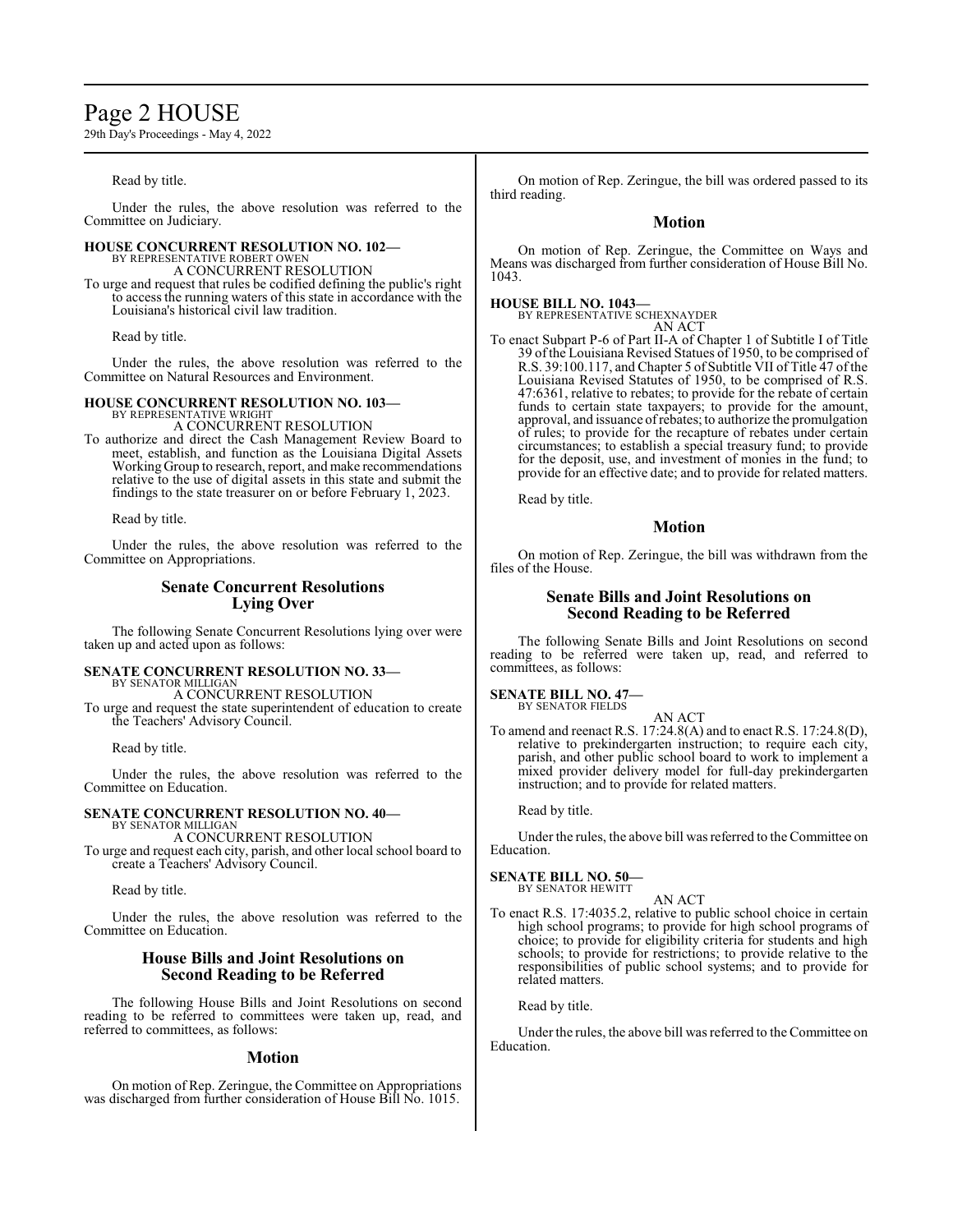Read by title.

Under the rules, the above resolution was referred to the Committee on Judiciary.

**HOUSE CONCURRENT RESOLUTION NO. 102—**
BY REPRESENTATIVE ROBERT OWEN
A CONCURRENT RESOLUTION
To urge and request that rules be codified defining the public's right to access the running waters of this state in accordance with the Louisiana's historical civil law tradition.

Read by title.

Under the rules, the above resolution was referred to the Committee on Natural Resources and Environment.

**HOUSE CONCURRENT RESOLUTION NO. 103—**
BY REPRESENTATIVE WRIGHT
A CONCURRENT RESOLUTION
To authorize and direct the Cash Management Review Board to meet, establish, and function as the Louisiana Digital Assets Working Group to research, report, and make recommendations relative to the use of digital assets in this state and submit the findings to the state treasurer on or before February 1, 2023.

Read by title.

Under the rules, the above resolution was referred to the Committee on Appropriations.

## Senate Concurrent Resolutions Lying Over

The following Senate Concurrent Resolutions lying over were taken up and acted upon as follows:

**SENATE CONCURRENT RESOLUTION NO. 33—**
BY SENATOR MILLIGAN
A CONCURRENT RESOLUTION
To urge and request the state superintendent of education to create the Teachers' Advisory Council.

Read by title.

Under the rules, the above resolution was referred to the Committee on Education.

**SENATE CONCURRENT RESOLUTION NO. 40—**
BY SENATOR MILLIGAN
A CONCURRENT RESOLUTION
To urge and request each city, parish, and other local school board to create a Teachers' Advisory Council.

Read by title.

Under the rules, the above resolution was referred to the Committee on Education.

## House Bills and Joint Resolutions on Second Reading to be Referred

The following House Bills and Joint Resolutions on second reading to be referred to committees were taken up, read, and referred to committees, as follows:

### Motion

On motion of Rep. Zeringue, the Committee on Appropriations was discharged from further consideration of House Bill No. 1015.

On motion of Rep. Zeringue, the bill was ordered passed to its third reading.

### Motion

On motion of Rep. Zeringue, the Committee on Ways and Means was discharged from further consideration of House Bill No. 1043.

**HOUSE BILL NO. 1043—**
BY REPRESENTATIVE SCHEXNAYDER
AN ACT
To enact Subpart P-6 of Part II-A of Chapter 1 of Subtitle I of Title 39 of the Louisiana Revised Statues of 1950, to be comprised of R.S. 39:100.117, and Chapter 5 of Subtitle VII of Title 47 of the Louisiana Revised Statutes of 1950, to be comprised of R.S. 47:6361, relative to rebates; to provide for the rebate of certain funds to certain state taxpayers; to provide for the amount, approval, and issuance of rebates; to authorize the promulgation of rules; to provide for the recapture of rebates under certain circumstances; to establish a special treasury fund; to provide for the deposit, use, and investment of monies in the fund; to provide for an effective date; and to provide for related matters.

Read by title.

### Motion

On motion of Rep. Zeringue, the bill was withdrawn from the files of the House.

## Senate Bills and Joint Resolutions on Second Reading to be Referred

The following Senate Bills and Joint Resolutions on second reading to be referred were taken up, read, and referred to committees, as follows:

**SENATE BILL NO. 47—**
BY SENATOR FIELDS
AN ACT
To amend and reenact R.S. 17:24.8(A) and to enact R.S. 17:24.8(D), relative to prekindergarten instruction; to require each city, parish, and other public school board to work to implement a mixed provider delivery model for full-day prekindergarten instruction; and to provide for related matters.

Read by title.

Under the rules, the above bill was referred to the Committee on Education.

**SENATE BILL NO. 50—**
BY SENATOR HEWITT
AN ACT
To enact R.S. 17:4035.2, relative to public school choice in certain high school programs; to provide for high school programs of choice; to provide for eligibility criteria for students and high schools; to provide for restrictions; to provide relative to the responsibilities of public school systems; and to provide for related matters.

Read by title.

Under the rules, the above bill was referred to the Committee on Education.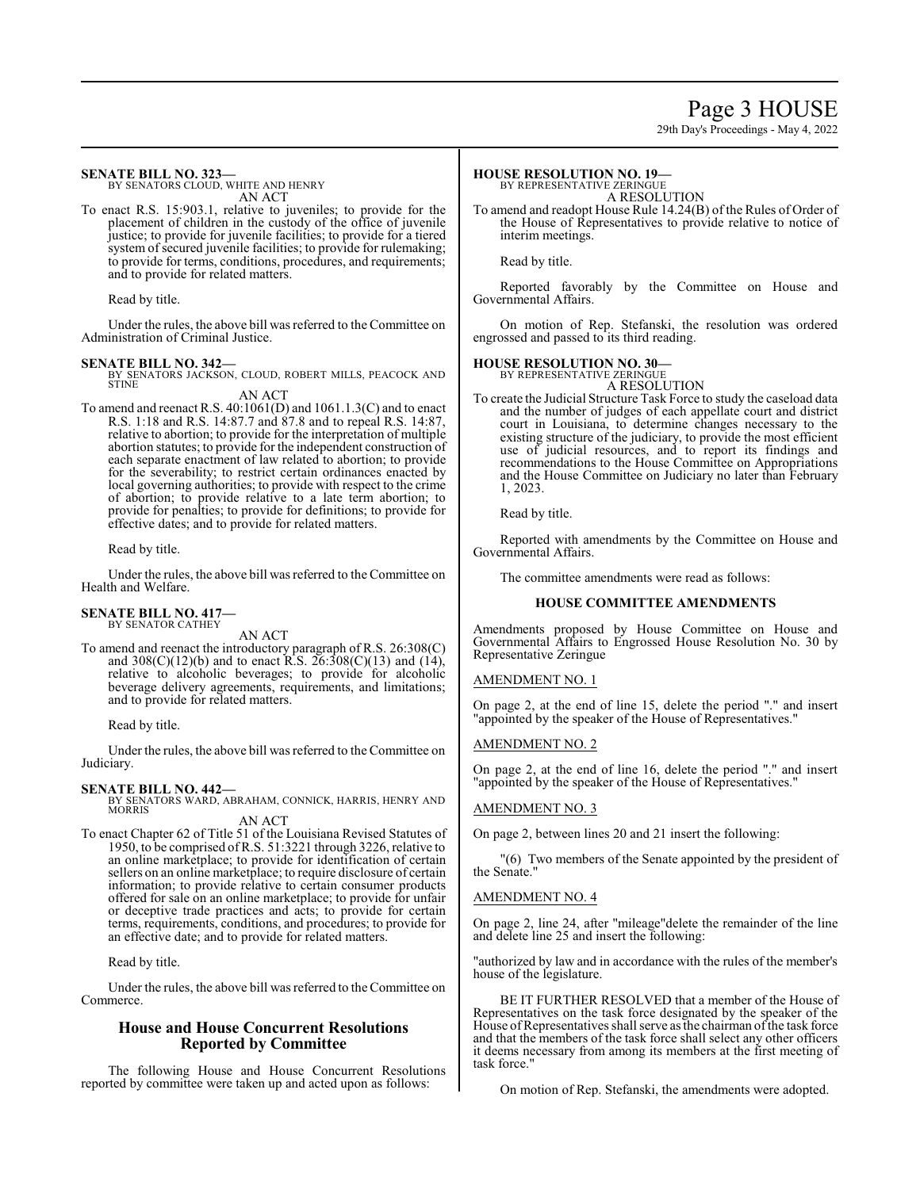**SENATE BILL NO. 323—**
BY SENATORS CLOUD, WHITE AND HENRY
AN ACT

To enact R.S. 15:903.1, relative to juveniles; to provide for the placement of children in the custody of the office of juvenile justice; to provide for juvenile facilities; to provide for a tiered system of secured juvenile facilities; to provide for rulemaking; to provide for terms, conditions, procedures, and requirements; and to provide for related matters.

Read by title.

Under the rules, the above bill was referred to the Committee on Administration of Criminal Justice.

**SENATE BILL NO. 342—**
BY SENATORS JACKSON, CLOUD, ROBERT MILLS, PEACOCK AND STINE
AN ACT

To amend and reenact R.S. 40:1061(D) and 1061.1.3(C) and to enact R.S. 1:18 and R.S. 14:87.7 and 87.8 and to repeal R.S. 14:87, relative to abortion; to provide for the interpretation of multiple abortion statutes; to provide for the independent construction of each separate enactment of law related to abortion; to provide for the severability; to restrict certain ordinances enacted by local governing authorities; to provide with respect to the crime of abortion; to provide relative to a late term abortion; to provide for penalties; to provide for definitions; to provide for effective dates; and to provide for related matters.

Read by title.

Under the rules, the above bill was referred to the Committee on Health and Welfare.

**SENATE BILL NO. 417—**
BY SENATOR CATHEY
AN ACT

To amend and reenact the introductory paragraph of R.S. 26:308(C) and 308(C)(12)(b) and to enact R.S. 26:308(C)(13) and (14), relative to alcoholic beverages; to provide for alcoholic beverage delivery agreements, requirements, and limitations; and to provide for related matters.

Read by title.

Under the rules, the above bill was referred to the Committee on Judiciary.

**SENATE BILL NO. 442—**
BY SENATORS WARD, ABRAHAM, CONNICK, HARRIS, HENRY AND MORRIS
AN ACT

To enact Chapter 62 of Title 51 of the Louisiana Revised Statutes of 1950, to be comprised of R.S. 51:3221 through 3226, relative to an online marketplace; to provide for identification of certain sellers on an online marketplace; to require disclosure of certain information; to provide relative to certain consumer products offered for sale on an online marketplace; to provide for unfair or deceptive trade practices and acts; to provide for certain terms, requirements, conditions, and procedures; to provide for an effective date; and to provide for related matters.

Read by title.

Under the rules, the above bill was referred to the Committee on Commerce.

## House and House Concurrent Resolutions Reported by Committee

The following House and House Concurrent Resolutions reported by committee were taken up and acted upon as follows:

**HOUSE RESOLUTION NO. 19—**
BY REPRESENTATIVE ZERINGUE
A RESOLUTION

To amend and readopt House Rule 14.24(B) of the Rules of Order of the House of Representatives to provide relative to notice of interim meetings.

Read by title.

Reported favorably by the Committee on House and Governmental Affairs.

On motion of Rep. Stefanski, the resolution was ordered engrossed and passed to its third reading.

**HOUSE RESOLUTION NO. 30—**
BY REPRESENTATIVE ZERINGUE
A RESOLUTION

To create the Judicial Structure Task Force to study the caseload data and the number of judges of each appellate court and district court in Louisiana, to determine changes necessary to the existing structure of the judiciary, to provide the most efficient use of judicial resources, and to report its findings and recommendations to the House Committee on Appropriations and the House Committee on Judiciary no later than February 1, 2023.

Read by title.

Reported with amendments by the Committee on House and Governmental Affairs.

The committee amendments were read as follows:

### HOUSE COMMITTEE AMENDMENTS

Amendments proposed by House Committee on House and Governmental Affairs to Engrossed House Resolution No. 30 by Representative Zeringue

AMENDMENT NO. 1

On page 2, at the end of line 15, delete the period "." and insert "appointed by the speaker of the House of Representatives."

AMENDMENT NO. 2

On page 2, at the end of line 16, delete the period "." and insert "appointed by the speaker of the House of Representatives."

AMENDMENT NO. 3

On page 2, between lines 20 and 21 insert the following:

"(6) Two members of the Senate appointed by the president of the Senate."

AMENDMENT NO. 4

On page 2, line 24, after "mileage"delete the remainder of the line and delete line 25 and insert the following:

"authorized by law and in accordance with the rules of the member's house of the legislature.

BE IT FURTHER RESOLVED that a member of the House of Representatives on the task force designated by the speaker of the House of Representatives shall serve as the chairman of the task force and that the members of the task force shall select any other officers it deems necessary from among its members at the first meeting of task force."

On motion of Rep. Stefanski, the amendments were adopted.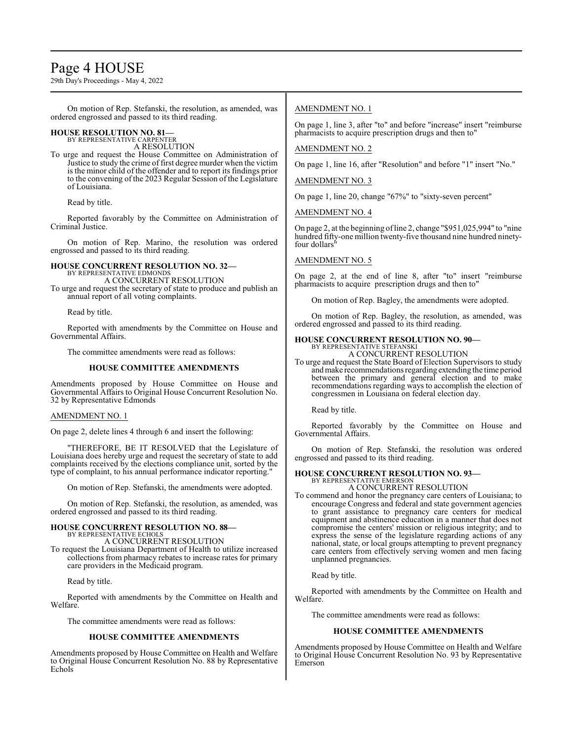On motion of Rep. Stefanski, the resolution, as amended, was ordered engrossed and passed to its third reading.

**HOUSE RESOLUTION NO. 81—**
BY REPRESENTATIVE CARPENTER
A RESOLUTION

To urge and request the House Committee on Administration of Justice to study the crime of first degree murder when the victim is the minor child of the offender and to report its findings prior to the convening of the 2023 Regular Session of the Legislature of Louisiana.

Read by title.

Reported favorably by the Committee on Administration of Criminal Justice.

On motion of Rep. Marino, the resolution was ordered engrossed and passed to its third reading.

**HOUSE CONCURRENT RESOLUTION NO. 32—**
BY REPRESENTATIVE EDMONDS
A CONCURRENT RESOLUTION

To urge and request the secretary of state to produce and publish an annual report of all voting complaints.

Read by title.

Reported with amendments by the Committee on House and Governmental Affairs.

The committee amendments were read as follows:

**HOUSE COMMITTEE AMENDMENTS**

Amendments proposed by House Committee on House and Governmental Affairs to Original House Concurrent Resolution No. 32 by Representative Edmonds

AMENDMENT NO. 1

On page 2, delete lines 4 through 6 and insert the following:

"THEREFORE, BE IT RESOLVED that the Legislature of Louisiana does hereby urge and request the secretary of state to add complaints received by the elections compliance unit, sorted by the type of complaint, to his annual performance indicator reporting."

On motion of Rep. Stefanski, the amendments were adopted.

On motion of Rep. Stefanski, the resolution, as amended, was ordered engrossed and passed to its third reading.

**HOUSE CONCURRENT RESOLUTION NO. 88—**
BY REPRESENTATIVE ECHOLS
A CONCURRENT RESOLUTION

To request the Louisiana Department of Health to utilize increased collections from pharmacy rebates to increase rates for primary care providers in the Medicaid program.

Read by title.

Reported with amendments by the Committee on Health and Welfare.

The committee amendments were read as follows:

**HOUSE COMMITTEE AMENDMENTS**

Amendments proposed by House Committee on Health and Welfare to Original House Concurrent Resolution No. 88 by Representative Echols

AMENDMENT NO. 1

On page 1, line 3, after "to" and before "increase" insert "reimburse pharmacists to acquire prescription drugs and then to"

AMENDMENT NO. 2

On page 1, line 16, after "Resolution" and before "1" insert "No."

AMENDMENT NO. 3

On page 1, line 20, change "67%" to "sixty-seven percent"

AMENDMENT NO. 4

On page 2, at the beginning of line 2, change "$951,025,994" to "nine hundred fifty-one million twenty-five thousand nine hundred ninety-four dollars"

AMENDMENT NO. 5

On page 2, at the end of line 8, after "to" insert "reimburse pharmacists to acquire prescription drugs and then to"

On motion of Rep. Bagley, the amendments were adopted.

On motion of Rep. Bagley, the resolution, as amended, was ordered engrossed and passed to its third reading.

**HOUSE CONCURRENT RESOLUTION NO. 90—**
BY REPRESENTATIVE STEFANSKI
A CONCURRENT RESOLUTION

To urge and request the State Board of Election Supervisors to study and make recommendations regarding extending the time period between the primary and general election and to make recommendations regarding ways to accomplish the election of congressmen in Louisiana on federal election day.

Read by title.

Reported favorably by the Committee on House and Governmental Affairs.

On motion of Rep. Stefanski, the resolution was ordered engrossed and passed to its third reading.

**HOUSE CONCURRENT RESOLUTION NO. 93—**
BY REPRESENTATIVE EMERSON
A CONCURRENT RESOLUTION

To commend and honor the pregnancy care centers of Louisiana; to encourage Congress and federal and state government agencies to grant assistance to pregnancy care centers for medical equipment and abstinence education in a manner that does not compromise the centers' mission or religious integrity; and to express the sense of the legislature regarding actions of any national, state, or local groups attempting to prevent pregnancy care centers from effectively serving women and men facing unplanned pregnancies.

Read by title.

Reported with amendments by the Committee on Health and Welfare.

The committee amendments were read as follows:

**HOUSE COMMITTEE AMENDMENTS**

Amendments proposed by House Committee on Health and Welfare to Original House Concurrent Resolution No. 93 by Representative Emerson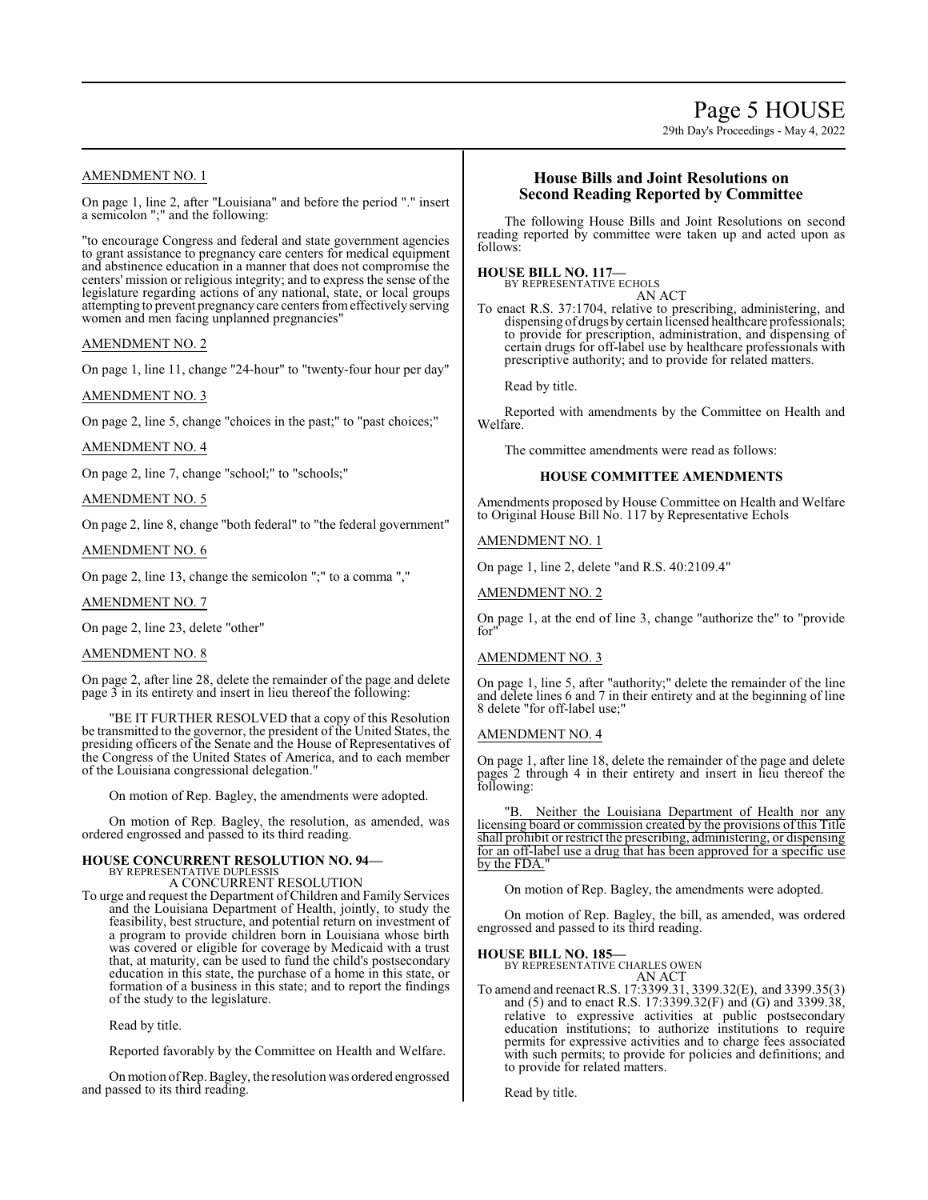AMENDMENT NO. 1

On page 1, line 2, after "Louisiana" and before the period "." insert a semicolon ";" and the following:

"to encourage Congress and federal and state government agencies to grant assistance to pregnancy care centers for medical equipment and abstinence education in a manner that does not compromise the centers' mission or religious integrity; and to express the sense of the legislature regarding actions of any national, state, or local groups attempting to prevent pregnancy care centers from effectively serving women and men facing unplanned pregnancies"

AMENDMENT NO. 2

On page 1, line 11, change "24-hour" to "twenty-four hour per day"

AMENDMENT NO. 3

On page 2, line 5, change "choices in the past;" to "past choices;"

AMENDMENT NO. 4

On page 2, line 7, change "school;" to "schools;"

AMENDMENT NO. 5

On page 2, line 8, change "both federal" to "the federal government"

AMENDMENT NO. 6

On page 2, line 13, change the semicolon ";" to a comma ","

AMENDMENT NO. 7

On page 2, line 23, delete "other"

AMENDMENT NO. 8

On page 2, after line 28, delete the remainder of the page and delete page 3 in its entirety and insert in lieu thereof the following:

"BE IT FURTHER RESOLVED that a copy of this Resolution be transmitted to the governor, the president of the United States, the presiding officers of the Senate and the House of Representatives of the Congress of the United States of America, and to each member of the Louisiana congressional delegation."

On motion of Rep. Bagley, the amendments were adopted.

On motion of Rep. Bagley, the resolution, as amended, was ordered engrossed and passed to its third reading.

**HOUSE CONCURRENT RESOLUTION NO. 94—**
BY REPRESENTATIVE DUPLESSIS
A CONCURRENT RESOLUTION

To urge and request the Department of Children and Family Services and the Louisiana Department of Health, jointly, to study the feasibility, best structure, and potential return on investment of a program to provide children born in Louisiana whose birth was covered or eligible for coverage by Medicaid with a trust that, at maturity, can be used to fund the child's postsecondary education in this state, the purchase of a home in this state, or formation of a business in this state; and to report the findings of the study to the legislature.

Read by title.

Reported favorably by the Committee on Health and Welfare.

On motion of Rep. Bagley, the resolution was ordered engrossed and passed to its third reading.

## House Bills and Joint Resolutions on Second Reading Reported by Committee

The following House Bills and Joint Resolutions on second reading reported by committee were taken up and acted upon as follows:

**HOUSE BILL NO. 117—**
BY REPRESENTATIVE ECHOLS
AN ACT

To enact R.S. 37:1704, relative to prescribing, administering, and dispensing of drugs by certain licensed healthcare professionals; to provide for prescription, administration, and dispensing of certain drugs for off-label use by healthcare professionals with prescriptive authority; and to provide for related matters.

Read by title.

Reported with amendments by the Committee on Health and Welfare.

The committee amendments were read as follows:

### HOUSE COMMITTEE AMENDMENTS

Amendments proposed by House Committee on Health and Welfare to Original House Bill No. 117 by Representative Echols

AMENDMENT NO. 1

On page 1, line 2, delete "and R.S. 40:2109.4"

AMENDMENT NO. 2

On page 1, at the end of line 3, change "authorize the" to "provide for"

AMENDMENT NO. 3

On page 1, line 5, after "authority;" delete the remainder of the line and delete lines 6 and 7 in their entirety and at the beginning of line 8 delete "for off-label use;"

AMENDMENT NO. 4

On page 1, after line 18, delete the remainder of the page and delete pages 2 through 4 in their entirety and insert in lieu thereof the following:

"B. Neither the Louisiana Department of Health nor any licensing board or commission created by the provisions of this Title shall prohibit or restrict the prescribing, administering, or dispensing for an off-label use a drug that has been approved for a specific use by the FDA."

On motion of Rep. Bagley, the amendments were adopted.

On motion of Rep. Bagley, the bill, as amended, was ordered engrossed and passed to its third reading.

**HOUSE BILL NO. 185—**
BY REPRESENTATIVE CHARLES OWEN
AN ACT

To amend and reenact R.S. 17:3399.31, 3399.32(E), and 3399.35(3) and (5) and to enact R.S. 17:3399.32(F) and (G) and 3399.38, relative to expressive activities at public postsecondary education institutions; to authorize institutions to require permits for expressive activities and to charge fees associated with such permits; to provide for policies and definitions; and to provide for related matters.

Read by title.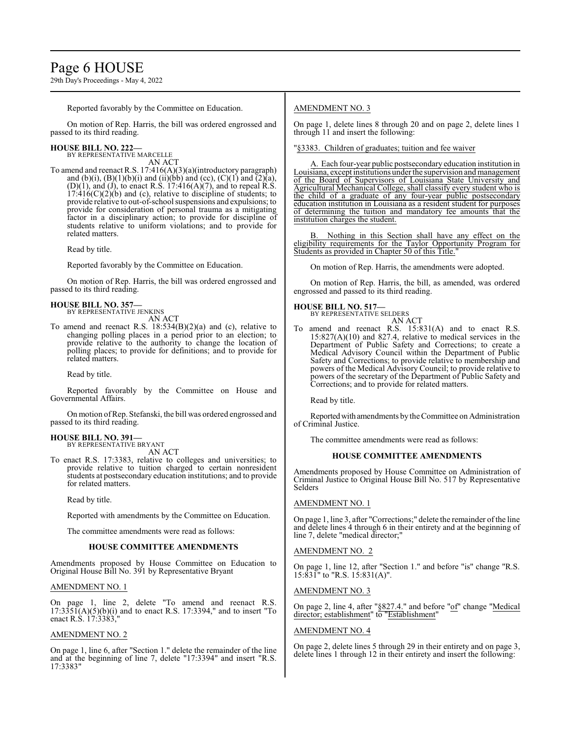Reported favorably by the Committee on Education.

On motion of Rep. Harris, the bill was ordered engrossed and passed to its third reading.

**HOUSE BILL NO. 222—**
BY REPRESENTATIVE MARCELLE
AN ACT

To amend and reenact R.S. 17:416(A)(3)(a)(introductory paragraph) and (b)(i), (B)(1)(b)(i) and (ii)(bb) and (cc), (C)(1) and (2)(a), (D)(1), and (J), to enact R.S. 17:416(A)(7), and to repeal R.S. 17:416(C)(2)(b) and (c), relative to discipline of students; to provide relative to out-of-school suspensions and expulsions; to provide for consideration of personal trauma as a mitigating factor in a disciplinary action; to provide for discipline of students relative to uniform violations; and to provide for related matters.

Read by title.

Reported favorably by the Committee on Education.

On motion of Rep. Harris, the bill was ordered engrossed and passed to its third reading.

**HOUSE BILL NO. 357—**
BY REPRESENTATIVE JENKINS
AN ACT

To amend and reenact R.S. 18:534(B)(2)(a) and (c), relative to changing polling places in a period prior to an election; to provide relative to the authority to change the location of polling places; to provide for definitions; and to provide for related matters.

Read by title.

Reported favorably by the Committee on House and Governmental Affairs.

On motion of Rep. Stefanski, the bill was ordered engrossed and passed to its third reading.

**HOUSE BILL NO. 391—**
BY REPRESENTATIVE BRYANT
AN ACT

To enact R.S. 17:3383, relative to colleges and universities; to provide relative to tuition charged to certain nonresident students at postsecondary education institutions; and to provide for related matters.

Read by title.

Reported with amendments by the Committee on Education.

The committee amendments were read as follows:

**HOUSE COMMITTEE AMENDMENTS**

Amendments proposed by House Committee on Education to Original House Bill No. 391 by Representative Bryant

AMENDMENT NO. 1

On page 1, line 2, delete "To amend and reenact R.S. 17:3351(A)(5)(b)(i) and to enact R.S. 17:3394," and to insert "To enact R.S. 17:3383,"

AMENDMENT NO. 2

On page 1, line 6, after "Section 1." delete the remainder of the line and at the beginning of line 7, delete "17:3394" and insert "R.S. 17:3383"

AMENDMENT NO. 3

On page 1, delete lines 8 through 20 and on page 2, delete lines 1 through 11 and insert the following:

"§3383. Children of graduates; tuition and fee waiver

A. Each four-year public postsecondary education institution in Louisiana, except institutions under the supervision and management of the Board of Supervisors of Louisiana State University and Agricultural Mechanical College, shall classify every student who is the child of a graduate of any four-year public postsecondary education institution in Louisiana as a resident student for purposes of determining the tuition and mandatory fee amounts that the institution charges the student.

B. Nothing in this Section shall have any effect on the eligibility requirements for the Taylor Opportunity Program for Students as provided in Chapter 50 of this Title."

On motion of Rep. Harris, the amendments were adopted.

On motion of Rep. Harris, the bill, as amended, was ordered engrossed and passed to its third reading.

**HOUSE BILL NO. 517—**
BY REPRESENTATIVE SELDERS
AN ACT

To amend and reenact R.S. 15:831(A) and to enact R.S. 15:827(A)(10) and 827.4, relative to medical services in the Department of Public Safety and Corrections; to create a Medical Advisory Council within the Department of Public Safety and Corrections; to provide relative to membership and powers of the Medical Advisory Council; to provide relative to powers of the secretary of the Department of Public Safety and Corrections; and to provide for related matters.

Read by title.

Reported with amendments by the Committee on Administration of Criminal Justice.

The committee amendments were read as follows:

**HOUSE COMMITTEE AMENDMENTS**

Amendments proposed by House Committee on Administration of Criminal Justice to Original House Bill No. 517 by Representative Selders

AMENDMENT NO. 1

On page 1, line 3, after "Corrections;" delete the remainder of the line and delete lines 4 through 6 in their entirety and at the beginning of line 7, delete "medical director;"

AMENDMENT NO. 2

On page 1, line 12, after "Section 1." and before "is" change "R.S. 15:831" to "R.S. 15:831(A)".

AMENDMENT NO. 3

On page 2, line 4, after "§827.4." and before "of" change "Medical director; establishment" to "Establishment"

AMENDMENT NO. 4

On page 2, delete lines 5 through 29 in their entirety and on page 3, delete lines 1 through 12 in their entirety and insert the following: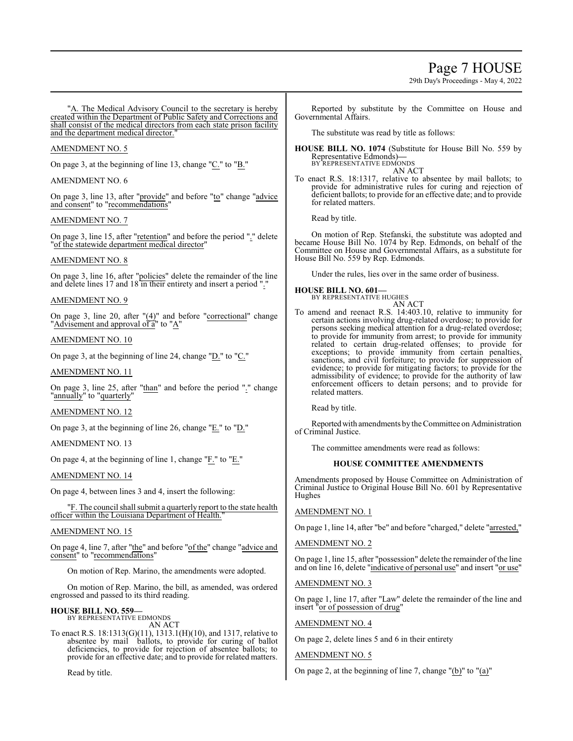"A. The Medical Advisory Council to the secretary is hereby created within the Department of Public Safety and Corrections and shall consist of the medical directors from each state prison facility and the department medical director."

AMENDMENT NO. 5

On page 3, at the beginning of line 13, change "C." to "B."

AMENDMENT NO. 6

On page 3, line 13, after "provide" and before "to" change "advice and consent" to "recommendations"

AMENDMENT NO. 7

On page 3, line 15, after "retention" and before the period "." delete "of the statewide department medical director"

AMENDMENT NO. 8

On page 3, line 16, after "policies" delete the remainder of the line and delete lines 17 and 18 in their entirety and insert a period "."

AMENDMENT NO. 9

On page 3, line 20, after "(4)" and before "correctional" change "Advisement and approval of a" to "A"

AMENDMENT NO. 10

On page 3, at the beginning of line 24, change "D." to "C."

AMENDMENT NO. 11

On page 3, line 25, after "than" and before the period "." change "annually" to "quarterly"

AMENDMENT NO. 12

On page 3, at the beginning of line 26, change "E." to "D."

AMENDMENT NO. 13

On page 4, at the beginning of line 1, change "F." to "E."

AMENDMENT NO. 14

On page 4, between lines 3 and 4, insert the following:

"F. The council shall submit a quarterly report to the state health officer within the Louisiana Department of Health."

AMENDMENT NO. 15

On page 4, line 7, after "the" and before "of the" change "advice and consent" to "recommendations"

On motion of Rep. Marino, the amendments were adopted.

On motion of Rep. Marino, the bill, as amended, was ordered engrossed and passed to its third reading.

**HOUSE BILL NO. 559—**
BY REPRESENTATIVE EDMONDS
AN ACT

To enact R.S. 18:1313(G)(11), 1313.1(H)(10), and 1317, relative to absentee by mail ballots, to provide for curing of ballot deficiencies, to provide for rejection of absentee ballots; to provide for an effective date; and to provide for related matters.

Read by title.

Reported by substitute by the Committee on House and Governmental Affairs.

The substitute was read by title as follows:

**HOUSE BILL NO. 1074** (Substitute for House Bill No. 559 by Representative Edmonds)**—**
BY REPRESENTATIVE EDMONDS
AN ACT

To enact R.S. 18:1317, relative to absentee by mail ballots; to provide for administrative rules for curing and rejection of deficient ballots; to provide for an effective date; and to provide for related matters.

Read by title.

On motion of Rep. Stefanski, the substitute was adopted and became House Bill No. 1074 by Rep. Edmonds, on behalf of the Committee on House and Governmental Affairs, as a substitute for House Bill No. 559 by Rep. Edmonds.

Under the rules, lies over in the same order of business.

**HOUSE BILL NO. 601—**
BY REPRESENTATIVE HUGHES
AN ACT

To amend and reenact R.S. 14:403.10, relative to immunity for certain actions involving drug-related overdose; to provide for persons seeking medical attention for a drug-related overdose; to provide for immunity from arrest; to provide for immunity related to certain drug-related offenses; to provide for exceptions; to provide immunity from certain penalties, sanctions, and civil forfeiture; to provide for suppression of evidence; to provide for mitigating factors; to provide for the admissibility of evidence; to provide for the authority of law enforcement officers to detain persons; and to provide for related matters.

Read by title.

Reported with amendments by the Committee on Administration of Criminal Justice.

The committee amendments were read as follows:

**HOUSE COMMITTEE AMENDMENTS**

Amendments proposed by House Committee on Administration of Criminal Justice to Original House Bill No. 601 by Representative Hughes

AMENDMENT NO. 1

On page 1, line 14, after "be" and before "charged," delete "arrested,"

AMENDMENT NO. 2

On page 1, line 15, after "possession" delete the remainder of the line and on line 16, delete "indicative of personal use" and insert "or use"

AMENDMENT NO. 3

On page 1, line 17, after "Law" delete the remainder of the line and insert "or of possession of drug"

AMENDMENT NO. 4

On page 2, delete lines 5 and 6 in their entirety

AMENDMENT NO. 5

On page 2, at the beginning of line 7, change "(b)" to "(a)"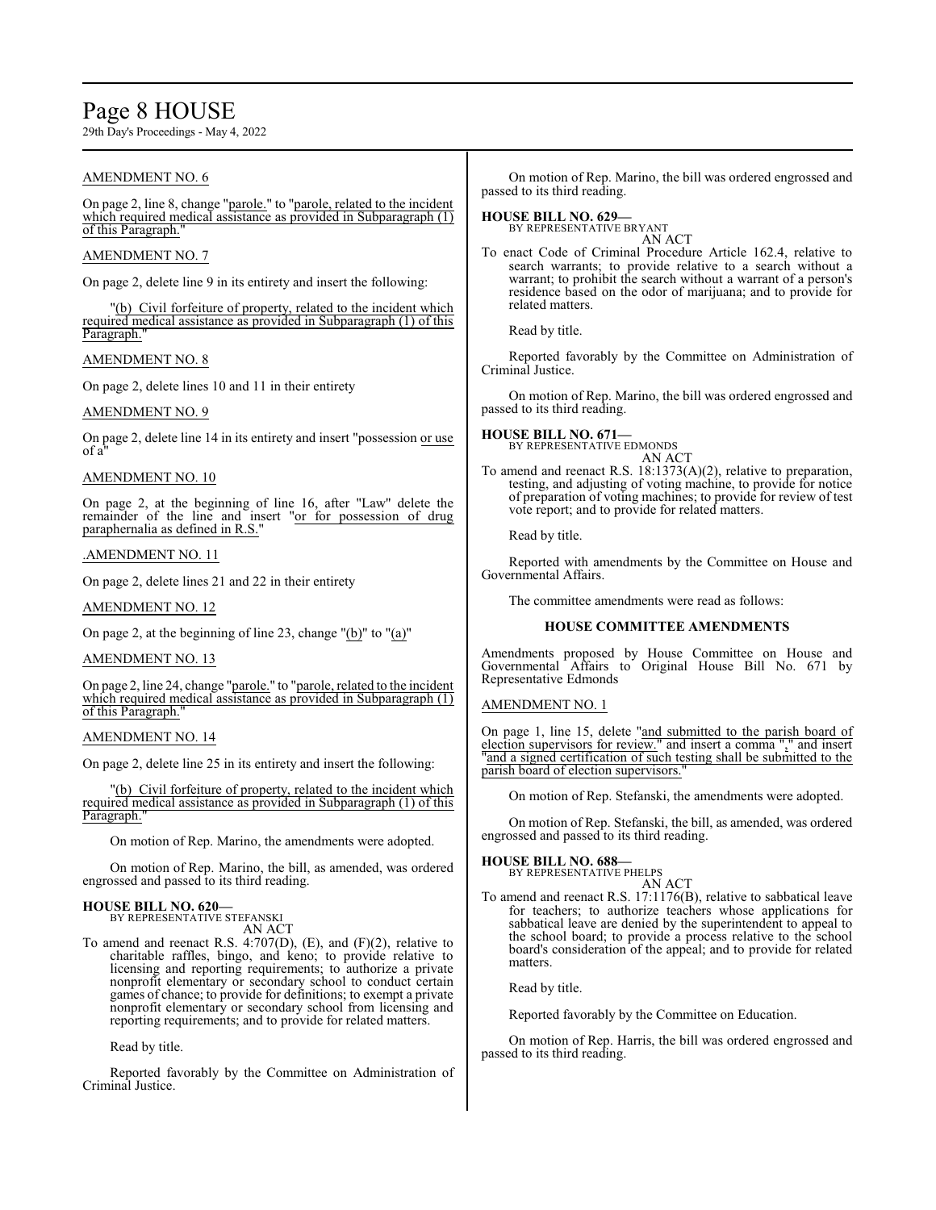AMENDMENT NO. 6

On page 2, line 8, change "parole." to "parole, related to the incident which required medical assistance as provided in Subparagraph (1) of this Paragraph."

AMENDMENT NO. 7

On page 2, delete line 9 in its entirety and insert the following:

"(b) Civil forfeiture of property, related to the incident which required medical assistance as provided in Subparagraph (1) of this Paragraph."

AMENDMENT NO. 8

On page 2, delete lines 10 and 11 in their entirety

AMENDMENT NO. 9

On page 2, delete line 14 in its entirety and insert "possession or use of a"

AMENDMENT NO. 10

On page 2, at the beginning of line 16, after "Law" delete the remainder of the line and insert "or for possession of drug paraphernalia as defined in R.S."

.AMENDMENT NO. 11

On page 2, delete lines 21 and 22 in their entirety

AMENDMENT NO. 12

On page 2, at the beginning of line 23, change "(b)" to "(a)"

AMENDMENT NO. 13

On page 2, line 24, change "parole." to "parole, related to the incident which required medical assistance as provided in Subparagraph (1) of this Paragraph."

AMENDMENT NO. 14

On page 2, delete line 25 in its entirety and insert the following:

"(b) Civil forfeiture of property, related to the incident which required medical assistance as provided in Subparagraph (1) of this Paragraph."

On motion of Rep. Marino, the amendments were adopted.

On motion of Rep. Marino, the bill, as amended, was ordered engrossed and passed to its third reading.

**HOUSE BILL NO. 620—**
BY REPRESENTATIVE STEFANSKI
AN ACT

To amend and reenact R.S. 4:707(D), (E), and (F)(2), relative to charitable raffles, bingo, and keno; to provide relative to licensing and reporting requirements; to authorize a private nonprofit elementary or secondary school to conduct certain games of chance; to provide for definitions; to exempt a private nonprofit elementary or secondary school from licensing and reporting requirements; and to provide for related matters.

Read by title.

Reported favorably by the Committee on Administration of Criminal Justice.

On motion of Rep. Marino, the bill was ordered engrossed and passed to its third reading.

**HOUSE BILL NO. 629—**
BY REPRESENTATIVE BRYANT
AN ACT

To enact Code of Criminal Procedure Article 162.4, relative to search warrants; to provide relative to a search without a warrant; to prohibit the search without a warrant of a person's residence based on the odor of marijuana; and to provide for related matters.

Read by title.

Reported favorably by the Committee on Administration of Criminal Justice.

On motion of Rep. Marino, the bill was ordered engrossed and passed to its third reading.

**HOUSE BILL NO. 671—**
BY REPRESENTATIVE EDMONDS
AN ACT

To amend and reenact R.S. 18:1373(A)(2), relative to preparation, testing, and adjusting of voting machine, to provide for notice of preparation of voting machines; to provide for review of test vote report; and to provide for related matters.

Read by title.

Reported with amendments by the Committee on House and Governmental Affairs.

The committee amendments were read as follows:

**HOUSE COMMITTEE AMENDMENTS**

Amendments proposed by House Committee on House and Governmental Affairs to Original House Bill No. 671 by Representative Edmonds

AMENDMENT NO. 1

On page 1, line 15, delete "and submitted to the parish board of election supervisors for review." and insert a comma "," and insert "and a signed certification of such testing shall be submitted to the parish board of election supervisors."

On motion of Rep. Stefanski, the amendments were adopted.

On motion of Rep. Stefanski, the bill, as amended, was ordered engrossed and passed to its third reading.

**HOUSE BILL NO. 688—**
BY REPRESENTATIVE PHELPS
AN ACT

To amend and reenact R.S. 17:1176(B), relative to sabbatical leave for teachers; to authorize teachers whose applications for sabbatical leave are denied by the superintendent to appeal to the school board; to provide a process relative to the school board's consideration of the appeal; and to provide for related matters.

Read by title.

Reported favorably by the Committee on Education.

On motion of Rep. Harris, the bill was ordered engrossed and passed to its third reading.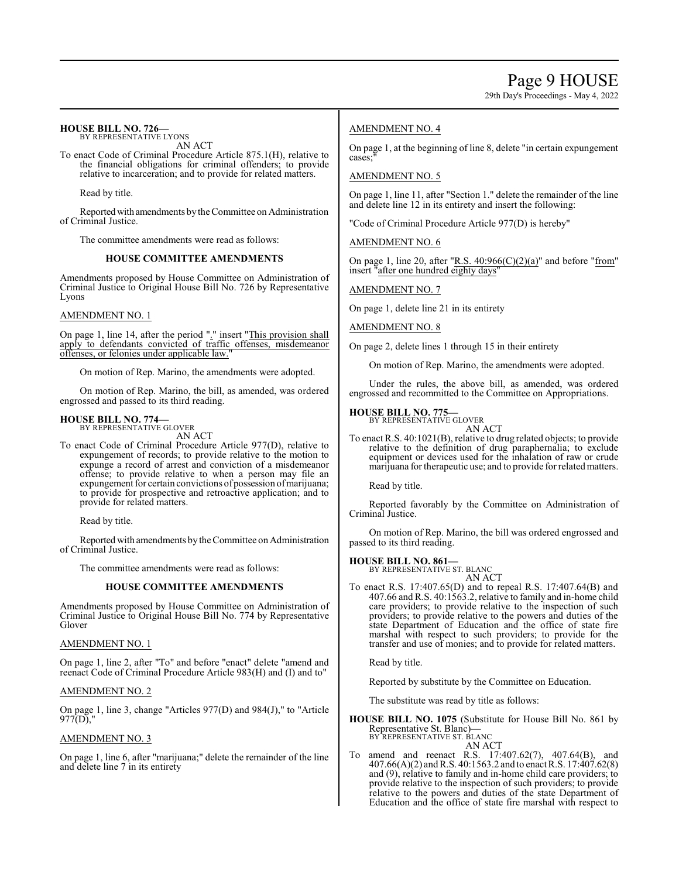**HOUSE BILL NO. 726—**
BY REPRESENTATIVE LYONS
AN ACT

To enact Code of Criminal Procedure Article 875.1(H), relative to the financial obligations for criminal offenders; to provide relative to incarceration; and to provide for related matters.

Read by title.

Reported with amendments by the Committee on Administration of Criminal Justice.

The committee amendments were read as follows:

**HOUSE COMMITTEE AMENDMENTS**

Amendments proposed by House Committee on Administration of Criminal Justice to Original House Bill No. 726 by Representative Lyons

AMENDMENT NO. 1

On page 1, line 14, after the period "." insert "This provision shall apply to defendants convicted of traffic offenses, misdemeanor offenses, or felonies under applicable law."

On motion of Rep. Marino, the amendments were adopted.

On motion of Rep. Marino, the bill, as amended, was ordered engrossed and passed to its third reading.

**HOUSE BILL NO. 774—**
BY REPRESENTATIVE GLOVER
AN ACT

To enact Code of Criminal Procedure Article 977(D), relative to expungement of records; to provide relative to the motion to expunge a record of arrest and conviction of a misdemeanor offense; to provide relative to when a person may file an expungement for certain convictions of possession of marijuana; to provide for prospective and retroactive application; and to provide for related matters.

Read by title.

Reported with amendments by the Committee on Administration of Criminal Justice.

The committee amendments were read as follows:

**HOUSE COMMITTEE AMENDMENTS**

Amendments proposed by House Committee on Administration of Criminal Justice to Original House Bill No. 774 by Representative Glover

AMENDMENT NO. 1

On page 1, line 2, after "To" and before "enact" delete "amend and reenact Code of Criminal Procedure Article 983(H) and (I) and to"

AMENDMENT NO. 2

On page 1, line 3, change "Articles 977(D) and 984(J)," to "Article 977(D),"

AMENDMENT NO. 3

On page 1, line 6, after "marijuana;" delete the remainder of the line and delete line 7 in its entirety

AMENDMENT NO. 4

On page 1, at the beginning of line 8, delete "in certain expungement cases;"

AMENDMENT NO. 5

On page 1, line 11, after "Section 1." delete the remainder of the line and delete line 12 in its entirety and insert the following:

"Code of Criminal Procedure Article 977(D) is hereby"

AMENDMENT NO. 6

On page 1, line 20, after "R.S. 40:966(C)(2)(a)" and before "from" insert "after one hundred eighty days"

AMENDMENT NO. 7

On page 1, delete line 21 in its entirety

AMENDMENT NO. 8

On page 2, delete lines 1 through 15 in their entirety

On motion of Rep. Marino, the amendments were adopted.

Under the rules, the above bill, as amended, was ordered engrossed and recommitted to the Committee on Appropriations.

**HOUSE BILL NO. 775—**
BY REPRESENTATIVE GLOVER
AN ACT

To enact R.S. 40:1021(B), relative to drug related objects; to provide relative to the definition of drug paraphernalia; to exclude equipment or devices used for the inhalation of raw or crude marijuana for therapeutic use; and to provide for related matters.

Read by title.

Reported favorably by the Committee on Administration of Criminal Justice.

On motion of Rep. Marino, the bill was ordered engrossed and passed to its third reading.

**HOUSE BILL NO. 861—**
BY REPRESENTATIVE ST. BLANC
AN ACT

To enact R.S. 17:407.65(D) and to repeal R.S. 17:407.64(B) and 407.66 and R.S. 40:1563.2, relative to family and in-home child care providers; to provide relative to the inspection of such providers; to provide relative to the powers and duties of the state Department of Education and the office of state fire marshal with respect to such providers; to provide for the transfer and use of monies; and to provide for related matters.

Read by title.

Reported by substitute by the Committee on Education.

The substitute was read by title as follows:

**HOUSE BILL NO. 1075** (Substitute for House Bill No. 861 by Representative St. Blanc)**—**
BY REPRESENTATIVE ST. BLANC
AN ACT

To amend and reenact R.S. 17:407.62(7), 407.64(B), and 407.66(A)(2) and R.S. 40:1563.2 and to enact R.S. 17:407.62(8) and (9), relative to family and in-home child care providers; to provide relative to the inspection of such providers; to provide relative to the powers and duties of the state Department of Education and the office of state fire marshal with respect to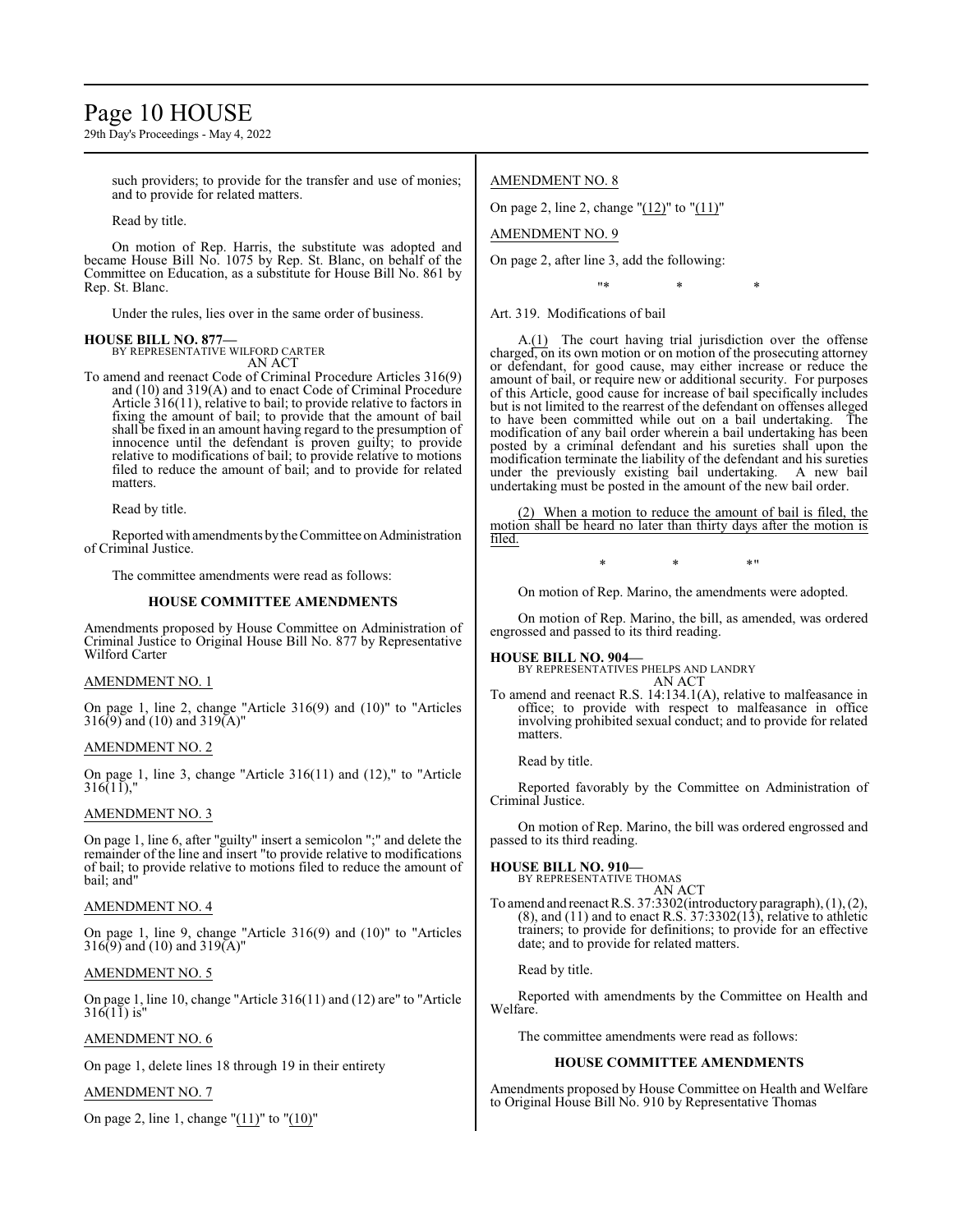such providers; to provide for the transfer and use of monies; and to provide for related matters.

Read by title.

On motion of Rep. Harris, the substitute was adopted and became House Bill No. 1075 by Rep. St. Blanc, on behalf of the Committee on Education, as a substitute for House Bill No. 861 by Rep. St. Blanc.

Under the rules, lies over in the same order of business.

**HOUSE BILL NO. 877—**
BY REPRESENTATIVE WILFORD CARTER
AN ACT

To amend and reenact Code of Criminal Procedure Articles 316(9) and (10) and 319(A) and to enact Code of Criminal Procedure Article 316(11), relative to bail; to provide relative to factors in fixing the amount of bail; to provide that the amount of bail shall be fixed in an amount having regard to the presumption of innocence until the defendant is proven guilty; to provide relative to modifications of bail; to provide relative to motions filed to reduce the amount of bail; and to provide for related matters.

Read by title.

Reported with amendments by the Committee on Administration of Criminal Justice.

The committee amendments were read as follows:

**HOUSE COMMITTEE AMENDMENTS**

Amendments proposed by House Committee on Administration of Criminal Justice to Original House Bill No. 877 by Representative Wilford Carter

AMENDMENT NO. 1

On page 1, line 2, change "Article 316(9) and (10)" to "Articles 316(9) and (10) and 319(A)"

AMENDMENT NO. 2

On page 1, line 3, change "Article 316(11) and (12)," to "Article 316(11),"

AMENDMENT NO. 3

On page 1, line 6, after "guilty" insert a semicolon ";" and delete the remainder of the line and insert "to provide relative to modifications of bail; to provide relative to motions filed to reduce the amount of bail; and"

AMENDMENT NO. 4

On page 1, line 9, change "Article 316(9) and (10)" to "Articles 316(9) and (10) and 319(A)"

AMENDMENT NO. 5

On page 1, line 10, change "Article 316(11) and (12) are" to "Article 316(11) is"

AMENDMENT NO. 6

On page 1, delete lines 18 through 19 in their entirety

AMENDMENT NO. 7

On page 2, line 1, change "(11)" to "(10)"

AMENDMENT NO. 8

On page 2, line 2, change "(12)" to "(11)"

AMENDMENT NO. 9

On page 2, after line 3, add the following:

"* * *

Art. 319. Modifications of bail

A.(1) The court having trial jurisdiction over the offense charged, on its own motion or on motion of the prosecuting attorney or defendant, for good cause, may either increase or reduce the amount of bail, or require new or additional security. For purposes of this Article, good cause for increase of bail specifically includes but is not limited to the rearrest of the defendant on offenses alleged to have been committed while out on a bail undertaking. The modification of any bail order wherein a bail undertaking has been posted by a criminal defendant and his sureties shall upon the modification terminate the liability of the defendant and his sureties under the previously existing bail undertaking. A new bail undertaking must be posted in the amount of the new bail order.

(2) When a motion to reduce the amount of bail is filed, the motion shall be heard no later than thirty days after the motion is filed.

* * *"

On motion of Rep. Marino, the amendments were adopted.

On motion of Rep. Marino, the bill, as amended, was ordered engrossed and passed to its third reading.

**HOUSE BILL NO. 904—**
BY REPRESENTATIVES PHELPS AND LANDRY
AN ACT

To amend and reenact R.S. 14:134.1(A), relative to malfeasance in office; to provide with respect to malfeasance in office involving prohibited sexual conduct; and to provide for related matters.

Read by title.

Reported favorably by the Committee on Administration of Criminal Justice.

On motion of Rep. Marino, the bill was ordered engrossed and passed to its third reading.

**HOUSE BILL NO. 910—**
BY REPRESENTATIVE THOMAS
AN ACT

To amend and reenact R.S. 37:3302(introductory paragraph), (1), (2), (8), and (11) and to enact R.S. 37:3302(13), relative to athletic trainers; to provide for definitions; to provide for an effective date; and to provide for related matters.

Read by title.

Reported with amendments by the Committee on Health and Welfare.

The committee amendments were read as follows:

**HOUSE COMMITTEE AMENDMENTS**

Amendments proposed by House Committee on Health and Welfare to Original House Bill No. 910 by Representative Thomas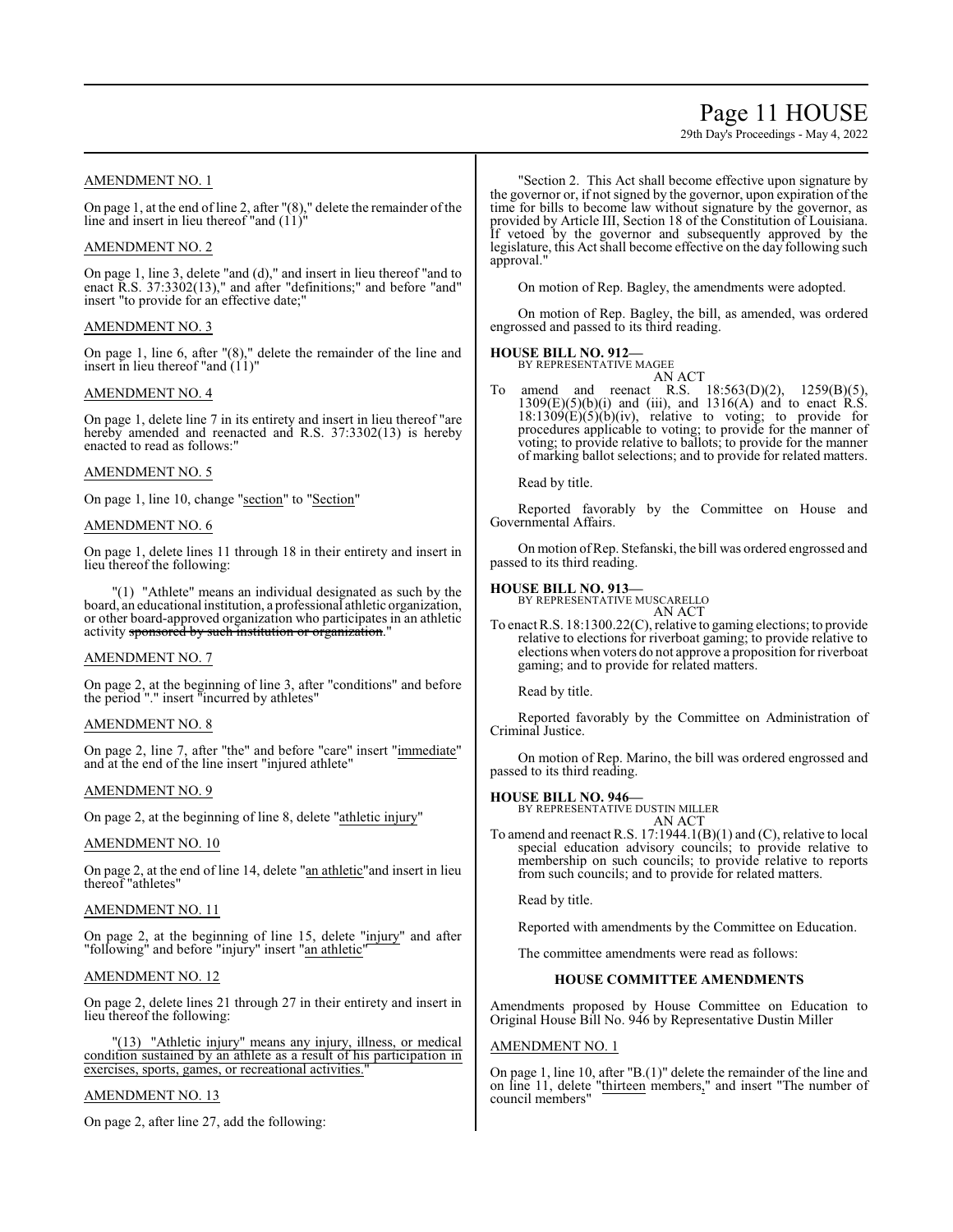AMENDMENT NO. 1

On page 1, at the end of line 2, after "(8)," delete the remainder of the line and insert in lieu thereof "and (11)"

AMENDMENT NO. 2

On page 1, line 3, delete "and (d)," and insert in lieu thereof "and to enact R.S. 37:3302(13)," and after "definitions;" and before "and" insert "to provide for an effective date;"

AMENDMENT NO. 3

On page 1, line 6, after "(8)," delete the remainder of the line and insert in lieu thereof "and (11)"

AMENDMENT NO. 4

On page 1, delete line 7 in its entirety and insert in lieu thereof "are hereby amended and reenacted and R.S. 37:3302(13) is hereby enacted to read as follows:"

AMENDMENT NO. 5

On page 1, line 10, change "section" to "Section"

AMENDMENT NO. 6

On page 1, delete lines 11 through 18 in their entirety and insert in lieu thereof the following:

"(1) "Athlete" means an individual designated as such by the board, an educational institution, a professional athletic organization, or other board-approved organization who participates in an athletic activity ~~sponsored by such institution or organization~~."

AMENDMENT NO. 7

On page 2, at the beginning of line 3, after "conditions" and before the period "." insert "incurred by athletes"

AMENDMENT NO. 8

On page 2, line 7, after "the" and before "care" insert "immediate" and at the end of the line insert "injured athlete"

AMENDMENT NO. 9

On page 2, at the beginning of line 8, delete "athletic injury"

AMENDMENT NO. 10

On page 2, at the end of line 14, delete "an athletic" and insert in lieu thereof "athletes"

AMENDMENT NO. 11

On page 2, at the beginning of line 15, delete "injury" and after "following" and before "injury" insert "an athletic"

AMENDMENT NO. 12

On page 2, delete lines 21 through 27 in their entirety and insert in lieu thereof the following:

"(13) "Athletic injury" means any injury, illness, or medical condition sustained by an athlete as a result of his participation in exercises, sports, games, or recreational activities."

AMENDMENT NO. 13

On page 2, after line 27, add the following:

"Section 2. This Act shall become effective upon signature by the governor or, if not signed by the governor, upon expiration of the time for bills to become law without signature by the governor, as provided by Article III, Section 18 of the Constitution of Louisiana. If vetoed by the governor and subsequently approved by the legislature, this Act shall become effective on the day following such approval."

On motion of Rep. Bagley, the amendments were adopted.

On motion of Rep. Bagley, the bill, as amended, was ordered engrossed and passed to its third reading.

**HOUSE BILL NO. 912—**
BY REPRESENTATIVE MAGEE
AN ACT

To amend and reenact R.S. 18:563(D)(2), 1259(B)(5), 1309(E)(5)(b)(i) and (iii), and 1316(A) and to enact R.S. 18:1309(E)(5)(b)(iv), relative to voting; to provide for procedures applicable to voting; to provide for the manner of voting; to provide relative to ballots; to provide for the manner of marking ballot selections; and to provide for related matters.

Read by title.

Reported favorably by the Committee on House and Governmental Affairs.

On motion of Rep. Stefanski, the bill was ordered engrossed and passed to its third reading.

**HOUSE BILL NO. 913—**
BY REPRESENTATIVE MUSCARELLO
AN ACT

To enact R.S. 18:1300.22(C), relative to gaming elections; to provide relative to elections for riverboat gaming; to provide relative to elections when voters do not approve a proposition for riverboat gaming; and to provide for related matters.

Read by title.

Reported favorably by the Committee on Administration of Criminal Justice.

On motion of Rep. Marino, the bill was ordered engrossed and passed to its third reading.

**HOUSE BILL NO. 946—**
BY REPRESENTATIVE DUSTIN MILLER
AN ACT

To amend and reenact R.S. 17:1944.1(B)(1) and (C), relative to local special education advisory councils; to provide relative to membership on such councils; to provide relative to reports from such councils; and to provide for related matters.

Read by title.

Reported with amendments by the Committee on Education.

The committee amendments were read as follows:

**HOUSE COMMITTEE AMENDMENTS**

Amendments proposed by House Committee on Education to Original House Bill No. 946 by Representative Dustin Miller

AMENDMENT NO. 1

On page 1, line 10, after "B.(1)" delete the remainder of the line and on line 11, delete "thirteen members," and insert "The number of council members"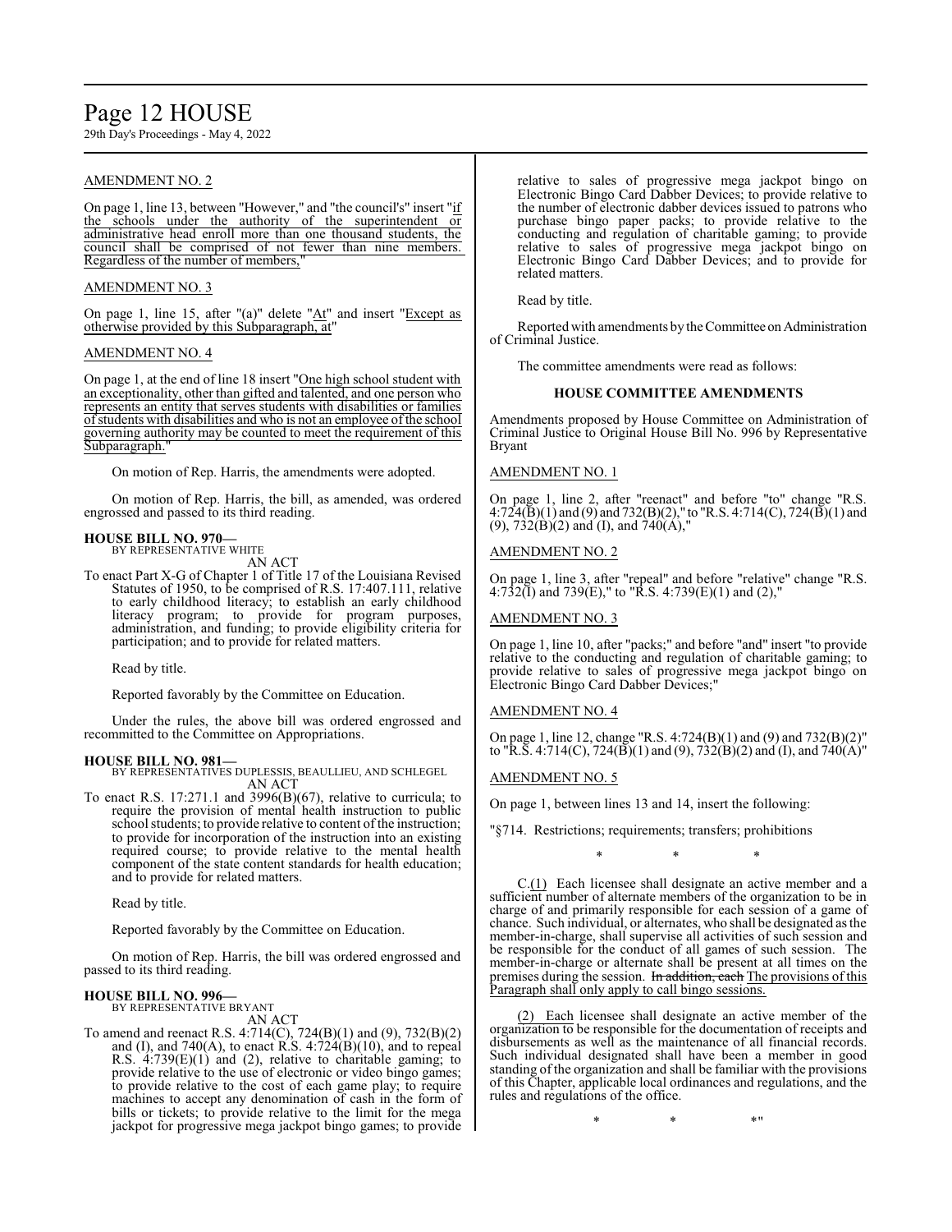## AMENDMENT NO. 2

On page 1, line 13, between "However," and "the council's" insert "if the schools under the authority of the superintendent or administrative head enroll more than one thousand students, the council shall be comprised of not fewer than nine members. Regardless of the number of members,"

## AMENDMENT NO. 3

On page 1, line 15, after "(a)" delete "At" and insert "Except as otherwise provided by this Subparagraph, at"

## AMENDMENT NO. 4

On page 1, at the end of line 18 insert "One high school student with an exceptionality, other than gifted and talented, and one person who represents an entity that serves students with disabilities or families of students with disabilities and who is not an employee of the school governing authority may be counted to meet the requirement of this Subparagraph."

On motion of Rep. Harris, the amendments were adopted.

On motion of Rep. Harris, the bill, as amended, was ordered engrossed and passed to its third reading.

**HOUSE BILL NO. 970—**
BY REPRESENTATIVE WHITE
AN ACT

To enact Part X-G of Chapter 1 of Title 17 of the Louisiana Revised Statutes of 1950, to be comprised of R.S. 17:407.111, relative to early childhood literacy; to establish an early childhood literacy program; to provide for program purposes, administration, and funding; to provide eligibility criteria for participation; and to provide for related matters.

Read by title.

Reported favorably by the Committee on Education.

Under the rules, the above bill was ordered engrossed and recommitted to the Committee on Appropriations.

**HOUSE BILL NO. 981—**
BY REPRESENTATIVES DUPLESSIS, BEAULLIEU, AND SCHLEGEL
AN ACT

To enact R.S. 17:271.1 and 3996(B)(67), relative to curricula; to require the provision of mental health instruction to public school students; to provide relative to content of the instruction; to provide for incorporation of the instruction into an existing required course; to provide relative to the mental health component of the state content standards for health education; and to provide for related matters.

Read by title.

Reported favorably by the Committee on Education.

On motion of Rep. Harris, the bill was ordered engrossed and passed to its third reading.

**HOUSE BILL NO. 996—**
BY REPRESENTATIVE BRYANT
AN ACT

To amend and reenact R.S. 4:714(C), 724(B)(1) and (9), 732(B)(2) and (I), and 740(A), to enact R.S. 4:724(B)(10), and to repeal R.S. 4:739(E)(1) and (2), relative to charitable gaming; to provide relative to the use of electronic or video bingo games; to provide relative to the cost of each game play; to require machines to accept any denomination of cash in the form of bills or tickets; to provide relative to the limit for the mega jackpot for progressive mega jackpot bingo games; to provide relative to sales of progressive mega jackpot bingo on Electronic Bingo Card Dabber Devices; to provide relative to the number of electronic dabber devices issued to patrons who purchase bingo paper packs; to provide relative to the conducting and regulation of charitable gaming; to provide relative to sales of progressive mega jackpot bingo on Electronic Bingo Card Dabber Devices; and to provide for related matters.

Read by title.

Reported with amendments by the Committee on Administration of Criminal Justice.

The committee amendments were read as follows:

### HOUSE COMMITTEE AMENDMENTS

Amendments proposed by House Committee on Administration of Criminal Justice to Original House Bill No. 996 by Representative Bryant

## AMENDMENT NO. 1

On page 1, line 2, after "reenact" and before "to" change "R.S. 4:724(B)(1) and (9) and 732(B)(2)," to "R.S. 4:714(C), 724(B)(1) and (9), 732(B)(2) and (I), and 740(A),"

## AMENDMENT NO. 2

On page 1, line 3, after "repeal" and before "relative" change "R.S. 4:732(I) and 739(E)," to "R.S. 4:739(E)(1) and (2),"

## AMENDMENT NO. 3

On page 1, line 10, after "packs;" and before "and" insert "to provide relative to the conducting and regulation of charitable gaming; to provide relative to sales of progressive mega jackpot bingo on Electronic Bingo Card Dabber Devices;"

## AMENDMENT NO. 4

On page 1, line 12, change "R.S. 4:724(B)(1) and (9) and 732(B)(2)" to "R.S. 4:714(C), 724(B)(1) and (9), 732(B)(2) and (I), and 740(A)"

## AMENDMENT NO. 5

On page 1, between lines 13 and 14, insert the following:

"§714. Restrictions; requirements; transfers; prohibitions

\* \* \*

C.(1) Each licensee shall designate an active member and a sufficient number of alternate members of the organization to be in charge of and primarily responsible for each session of a game of chance. Such individual, or alternates, who shall be designated as the member-in-charge, shall supervise all activities of such session and be responsible for the conduct of all games of such session. The member-in-charge or alternate shall be present at all times on the premises during the session. ~~In addition, each~~ The provisions of this Paragraph shall only apply to call bingo sessions.

(2) Each licensee shall designate an active member of the organization to be responsible for the documentation of receipts and disbursements as well as the maintenance of all financial records. Such individual designated shall have been a member in good standing of the organization and shall be familiar with the provisions of this Chapter, applicable local ordinances and regulations, and the rules and regulations of the office.

\* \* \*"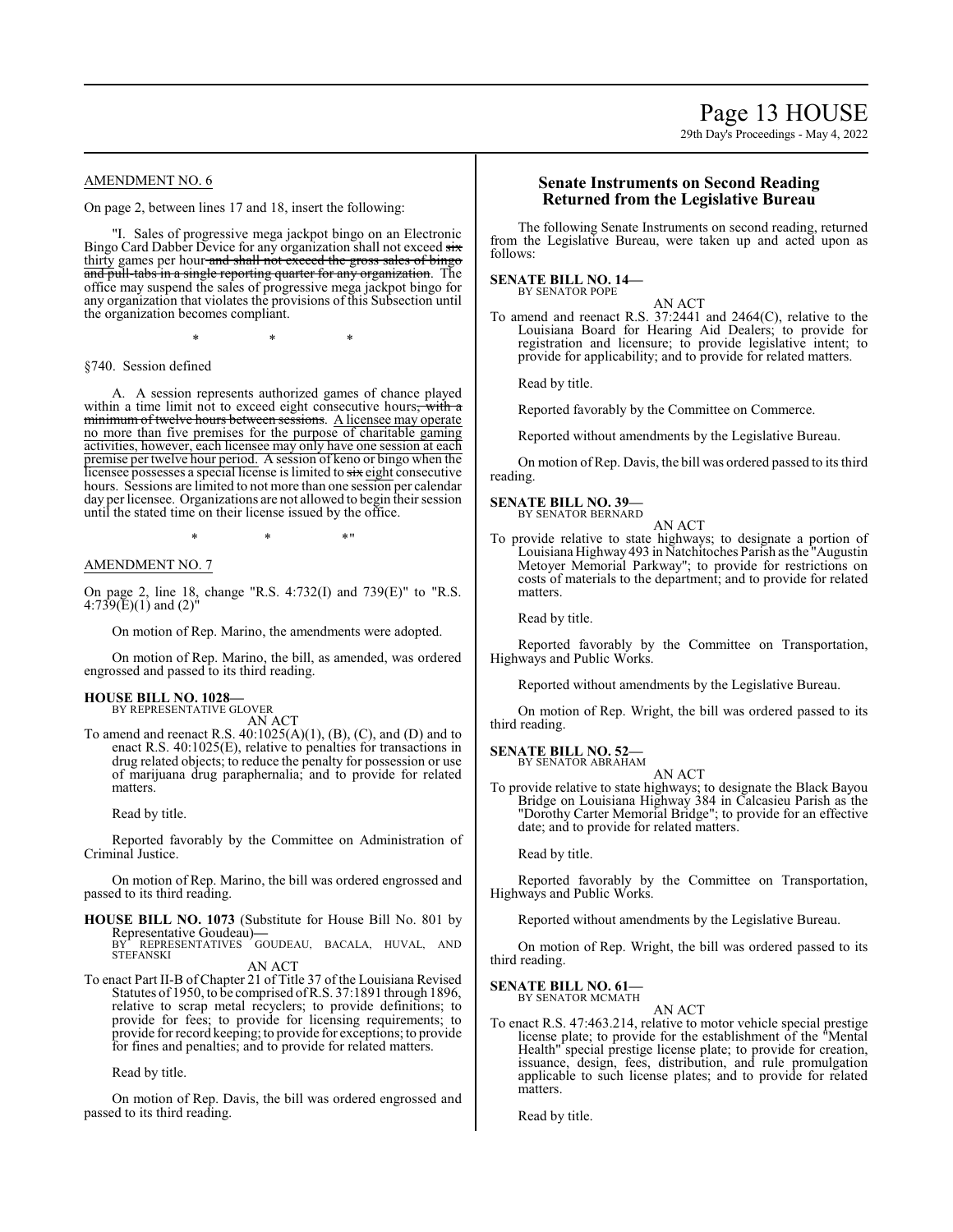AMENDMENT NO. 6

On page 2, between lines 17 and 18, insert the following:

"I. Sales of progressive mega jackpot bingo on an Electronic Bingo Card Dabber Device for any organization shall not exceed ~~six~~ thirty games per hour ~~and shall not exceed the gross sales of bingo and pull-tabs in a single reporting quarter for any organization~~. The office may suspend the sales of progressive mega jackpot bingo for any organization that violates the provisions of this Subsection until the organization becomes compliant.

\* \* \*

§740. Session defined

A. A session represents authorized games of chance played within a time limit not to exceed eight consecutive hours~~, with a minimum of twelve hours between sessions~~. A licensee may operate no more than five premises for the purpose of charitable gaming activities, however, each licensee may only have one session at each premise per twelve hour period. A session of keno or bingo when the licensee possesses a special license is limited to ~~six~~ eight consecutive hours. Sessions are limited to not more than one session per calendar day per licensee. Organizations are not allowed to begin their session until the stated time on their license issued by the office.

\* \* \*"

AMENDMENT NO. 7

On page 2, line 18, change "R.S. 4:732(I) and 739(E)" to "R.S. 4:739(E)(1) and (2)"

On motion of Rep. Marino, the amendments were adopted.

On motion of Rep. Marino, the bill, as amended, was ordered engrossed and passed to its third reading.

**HOUSE BILL NO. 1028—**
BY REPRESENTATIVE GLOVER

AN ACT

To amend and reenact R.S. 40:1025(A)(1), (B), (C), and (D) and to enact R.S. 40:1025(E), relative to penalties for transactions in drug related objects; to reduce the penalty for possession or use of marijuana drug paraphernalia; and to provide for related matters.

Read by title.

Reported favorably by the Committee on Administration of Criminal Justice.

On motion of Rep. Marino, the bill was ordered engrossed and passed to its third reading.

**HOUSE BILL NO. 1073** (Substitute for House Bill No. 801 by Representative Goudeau)**—**
BY REPRESENTATIVES GOUDEAU, BACALA, HUVAL, AND STEFANSKI

AN ACT

To enact Part II-B of Chapter 21 of Title 37 of the Louisiana Revised Statutes of 1950, to be comprised of R.S. 37:1891 through 1896, relative to scrap metal recyclers; to provide definitions; to provide for fees; to provide for licensing requirements; to provide for record keeping; to provide for exceptions; to provide for fines and penalties; and to provide for related matters.

Read by title.

On motion of Rep. Davis, the bill was ordered engrossed and passed to its third reading.

## Senate Instruments on Second Reading Returned from the Legislative Bureau

The following Senate Instruments on second reading, returned from the Legislative Bureau, were taken up and acted upon as follows:

**SENATE BILL NO. 14—**
BY SENATOR POPE

AN ACT

To amend and reenact R.S. 37:2441 and 2464(C), relative to the Louisiana Board for Hearing Aid Dealers; to provide for registration and licensure; to provide legislative intent; to provide for applicability; and to provide for related matters.

Read by title.

Reported favorably by the Committee on Commerce.

Reported without amendments by the Legislative Bureau.

On motion of Rep. Davis, the bill was ordered passed to its third reading.

**SENATE BILL NO. 39—**
BY SENATOR BERNARD

AN ACT

To provide relative to state highways; to designate a portion of Louisiana Highway 493 in Natchitoches Parish as the "Augustin Metoyer Memorial Parkway"; to provide for restrictions on costs of materials to the department; and to provide for related matters.

Read by title.

Reported favorably by the Committee on Transportation, Highways and Public Works.

Reported without amendments by the Legislative Bureau.

On motion of Rep. Wright, the bill was ordered passed to its third reading.

**SENATE BILL NO. 52—**
BY SENATOR ABRAHAM

AN ACT

To provide relative to state highways; to designate the Black Bayou Bridge on Louisiana Highway 384 in Calcasieu Parish as the "Dorothy Carter Memorial Bridge"; to provide for an effective date; and to provide for related matters.

Read by title.

Reported favorably by the Committee on Transportation, Highways and Public Works.

Reported without amendments by the Legislative Bureau.

On motion of Rep. Wright, the bill was ordered passed to its third reading.

**SENATE BILL NO. 61—**
BY SENATOR MCMATH

AN ACT

To enact R.S. 47:463.214, relative to motor vehicle special prestige license plate; to provide for the establishment of the "Mental Health" special prestige license plate; to provide for creation, issuance, design, fees, distribution, and rule promulgation applicable to such license plates; and to provide for related matters.

Read by title.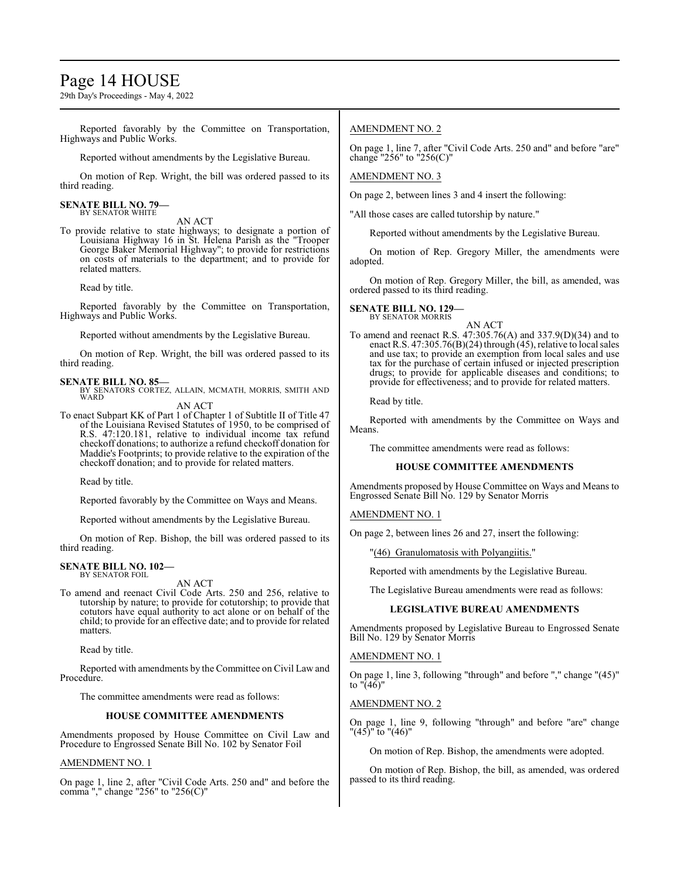Reported favorably by the Committee on Transportation, Highways and Public Works.

Reported without amendments by the Legislative Bureau.

On motion of Rep. Wright, the bill was ordered passed to its third reading.

**SENATE BILL NO. 79—**
BY SENATOR WHITE

AN ACT

To provide relative to state highways; to designate a portion of Louisiana Highway 16 in St. Helena Parish as the "Trooper George Baker Memorial Highway"; to provide for restrictions on costs of materials to the department; and to provide for related matters.

Read by title.

Reported favorably by the Committee on Transportation, Highways and Public Works.

Reported without amendments by the Legislative Bureau.

On motion of Rep. Wright, the bill was ordered passed to its third reading.

**SENATE BILL NO. 85—**
BY SENATORS CORTEZ, ALLAIN, MCMATH, MORRIS, SMITH AND WARD

AN ACT

To enact Subpart KK of Part 1 of Chapter 1 of Subtitle II of Title 47 of the Louisiana Revised Statutes of 1950, to be comprised of R.S. 47:120.181, relative to individual income tax refund checkoff donations; to authorize a refund checkoff donation for Maddie's Footprints; to provide relative to the expiration of the checkoff donation; and to provide for related matters.

Read by title.

Reported favorably by the Committee on Ways and Means.

Reported without amendments by the Legislative Bureau.

On motion of Rep. Bishop, the bill was ordered passed to its third reading.

**SENATE BILL NO. 102—**
BY SENATOR FOIL

AN ACT

To amend and reenact Civil Code Arts. 250 and 256, relative to tutorship by nature; to provide for cotutorship; to provide that cotutors have equal authority to act alone or on behalf of the child; to provide for an effective date; and to provide for related matters.

Read by title.

Reported with amendments by the Committee on Civil Law and Procedure.

The committee amendments were read as follows:

**HOUSE COMMITTEE AMENDMENTS**

Amendments proposed by House Committee on Civil Law and Procedure to Engrossed Senate Bill No. 102 by Senator Foil

AMENDMENT NO. 1

On page 1, line 2, after "Civil Code Arts. 250 and" and before the comma "," change "256" to "256(C)"

AMENDMENT NO. 2

On page 1, line 7, after "Civil Code Arts. 250 and" and before "are" change "256" to "256(C)"

AMENDMENT NO. 3

On page 2, between lines 3 and 4 insert the following:

"All those cases are called tutorship by nature."

Reported without amendments by the Legislative Bureau.

On motion of Rep. Gregory Miller, the amendments were adopted.

On motion of Rep. Gregory Miller, the bill, as amended, was ordered passed to its third reading.

**SENATE BILL NO. 129—**
BY SENATOR MORRIS

AN ACT

To amend and reenact R.S. 47:305.76(A) and 337.9(D)(34) and to enact R.S. 47:305.76(B)(24) through (45), relative to local sales and use tax; to provide an exemption from local sales and use tax for the purchase of certain infused or injected prescription drugs; to provide for applicable diseases and conditions; to provide for effectiveness; and to provide for related matters.

Read by title.

Reported with amendments by the Committee on Ways and Means.

The committee amendments were read as follows:

**HOUSE COMMITTEE AMENDMENTS**

Amendments proposed by House Committee on Ways and Means to Engrossed Senate Bill No. 129 by Senator Morris

AMENDMENT NO. 1

On page 2, between lines 26 and 27, insert the following:

"(46) Granulomatosis with Polyangiitis."

Reported with amendments by the Legislative Bureau.

The Legislative Bureau amendments were read as follows:

**LEGISLATIVE BUREAU AMENDMENTS**

Amendments proposed by Legislative Bureau to Engrossed Senate Bill No. 129 by Senator Morris

AMENDMENT NO. 1

On page 1, line 3, following "through" and before "," change "(45)" to "(46)"

AMENDMENT NO. 2

On page 1, line 9, following "through" and before "are" change "(45)" to "(46)"

On motion of Rep. Bishop, the amendments were adopted.

On motion of Rep. Bishop, the bill, as amended, was ordered passed to its third reading.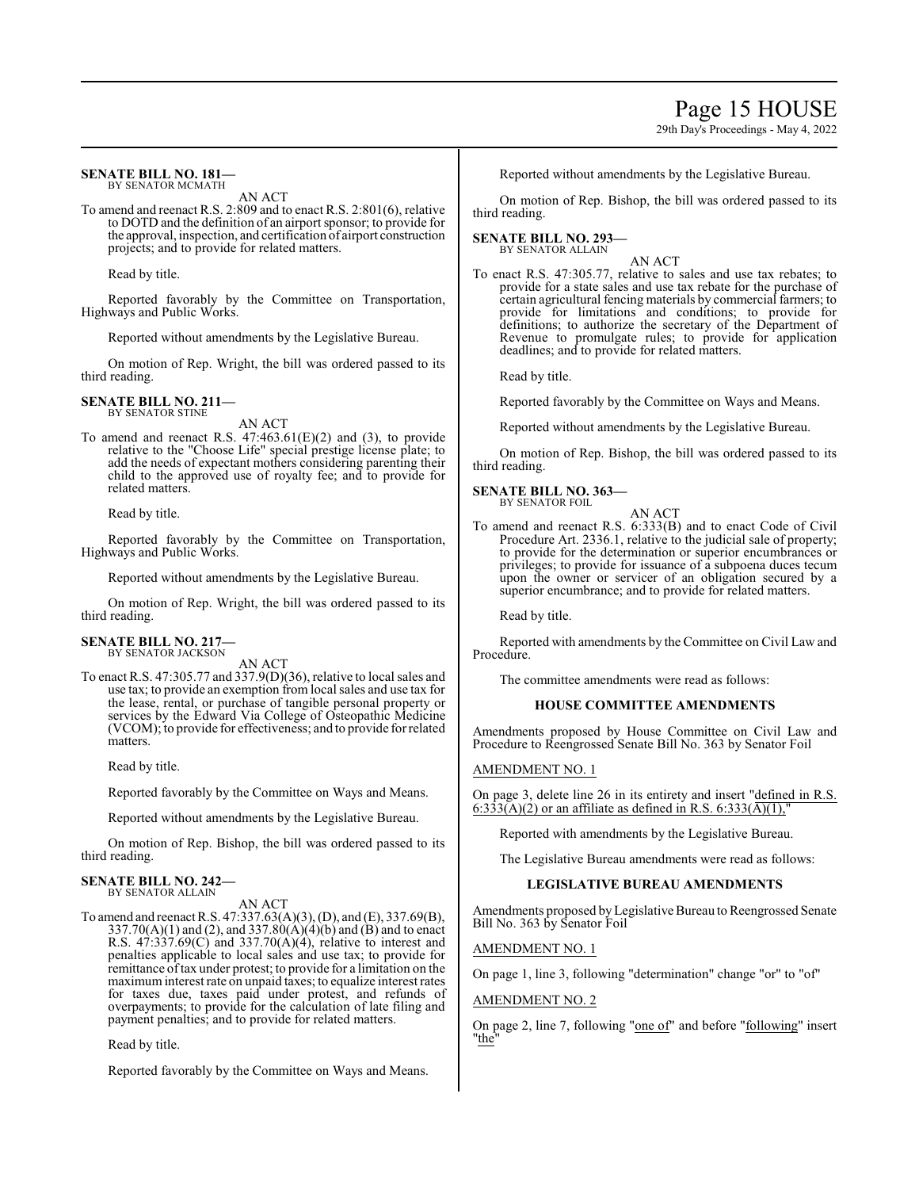**SENATE BILL NO. 181—**
BY SENATOR MCMATH

AN ACT

To amend and reenact R.S. 2:809 and to enact R.S. 2:801(6), relative to DOTD and the definition of an airport sponsor; to provide for the approval, inspection, and certification of airport construction projects; and to provide for related matters.

Read by title.

Reported favorably by the Committee on Transportation, Highways and Public Works.

Reported without amendments by the Legislative Bureau.

On motion of Rep. Wright, the bill was ordered passed to its third reading.

**SENATE BILL NO. 211—**
BY SENATOR STINE

AN ACT

To amend and reenact R.S. 47:463.61(E)(2) and (3), to provide relative to the "Choose Life" special prestige license plate; to add the needs of expectant mothers considering parenting their child to the approved use of royalty fee; and to provide for related matters.

Read by title.

Reported favorably by the Committee on Transportation, Highways and Public Works.

Reported without amendments by the Legislative Bureau.

On motion of Rep. Wright, the bill was ordered passed to its third reading.

**SENATE BILL NO. 217—**
BY SENATOR JACKSON

AN ACT

To enact R.S. 47:305.77 and 337.9(D)(36), relative to local sales and use tax; to provide an exemption from local sales and use tax for the lease, rental, or purchase of tangible personal property or services by the Edward Via College of Osteopathic Medicine (VCOM); to provide for effectiveness; and to provide for related matters.

Read by title.

Reported favorably by the Committee on Ways and Means.

Reported without amendments by the Legislative Bureau.

On motion of Rep. Bishop, the bill was ordered passed to its third reading.

**SENATE BILL NO. 242—**
BY SENATOR ALLAIN

AN ACT

To amend and reenact R.S. 47:337.63(A)(3), (D), and (E), 337.69(B), 337.70(A)(1) and (2), and 337.80(A)(4)(b) and (B) and to enact R.S. 47:337.69(C) and 337.70(A)(4), relative to interest and penalties applicable to local sales and use tax; to provide for remittance of tax under protest; to provide for a limitation on the maximum interest rate on unpaid taxes; to equalize interest rates for taxes due, taxes paid under protest, and refunds of overpayments; to provide for the calculation of late filing and payment penalties; and to provide for related matters.

Read by title.

Reported favorably by the Committee on Ways and Means.

Reported without amendments by the Legislative Bureau.

On motion of Rep. Bishop, the bill was ordered passed to its third reading.

**SENATE BILL NO. 293—**
BY SENATOR ALLAIN

AN ACT

To enact R.S. 47:305.77, relative to sales and use tax rebates; to provide for a state sales and use tax rebate for the purchase of certain agricultural fencing materials by commercial farmers; to provide for limitations and conditions; to provide for definitions; to authorize the secretary of the Department of Revenue to promulgate rules; to provide for application deadlines; and to provide for related matters.

Read by title.

Reported favorably by the Committee on Ways and Means.

Reported without amendments by the Legislative Bureau.

On motion of Rep. Bishop, the bill was ordered passed to its third reading.

**SENATE BILL NO. 363—**
BY SENATOR FOIL

AN ACT

To amend and reenact R.S. 6:333(B) and to enact Code of Civil Procedure Art. 2336.1, relative to the judicial sale of property; to provide for the determination or superior encumbrances or privileges; to provide for issuance of a subpoena duces tecum upon the owner or servicer of an obligation secured by a superior encumbrance; and to provide for related matters.

Read by title.

Reported with amendments by the Committee on Civil Law and Procedure.

The committee amendments were read as follows:

### HOUSE COMMITTEE AMENDMENTS

Amendments proposed by House Committee on Civil Law and Procedure to Reengrossed Senate Bill No. 363 by Senator Foil

AMENDMENT NO. 1

On page 3, delete line 26 in its entirety and insert "defined in R.S. 6:333(A)(2) or an affiliate as defined in R.S. 6:333(A)(1),"

Reported with amendments by the Legislative Bureau.

The Legislative Bureau amendments were read as follows:

### LEGISLATIVE BUREAU AMENDMENTS

Amendments proposed by Legislative Bureau to Reengrossed Senate Bill No. 363 by Senator Foil

AMENDMENT NO. 1

On page 1, line 3, following "determination" change "or" to "of"

AMENDMENT NO. 2

On page 2, line 7, following "one of" and before "following" insert "the"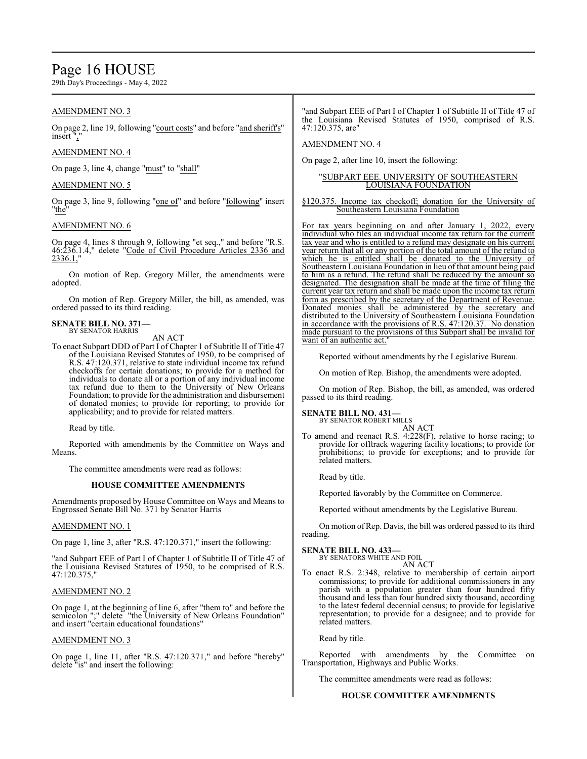AMENDMENT NO. 3

On page 2, line 19, following "court costs" and before "and sheriff's" insert ","

AMENDMENT NO. 4

On page 3, line 4, change "must" to "shall"

AMENDMENT NO. 5

On page 3, line 9, following "one of" and before "following" insert "the"

AMENDMENT NO. 6

On page 4, lines 8 through 9, following "et seq.," and before "R.S. 46:236.1.4," delete "Code of Civil Procedure Articles 2336 and 2336.1,"

On motion of Rep. Gregory Miller, the amendments were adopted.

On motion of Rep. Gregory Miller, the bill, as amended, was ordered passed to its third reading.

**SENATE BILL NO. 371—**
BY SENATOR HARRIS

AN ACT

To enact Subpart DDD of Part I of Chapter 1 of Subtitle II of Title 47 of the Louisiana Revised Statutes of 1950, to be comprised of R.S. 47:120.371, relative to state individual income tax refund checkoffs for certain donations; to provide for a method for individuals to donate all or a portion of any individual income tax refund due to them to the University of New Orleans Foundation; to provide for the administration and disbursement of donated monies; to provide for reporting; to provide for applicability; and to provide for related matters.

Read by title.

Reported with amendments by the Committee on Ways and Means.

The committee amendments were read as follows:

**HOUSE COMMITTEE AMENDMENTS**

Amendments proposed by House Committee on Ways and Means to Engrossed Senate Bill No. 371 by Senator Harris

AMENDMENT NO. 1

On page 1, line 3, after "R.S. 47:120.371," insert the following:

"and Subpart EEE of Part I of Chapter 1 of Subtitle II of Title 47 of the Louisiana Revised Statutes of 1950, to be comprised of R.S. 47:120.375,"

AMENDMENT NO. 2

On page 1, at the beginning of line 6, after "them to" and before the semicolon ";" delete "the University of New Orleans Foundation" and insert "certain educational foundations"

AMENDMENT NO. 3

On page 1, line 11, after "R.S. 47:120.371," and before "hereby" delete "is" and insert the following:

"and Subpart EEE of Part I of Chapter 1 of Subtitle II of Title 47 of the Louisiana Revised Statutes of 1950, comprised of R.S. 47:120.375, are"

AMENDMENT NO. 4

On page 2, after line 10, insert the following:

"SUBPART EEE. UNIVERSITY OF SOUTHEASTERN LOUISIANA FOUNDATION

§120.375. Income tax checkoff; donation for the University of Southeastern Louisiana Foundation

For tax years beginning on and after January 1, 2022, every individual who files an individual income tax return for the current tax year and who is entitled to a refund may designate on his current year return that all or any portion of the total amount of the refund to which he is entitled shall be donated to the University of Southeastern Louisiana Foundation in lieu of that amount being paid to him as a refund. The refund shall be reduced by the amount so designated. The designation shall be made at the time of filing the current year tax return and shall be made upon the income tax return form as prescribed by the secretary of the Department of Revenue. Donated monies shall be administered by the secretary and distributed to the University of Southeastern Louisiana Foundation in accordance with the provisions of R.S. 47:120.37. No donation made pursuant to the provisions of this Subpart shall be invalid for want of an authentic act."

Reported without amendments by the Legislative Bureau.

On motion of Rep. Bishop, the amendments were adopted.

On motion of Rep. Bishop, the bill, as amended, was ordered passed to its third reading.

**SENATE BILL NO. 431—**
BY SENATOR ROBERT MILLS

AN ACT

To amend and reenact R.S. 4:228(F), relative to horse racing; to provide for offtrack wagering facility locations; to provide for prohibitions; to provide for exceptions; and to provide for related matters.

Read by title.

Reported favorably by the Committee on Commerce.

Reported without amendments by the Legislative Bureau.

On motion of Rep. Davis, the bill was ordered passed to its third reading.

**SENATE BILL NO. 433—**
BY SENATORS WHITE AND FOIL

AN ACT

To enact R.S. 2:348, relative to membership of certain airport commissions; to provide for additional commissioners in any parish with a population greater than four hundred fifty thousand and less than four hundred sixty thousand, according to the latest federal decennial census; to provide for legislative representation; to provide for a designee; and to provide for related matters.

Read by title.

Reported with amendments by the Committee on Transportation, Highways and Public Works.

The committee amendments were read as follows:

**HOUSE COMMITTEE AMENDMENTS**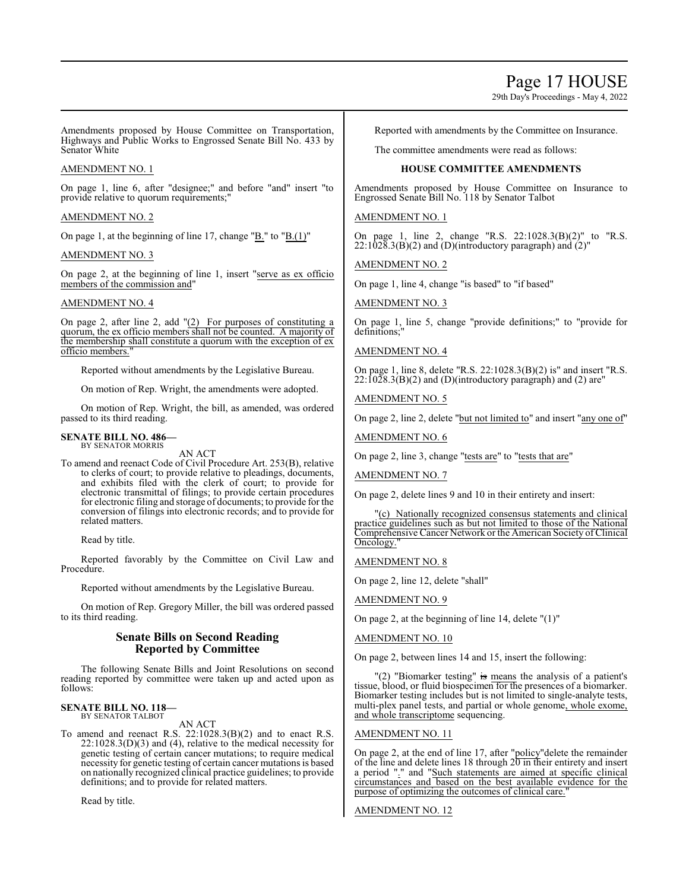Amendments proposed by House Committee on Transportation, Highways and Public Works to Engrossed Senate Bill No. 433 by Senator White

AMENDMENT NO. 1

On page 1, line 6, after "designee;" and before "and" insert "to provide relative to quorum requirements;"

AMENDMENT NO. 2

On page 1, at the beginning of line 17, change "B." to "B.(1)"

AMENDMENT NO. 3

On page 2, at the beginning of line 1, insert "serve as ex officio members of the commission and"

AMENDMENT NO. 4

On page 2, after line 2, add "(2) For purposes of constituting a quorum, the ex officio members shall not be counted. A majority of the membership shall constitute a quorum with the exception of ex officio members."

Reported without amendments by the Legislative Bureau.

On motion of Rep. Wright, the amendments were adopted.

On motion of Rep. Wright, the bill, as amended, was ordered passed to its third reading.

**SENATE BILL NO. 486—**
BY SENATOR MORRIS

AN ACT

To amend and reenact Code of Civil Procedure Art. 253(B), relative to clerks of court; to provide relative to pleadings, documents, and exhibits filed with the clerk of court; to provide for electronic transmittal of filings; to provide certain procedures for electronic filing and storage of documents; to provide for the conversion of filings into electronic records; and to provide for related matters.

Read by title.

Reported favorably by the Committee on Civil Law and Procedure.

Reported without amendments by the Legislative Bureau.

On motion of Rep. Gregory Miller, the bill was ordered passed to its third reading.

## Senate Bills on Second Reading Reported by Committee

The following Senate Bills and Joint Resolutions on second reading reported by committee were taken up and acted upon as follows:

**SENATE BILL NO. 118—**
BY SENATOR TALBOT

AN ACT

To amend and reenact R.S. 22:1028.3(B)(2) and to enact R.S. 22:1028.3(D)(3) and (4), relative to the medical necessity for genetic testing of certain cancer mutations; to require medical necessity for genetic testing of certain cancer mutations is based on nationally recognized clinical practice guidelines; to provide definitions; and to provide for related matters.

Read by title.

Reported with amendments by the Committee on Insurance.

The committee amendments were read as follows:

### HOUSE COMMITTEE AMENDMENTS

Amendments proposed by House Committee on Insurance to Engrossed Senate Bill No. 118 by Senator Talbot

AMENDMENT NO. 1

On page 1, line 2, change "R.S. 22:1028.3(B)(2)" to "R.S. 22:1028.3(B)(2) and (D)(introductory paragraph) and (2)"

AMENDMENT NO. 2

On page 1, line 4, change "is based" to "if based"

AMENDMENT NO. 3

On page 1, line 5, change "provide definitions;" to "provide for definitions;"

AMENDMENT NO. 4

On page 1, line 8, delete "R.S. 22:1028.3(B)(2) is" and insert "R.S. 22:1028.3(B)(2) and (D)(introductory paragraph) and (2) are"

AMENDMENT NO. 5

On page 2, line 2, delete "but not limited to" and insert "any one of"

AMENDMENT NO. 6

On page 2, line 3, change "tests are" to "tests that are"

AMENDMENT NO. 7

On page 2, delete lines 9 and 10 in their entirety and insert:

"(c) Nationally recognized consensus statements and clinical practice guidelines such as but not limited to those of the National Comprehensive Cancer Network or the American Society of Clinical Oncology."

AMENDMENT NO. 8

On page 2, line 12, delete "shall"

AMENDMENT NO. 9

On page 2, at the beginning of line 14, delete "(1)"

AMENDMENT NO. 10

On page 2, between lines 14 and 15, insert the following:

"(2) "Biomarker testing" ~~is~~ means the analysis of a patient's tissue, blood, or fluid biospecimen for the presences of a biomarker. Biomarker testing includes but is not limited to single-analyte tests, multi-plex panel tests, and partial or whole genome, whole exome, and whole transcriptome sequencing.

AMENDMENT NO. 11

On page 2, at the end of line 17, after "policy" delete the remainder of the line and delete lines 18 through 20 in their entirety and insert a period "." and "Such statements are aimed at specific clinical circumstances and based on the best available evidence for the purpose of optimizing the outcomes of clinical care."

AMENDMENT NO. 12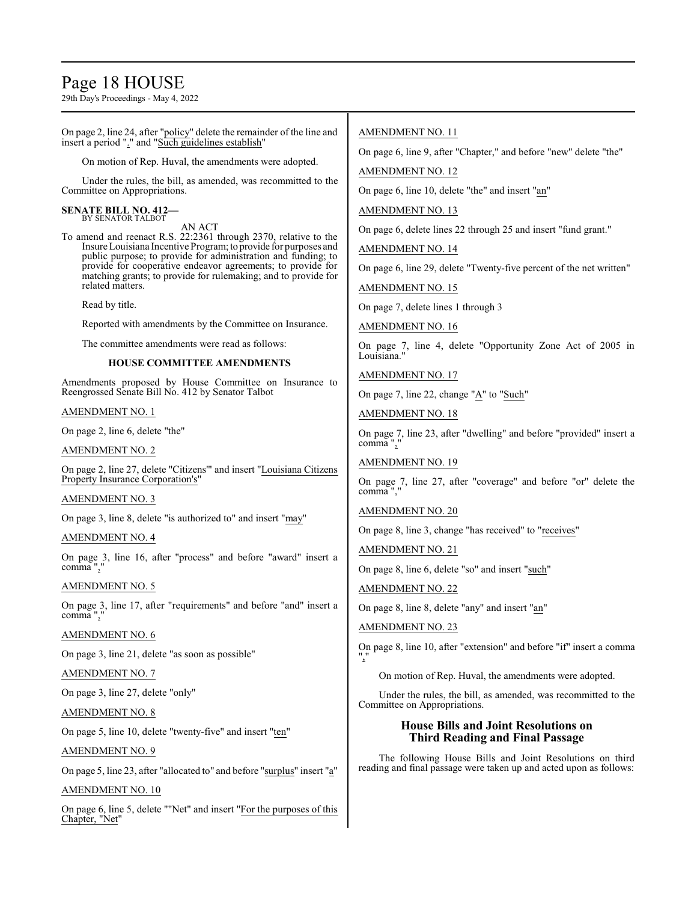On page 2, line 24, after "policy" delete the remainder of the line and insert a period "." and "Such guidelines establish"

On motion of Rep. Huval, the amendments were adopted.

Under the rules, the bill, as amended, was recommitted to the Committee on Appropriations.

**SENATE BILL NO. 412—**
BY SENATOR TALBOT

AN ACT

To amend and reenact R.S. 22:2361 through 2370, relative to the Insure Louisiana Incentive Program; to provide for purposes and public purpose; to provide for administration and funding; to provide for cooperative endeavor agreements; to provide for matching grants; to provide for rulemaking; and to provide for related matters.

Read by title.

Reported with amendments by the Committee on Insurance.

The committee amendments were read as follows:

### HOUSE COMMITTEE AMENDMENTS

Amendments proposed by House Committee on Insurance to Reengrossed Senate Bill No. 412 by Senator Talbot

AMENDMENT NO. 1

On page 2, line 6, delete "the"

AMENDMENT NO. 2

On page 2, line 27, delete "Citizens'" and insert "Louisiana Citizens Property Insurance Corporation's"

AMENDMENT NO. 3

On page 3, line 8, delete "is authorized to" and insert "may"

AMENDMENT NO. 4

On page 3, line 16, after "process" and before "award" insert a comma ","

AMENDMENT NO. 5

On page 3, line 17, after "requirements" and before "and" insert a comma ","

AMENDMENT NO. 6

On page 3, line 21, delete "as soon as possible"

AMENDMENT NO. 7

On page 3, line 27, delete "only"

AMENDMENT NO. 8

On page 5, line 10, delete "twenty-five" and insert "ten"

AMENDMENT NO. 9

On page 5, line 23, after "allocated to" and before "surplus" insert "a"

AMENDMENT NO. 10

On page 6, line 5, delete ""Net" and insert "For the purposes of this Chapter, "Net"

AMENDMENT NO. 11

On page 6, line 9, after "Chapter," and before "new" delete "the"

AMENDMENT NO. 12

On page 6, line 10, delete "the" and insert "an"

AMENDMENT NO. 13

On page 6, delete lines 22 through 25 and insert "fund grant."

AMENDMENT NO. 14

On page 6, line 29, delete "Twenty-five percent of the net written"

AMENDMENT NO. 15

On page 7, delete lines 1 through 3

AMENDMENT NO. 16

On page 7, line 4, delete "Opportunity Zone Act of 2005 in Louisiana."

AMENDMENT NO. 17

On page 7, line 22, change "A" to "Such"

AMENDMENT NO. 18

On page 7, line 23, after "dwelling" and before "provided" insert a comma ","

AMENDMENT NO. 19

On page 7, line 27, after "coverage" and before "or" delete the comma ","

AMENDMENT NO. 20

On page 8, line 3, change "has received" to "receives"

AMENDMENT NO. 21

On page 8, line 6, delete "so" and insert "such"

AMENDMENT NO. 22

On page 8, line 8, delete "any" and insert "an"

AMENDMENT NO. 23

On page 8, line 10, after "extension" and before "if" insert a comma ","

On motion of Rep. Huval, the amendments were adopted.

Under the rules, the bill, as amended, was recommitted to the Committee on Appropriations.

## House Bills and Joint Resolutions on Third Reading and Final Passage

The following House Bills and Joint Resolutions on third reading and final passage were taken up and acted upon as follows: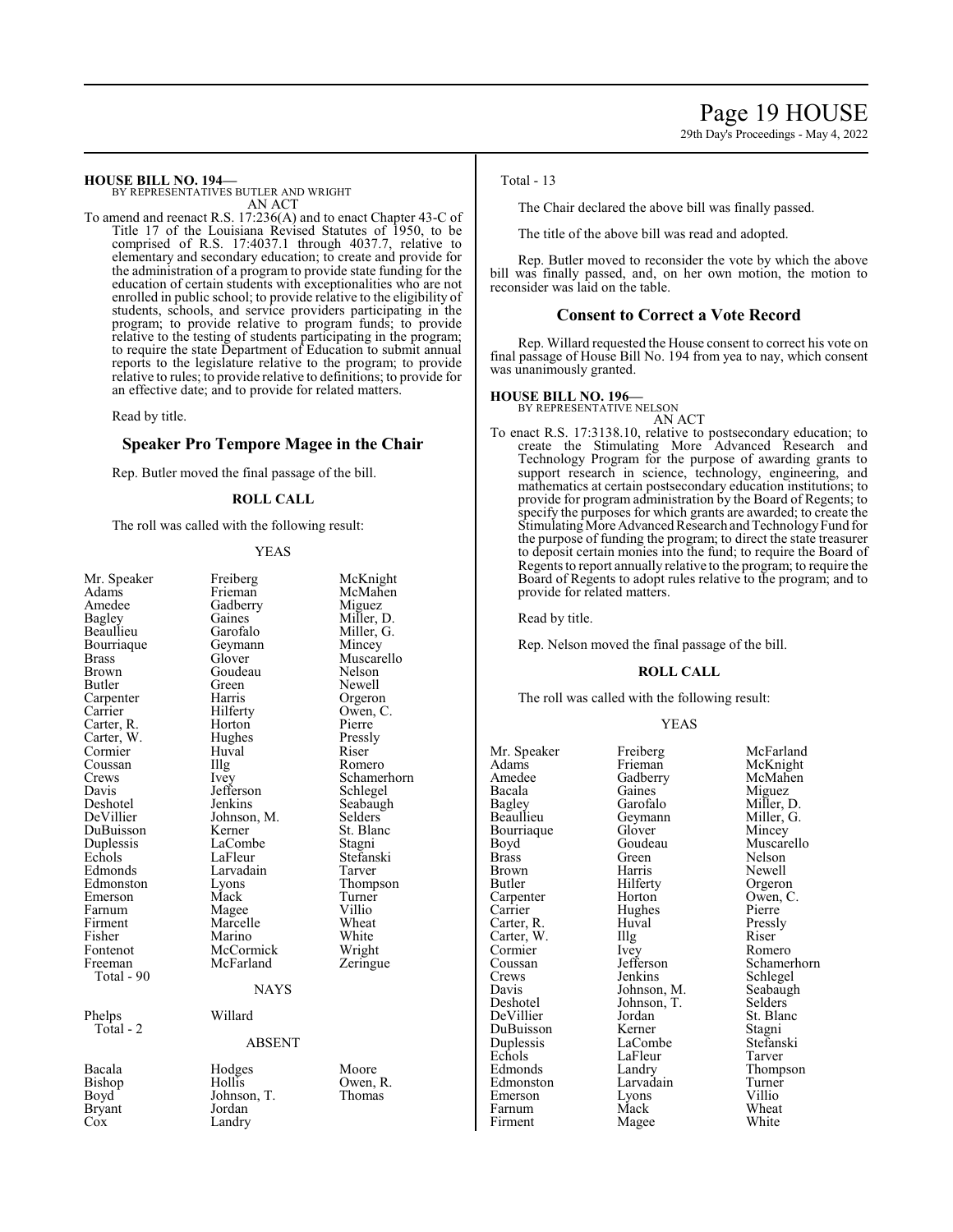**HOUSE BILL NO. 194—**
BY REPRESENTATIVES BUTLER AND WRIGHT
AN ACT

To amend and reenact R.S. 17:236(A) and to enact Chapter 43-C of Title 17 of the Louisiana Revised Statutes of 1950, to be comprised of R.S. 17:4037.1 through 4037.7, relative to elementary and secondary education; to create and provide for the administration of a program to provide state funding for the education of certain students with exceptionalities who are not enrolled in public school; to provide relative to the eligibility of students, schools, and service providers participating in the program; to provide relative to program funds; to provide relative to the testing of students participating in the program; to require the state Department of Education to submit annual reports to the legislature relative to the program; to provide relative to rules; to provide relative to definitions; to provide for an effective date; and to provide for related matters.

Read by title.

## Speaker Pro Tempore Magee in the Chair

Rep. Butler moved the final passage of the bill.

### ROLL CALL

The roll was called with the following result:

YEAS

| | | |
|---|---|---|
| Mr. Speaker | Freiberg | McKnight |
| Adams | Frieman | McMahen |
| Amedee | Gadberry | Miguez |
| Bagley | Gaines | Miller, D. |
| Beaullieu | Garofalo | Miller, G. |
| Bourriaque | Geymann | Mincey |
| Brass | Glover | Muscarello |
| Brown | Goudeau | Nelson |
| Butler | Green | Newell |
| Carpenter | Harris | Orgeron |
| Carrier | Hilferty | Owen, C. |
| Carter, R. | Horton | Pierre |
| Carter, W. | Hughes | Pressly |
| Cormier | Huval | Riser |
| Coussan | Illg | Romero |
| Crews | Ivey | Schamerhorn |
| Davis | Jefferson | Schlegel |
| Deshotel | Jenkins | Seabaugh |
| DeVillier | Johnson, M. | Selders |
| DuBuisson | Kerner | St. Blanc |
| Duplessis | LaCombe | Stagni |
| Echols | LaFleur | Stefanski |
| Edmonds | Larvadain | Tarver |
| Edmonston | Lyons | Thompson |
| Emerson | Mack | Turner |
| Farnum | Magee | Villio |
| Firment | Marcelle | Wheat |
| Fisher | Marino | White |
| Fontenot | McCormick | Wright |
| Freeman | McFarland | Zeringue |
| Total - 90 | | |

NAYS

| | | |
|---|---|---|
| Phelps | Willard | |
| Total - 2 | | |

ABSENT

| | | |
|---|---|---|
| Bacala | Hodges | Moore |
| Bishop | Hollis | Owen, R. |
| Boyd | Johnson, T. | Thomas |
| Bryant | Jordan | |
| Cox | Landry | |
| Total - 13 | | |

The Chair declared the above bill was finally passed.

The title of the above bill was read and adopted.

Rep. Butler moved to reconsider the vote by which the above bill was finally passed, and, on her own motion, the motion to reconsider was laid on the table.

## Consent to Correct a Vote Record

Rep. Willard requested the House consent to correct his vote on final passage of House Bill No. 194 from yea to nay, which consent was unanimously granted.

**HOUSE BILL NO. 196—**
BY REPRESENTATIVE NELSON
AN ACT

To enact R.S. 17:3138.10, relative to postsecondary education; to create the Stimulating More Advanced Research and Technology Program for the purpose of awarding grants to support research in science, technology, engineering, and mathematics at certain postsecondary education institutions; to provide for program administration by the Board of Regents; to specify the purposes for which grants are awarded; to create the Stimulating More Advanced Research and Technology Fund for the purpose of funding the program; to direct the state treasurer to deposit certain monies into the fund; to require the Board of Regents to report annually relative to the program; to require the Board of Regents to adopt rules relative to the program; and to provide for related matters.

Read by title.

Rep. Nelson moved the final passage of the bill.

### ROLL CALL

The roll was called with the following result:

YEAS

| | | |
|---|---|---|
| Mr. Speaker | Freiberg | McFarland |
| Adams | Frieman | McKnight |
| Amedee | Gadberry | McMahen |
| Bacala | Gaines | Miguez |
| Bagley | Garofalo | Miller, D. |
| Beaullieu | Geymann | Miller, G. |
| Bourriaque | Glover | Mincey |
| Boyd | Goudeau | Muscarello |
| Brass | Green | Nelson |
| Brown | Harris | Newell |
| Butler | Hilferty | Orgeron |
| Carpenter | Horton | Owen, C. |
| Carrier | Hughes | Pierre |
| Carter, R. | Huval | Pressly |
| Carter, W. | Illg | Riser |
| Cormier | Ivey | Romero |
| Coussan | Jefferson | Schamerhorn |
| Crews | Jenkins | Schlegel |
| Davis | Johnson, M. | Seabaugh |
| Deshotel | Johnson, T. | Selders |
| DeVillier | Jordan | St. Blanc |
| DuBuisson | Kerner | Stagni |
| Duplessis | LaCombe | Stefanski |
| Echols | LaFleur | Tarver |
| Edmonds | Landry | Thompson |
| Edmonston | Larvadain | Turner |
| Emerson | Lyons | Villio |
| Farnum | Mack | Wheat |
| Firment | Magee | White |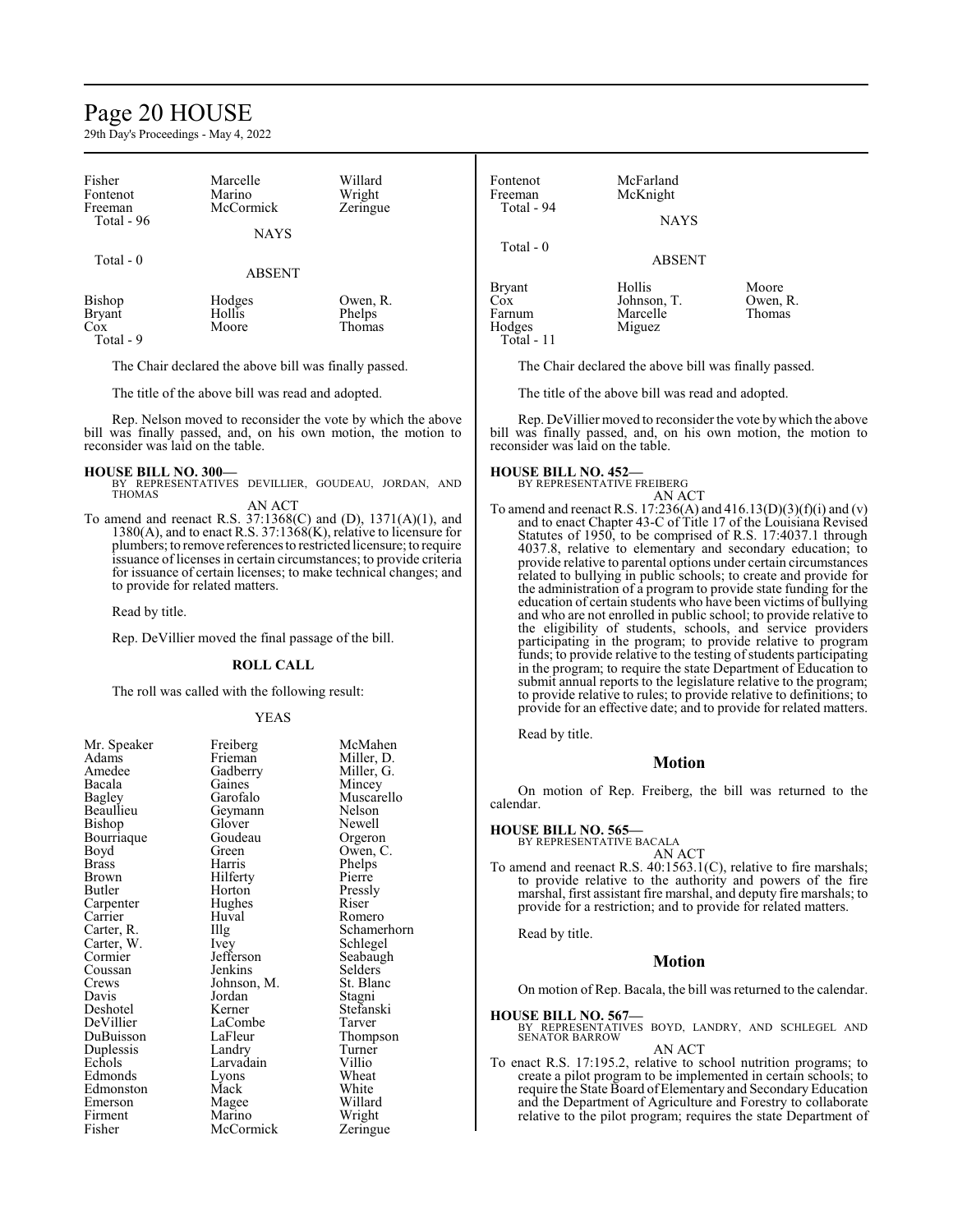| | | |
|---|---|---|
| Fisher | Marcelle | Willard |
| Fontenot | Marino | Wright |
| Freeman | McCormick | Zeringue |
| Total - 96 | | |

NAYS

Total - 0

ABSENT

| | | |
|---|---|---|
| Bishop | Hodges | Owen, R. |
| Bryant | Hollis | Phelps |
| Cox | Moore | Thomas |
| Total - 9 | | |

The Chair declared the above bill was finally passed.

The title of the above bill was read and adopted.

Rep. Nelson moved to reconsider the vote by which the above bill was finally passed, and, on his own motion, the motion to reconsider was laid on the table.

**HOUSE BILL NO. 300—**
BY REPRESENTATIVES DEVILLIER, GOUDEAU, JORDAN, AND THOMAS

AN ACT

To amend and reenact R.S. 37:1368(C) and (D), 1371(A)(1), and 1380(A), and to enact R.S. 37:1368(K), relative to licensure for plumbers; to remove references to restricted licensure; to require issuance of licenses in certain circumstances; to provide criteria for issuance of certain licenses; to make technical changes; and to provide for related matters.

Read by title.

Rep. DeVillier moved the final passage of the bill.

**ROLL CALL**

The roll was called with the following result:

YEAS

| | | |
|---|---|---|
| Mr. Speaker | Freiberg | McMahen |
| Adams | Frieman | Miller, D. |
| Amedee | Gadberry | Miller, G. |
| Bacala | Gaines | Mincey |
| Bagley | Garofalo | Muscarello |
| Beaullieu | Geymann | Nelson |
| Bishop | Glover | Newell |
| Bourriaque | Goudeau | Orgeron |
| Boyd | Green | Owen, C. |
| Brass | Harris | Phelps |
| Brown | Hilferty | Pierre |
| Butler | Horton | Pressly |
| Carpenter | Hughes | Riser |
| Carrier | Huval | Romero |
| Carter, R. | Illg | Schamerhorn |
| Carter, W. | Ivey | Schlegel |
| Cormier | Jefferson | Seabaugh |
| Coussan | Jenkins | Selders |
| Crews | Johnson, M. | St. Blanc |
| Davis | Jordan | Stagni |
| Deshotel | Kerner | Stefanski |
| DeVillier | LaCombe | Tarver |
| DuBuisson | LaFleur | Thompson |
| Duplessis | Landry | Turner |
| Echols | Larvadain | Villio |
| Edmonds | Lyons | Wheat |
| Edmonston | Mack | White |
| Emerson | Magee | Willard |
| Firment | Marino | Wright |
| Fisher | McCormick | Zeringue |
| Fontenot | McFarland | |
| Freeman | McKnight | |
| Total - 94 | | |

NAYS

Total - 0

ABSENT

| | | |
|---|---|---|
| Bryant | Hollis | Moore |
| Cox | Johnson, T. | Owen, R. |
| Farnum | Marcelle | Thomas |
| Hodges | Miguez | |
| Total - 11 | | |

The Chair declared the above bill was finally passed.

The title of the above bill was read and adopted.

Rep. DeVillier moved to reconsider the vote by which the above bill was finally passed, and, on his own motion, the motion to reconsider was laid on the table.

**HOUSE BILL NO. 452—**
BY REPRESENTATIVE FREIBERG

AN ACT

To amend and reenact R.S. 17:236(A) and 416.13(D)(3)(f)(i) and (v) and to enact Chapter 43-C of Title 17 of the Louisiana Revised Statutes of 1950, to be comprised of R.S. 17:4037.1 through 4037.8, relative to elementary and secondary education; to provide relative to parental options under certain circumstances related to bullying in public schools; to create and provide for the administration of a program to provide state funding for the education of certain students who have been victims of bullying and who are not enrolled in public school; to provide relative to the eligibility of students, schools, and service providers participating in the program; to provide relative to program funds; to provide relative to the testing of students participating in the program; to require the state Department of Education to submit annual reports to the legislature relative to the program; to provide relative to rules; to provide relative to definitions; to provide for an effective date; and to provide for related matters.

Read by title.

## Motion

On motion of Rep. Freiberg, the bill was returned to the calendar.

**HOUSE BILL NO. 565—**
BY REPRESENTATIVE BACALA

AN ACT

To amend and reenact R.S. 40:1563.1(C), relative to fire marshals; to provide relative to the authority and powers of the fire marshal, first assistant fire marshal, and deputy fire marshals; to provide for a restriction; and to provide for related matters.

Read by title.

## Motion

On motion of Rep. Bacala, the bill was returned to the calendar.

**HOUSE BILL NO. 567—**
BY REPRESENTATIVES BOYD, LANDRY, AND SCHLEGEL AND SENATOR BARROW

AN ACT

To enact R.S. 17:195.2, relative to school nutrition programs; to create a pilot program to be implemented in certain schools; to require the State Board of Elementary and Secondary Education and the Department of Agriculture and Forestry to collaborate relative to the pilot program; requires the state Department of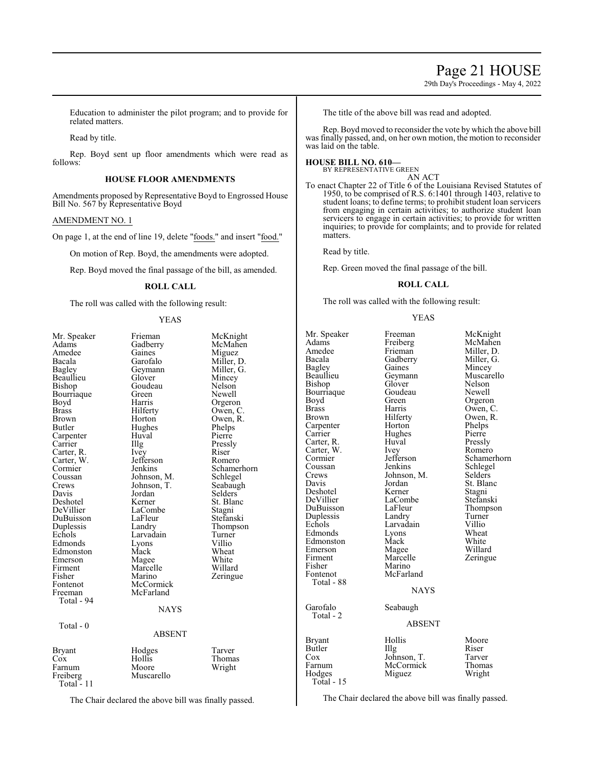Education to administer the pilot program; and to provide for related matters.

Read by title.

Rep. Boyd sent up floor amendments which were read as follows:

### HOUSE FLOOR AMENDMENTS

Amendments proposed by Representative Boyd to Engrossed House Bill No. 567 by Representative Boyd

AMENDMENT NO. 1

On page 1, at the end of line 19, delete "foods." and insert "food."

On motion of Rep. Boyd, the amendments were adopted.

Rep. Boyd moved the final passage of the bill, as amended.

### ROLL CALL

The roll was called with the following result:

YEAS

| | | |
|---|---|---|
| Mr. Speaker | Frieman | McKnight |
| Adams | Gadberry | McMahen |
| Amedee | Gaines | Miguez |
| Bacala | Garofalo | Miller, D. |
| Bagley | Geymann | Miller, G. |
| Beaullieu | Glover | Mincey |
| Bishop | Goudeau | Nelson |
| Bourriaque | Green | Newell |
| Boyd | Harris | Orgeron |
| Brass | Hilferty | Owen, C. |
| Brown | Horton | Owen, R. |
| Butler | Hughes | Phelps |
| Carpenter | Huval | Pierre |
| Carrier | Illg | Pressly |
| Carter, R. | Ivey | Riser |
| Carter, W. | Jefferson | Romero |
| Cormier | Jenkins | Schamerhorn |
| Coussan | Johnson, M. | Schlegel |
| Crews | Johnson, T. | Seabaugh |
| Davis | Jordan | Selders |
| Deshotel | Kerner | St. Blanc |
| DeVillier | LaCombe | Stagni |
| DuBuisson | LaFleur | Stefanski |
| Duplessis | Landry | Thompson |
| Echols | Larvadain | Turner |
| Edmonds | Lyons | Villio |
| Edmonston | Mack | Wheat |
| Emerson | Magee | White |
| Firment | Marcelle | Willard |
| Fisher | Marino | Zeringue |
| Fontenot | McCormick | |
| Freeman | McFarland | |

Total - 94

NAYS

Total - 0

ABSENT

| | | |
|---|---|---|
| Bryant | Hodges | Tarver |
| Cox | Hollis | Thomas |
| Farnum | Moore | Wright |
| Freiberg | Muscarello | |

Total - 11

The Chair declared the above bill was finally passed.

The title of the above bill was read and adopted.

Rep. Boyd moved to reconsider the vote by which the above bill was finally passed, and, on her own motion, the motion to reconsider was laid on the table.

**HOUSE BILL NO. 610—**
BY REPRESENTATIVE GREEN

AN ACT

To enact Chapter 22 of Title 6 of the Louisiana Revised Statutes of 1950, to be comprised of R.S. 6:1401 through 1403, relative to student loans; to define terms; to prohibit student loan servicers from engaging in certain activities; to authorize student loan servicers to engage in certain activities; to provide for written inquiries; to provide for complaints; and to provide for related matters.

Read by title.

Rep. Green moved the final passage of the bill.

### ROLL CALL

The roll was called with the following result:

YEAS

| | | |
|---|---|---|
| Mr. Speaker | Freeman | McKnight |
| Adams | Freiberg | McMahen |
| Amedee | Frieman | Miller, D. |
| Bacala | Gadberry | Miller, G. |
| Bagley | Gaines | Mincey |
| Beaullieu | Geymann | Muscarello |
| Bishop | Glover | Nelson |
| Bourriaque | Goudeau | Newell |
| Boyd | Green | Orgeron |
| Brass | Harris | Owen, C. |
| Brown | Hilferty | Owen, R. |
| Carpenter | Horton | Phelps |
| Carrier | Hughes | Pierre |
| Carter, R. | Huval | Pressly |
| Carter, W. | Ivey | Romero |
| Cormier | Jefferson | Schamerhorn |
| Coussan | Jenkins | Schlegel |
| Crews | Johnson, M. | Selders |
| Davis | Jordan | St. Blanc |
| Deshotel | Kerner | Stagni |
| DeVillier | LaCombe | Stefanski |
| DuBuisson | LaFleur | Thompson |
| Duplessis | Landry | Turner |
| Echols | Larvadain | Villio |
| Edmonds | Lyons | Wheat |
| Edmonston | Mack | White |
| Emerson | Magee | Willard |
| Firment | Marcelle | Zeringue |
| Fisher | Marino | |
| Fontenot | McFarland | |

Total - 88

NAYS

| | |
|---|---|
| Garofalo | Seabaugh |

Total - 2

ABSENT

| | | |
|---|---|---|
| Bryant | Hollis | Moore |
| Butler | Illg | Riser |
| Cox | Johnson, T. | Tarver |
| Farnum | McCormick | Thomas |
| Hodges | Miguez | Wright |

Total - 15

The Chair declared the above bill was finally passed.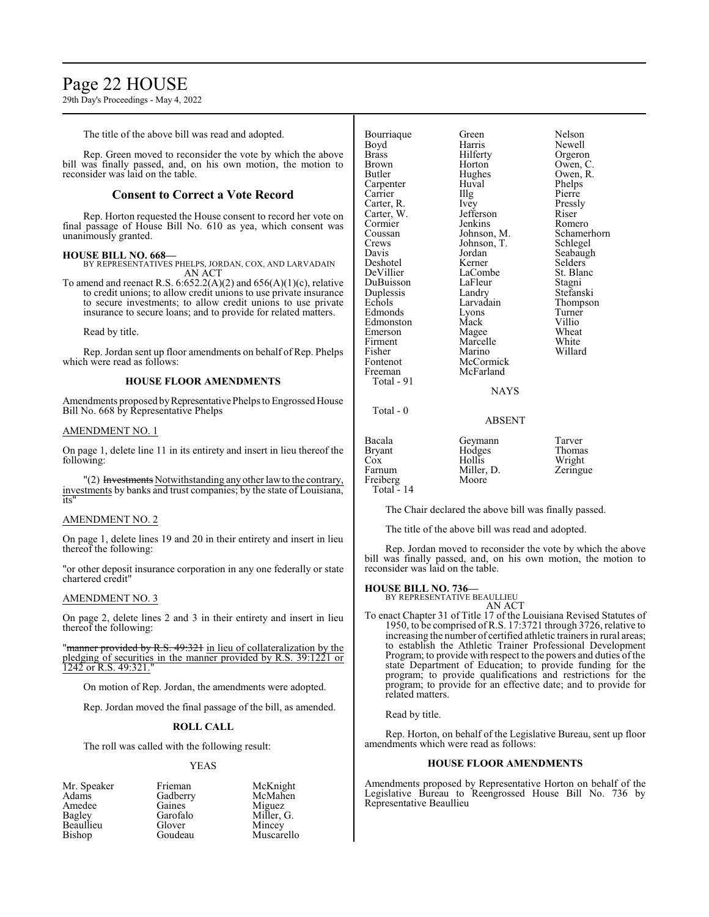The title of the above bill was read and adopted.

Rep. Green moved to reconsider the vote by which the above bill was finally passed, and, on his own motion, the motion to reconsider was laid on the table.

## Consent to Correct a Vote Record

Rep. Horton requested the House consent to record her vote on final passage of House Bill No. 610 as yea, which consent was unanimously granted.

**HOUSE BILL NO. 668—**
BY REPRESENTATIVES PHELPS, JORDAN, COX, AND LARVADAIN
AN ACT

To amend and reenact R.S. 6:652.2(A)(2) and 656(A)(1)(c), relative to credit unions; to allow credit unions to use private insurance to secure investments; to allow credit unions to use private insurance to secure loans; and to provide for related matters.

Read by title.

Rep. Jordan sent up floor amendments on behalf of Rep. Phelps which were read as follows:

### HOUSE FLOOR AMENDMENTS

Amendments proposed by Representative Phelps to Engrossed House Bill No. 668 by Representative Phelps

AMENDMENT NO. 1

On page 1, delete line 11 in its entirety and insert in lieu thereof the following:

"(2) ~~Investments~~ Notwithstanding any other law to the contrary, investments by banks and trust companies; by the state of Louisiana, its"

AMENDMENT NO. 2

On page 1, delete lines 19 and 20 in their entirety and insert in lieu thereof the following:

"or other deposit insurance corporation in any one federally or state chartered credit"

AMENDMENT NO. 3

On page 2, delete lines 2 and 3 in their entirety and insert in lieu thereof the following:

"~~manner provided by R.S. 49:321~~ in lieu of collateralization by the pledging of securities in the manner provided by R.S. 39:1221 or 1242 or R.S. 49:321."

On motion of Rep. Jordan, the amendments were adopted.

Rep. Jordan moved the final passage of the bill, as amended.

### ROLL CALL

The roll was called with the following result:

YEAS

| | | |
|---|---|---|
| Mr. Speaker | Frieman | McKnight |
| Adams | Gadberry | McMahen |
| Amedee | Gaines | Miguez |
| Bagley | Garofalo | Miller, G. |
| Beaullieu | Glover | Mincey |
| Bishop | Goudeau | Muscarello |
| Bourriaque | Green | Nelson |
| Boyd | Harris | Newell |
| Brass | Hilferty | Orgeron |
| Brown | Horton | Owen, C. |
| Butler | Hughes | Owen, R. |
| Carpenter | Huval | Phelps |
| Carrier | Illg | Pierre |
| Carter, R. | Ivey | Pressly |
| Carter, W. | Jefferson | Riser |
| Cormier | Jenkins | Romero |
| Coussan | Johnson, M. | Schamerhorn |
| Crews | Johnson, T. | Schlegel |
| Davis | Jordan | Seabaugh |
| Deshotel | Kerner | Selders |
| DeVillier | LaCombe | St. Blanc |
| DuBuisson | LaFleur | Stagni |
| Duplessis | Landry | Stefanski |
| Echols | Larvadain | Thompson |
| Edmonds | Lyons | Turner |
| Edmonston | Mack | Villio |
| Emerson | Magee | Wheat |
| Firment | Marcelle | White |
| Fisher | Marino | Willard |
| Fontenot | McCormick | |
| Freeman | McFarland | |
| Total - 91 | | |

NAYS

Total - 0

ABSENT

| | | |
|---|---|---|
| Bacala | Geymann | Tarver |
| Bryant | Hodges | Thomas |
| Cox | Hollis | Wright |
| Farnum | Miller, D. | Zeringue |
| Freiberg | Moore | |
| Total - 14 | | |

The Chair declared the above bill was finally passed.

The title of the above bill was read and adopted.

Rep. Jordan moved to reconsider the vote by which the above bill was finally passed, and, on his own motion, the motion to reconsider was laid on the table.

**HOUSE BILL NO. 736—**
BY REPRESENTATIVE BEAULLIEU
AN ACT

To enact Chapter 31 of Title 17 of the Louisiana Revised Statutes of 1950, to be comprised of R.S. 17:3721 through 3726, relative to increasing the number of certified athletic trainers in rural areas; to establish the Athletic Trainer Professional Development Program; to provide with respect to the powers and duties of the state Department of Education; to provide funding for the program; to provide qualifications and restrictions for the program; to provide for an effective date; and to provide for related matters.

Read by title.

Rep. Horton, on behalf of the Legislative Bureau, sent up floor amendments which were read as follows:

### HOUSE FLOOR AMENDMENTS

Amendments proposed by Representative Horton on behalf of the Legislative Bureau to Reengrossed House Bill No. 736 by Representative Beaullieu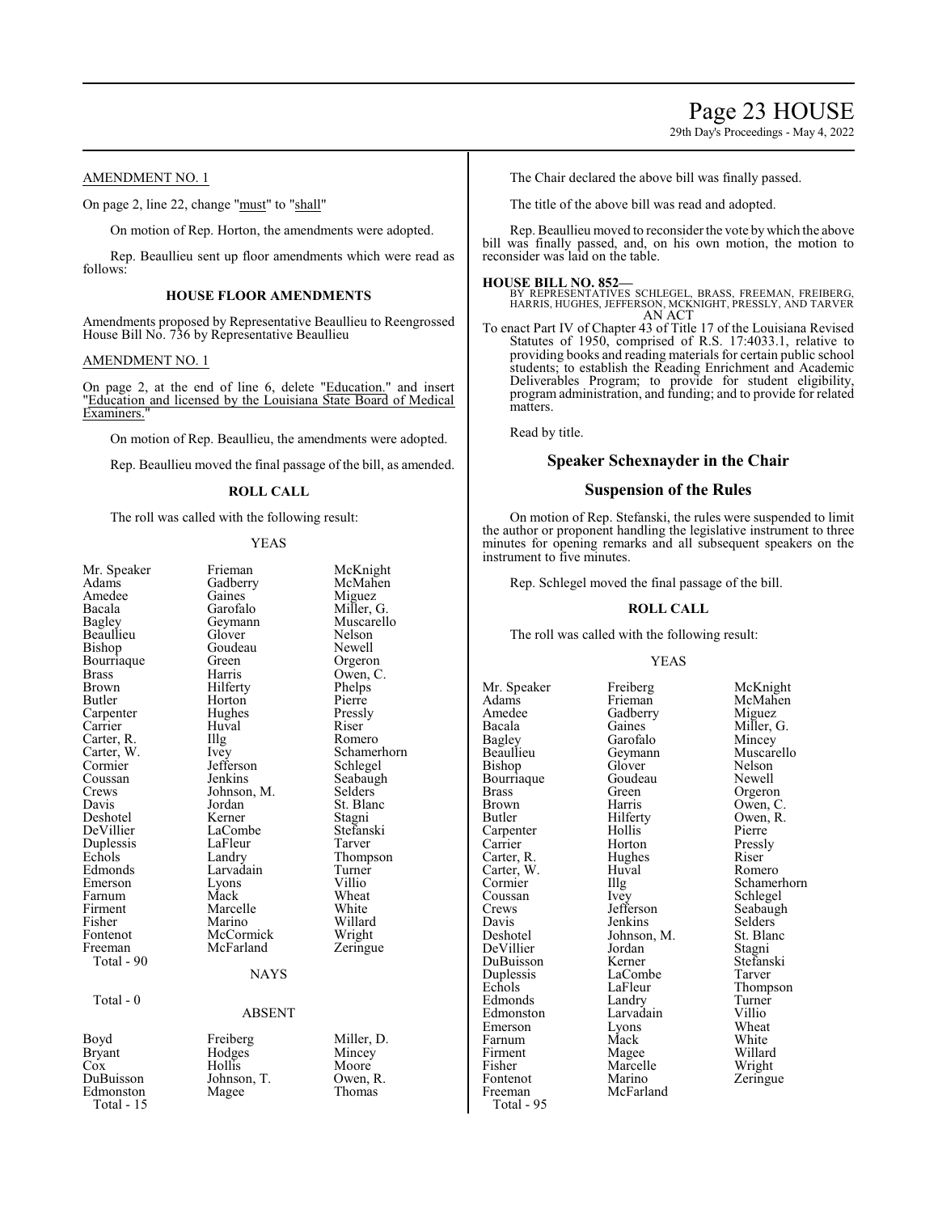AMENDMENT NO. 1

On page 2, line 22, change "must" to "shall"

On motion of Rep. Horton, the amendments were adopted.

Rep. Beaullieu sent up floor amendments which were read as follows:

**HOUSE FLOOR AMENDMENTS**

Amendments proposed by Representative Beaullieu to Reengrossed House Bill No. 736 by Representative Beaullieu

AMENDMENT NO. 1

On page 2, at the end of line 6, delete "Education." and insert "Education and licensed by the Louisiana State Board of Medical Examiners."

On motion of Rep. Beaullieu, the amendments were adopted.

Rep. Beaullieu moved the final passage of the bill, as amended.

**ROLL CALL**

The roll was called with the following result:

YEAS

| | | |
|---|---|---|
| Mr. Speaker | Frieman | McKnight |
| Adams | Gadberry | McMahen |
| Amedee | Gaines | Miguez |
| Bacala | Garofalo | Miller, G. |
| Bagley | Geymann | Muscarello |
| Beaullieu | Glover | Nelson |
| Bishop | Goudeau | Newell |
| Bourriaque | Green | Orgeron |
| Brass | Harris | Owen, C. |
| Brown | Hilferty | Phelps |
| Butler | Horton | Pierre |
| Carpenter | Hughes | Pressly |
| Carrier | Huval | Riser |
| Carter, R. | Illg | Romero |
| Carter, W. | Ivey | Schamerhorn |
| Cormier | Jefferson | Schlegel |
| Coussan | Jenkins | Seabaugh |
| Crews | Johnson, M. | Selders |
| Davis | Jordan | St. Blanc |
| Deshotel | Kerner | Stagni |
| DeVillier | LaCombe | Stefanski |
| Duplessis | LaFleur | Tarver |
| Echols | Landry | Thompson |
| Edmonds | Larvadain | Turner |
| Emerson | Lyons | Villio |
| Farnum | Mack | Wheat |
| Firment | Marcelle | White |
| Fisher | Marino | Willard |
| Fontenot | McCormick | Wright |
| Freeman | McFarland | Zeringue |

Total - 90

NAYS

Total - 0

ABSENT

| | | |
|---|---|---|
| Boyd | Freiberg | Miller, D. |
| Bryant | Hodges | Mincey |
| Cox | Hollis | Moore |
| DuBuisson | Johnson, T. | Owen, R. |
| Edmonston | Magee | Thomas |

Total - 15

The Chair declared the above bill was finally passed.

The title of the above bill was read and adopted.

Rep. Beaullieu moved to reconsider the vote by which the above bill was finally passed, and, on his own motion, the motion to reconsider was laid on the table.

**HOUSE BILL NO. 852—**
BY REPRESENTATIVES SCHLEGEL, BRASS, FREEMAN, FREIBERG, HARRIS, HUGHES, JEFFERSON, MCKNIGHT, PRESSLY, AND TARVER
AN ACT

To enact Part IV of Chapter 43 of Title 17 of the Louisiana Revised Statutes of 1950, comprised of R.S. 17:4033.1, relative to providing books and reading materials for certain public school students; to establish the Reading Enrichment and Academic Deliverables Program; to provide for student eligibility, program administration, and funding; and to provide for related matters.

Read by title.

## Speaker Schexnayder in the Chair

## Suspension of the Rules

On motion of Rep. Stefanski, the rules were suspended to limit the author or proponent handling the legislative instrument to three minutes for opening remarks and all subsequent speakers on the instrument to five minutes.

Rep. Schlegel moved the final passage of the bill.

**ROLL CALL**

The roll was called with the following result:

YEAS

| | | |
|---|---|---|
| Mr. Speaker | Freiberg | McKnight |
| Adams | Frieman | McMahen |
| Amedee | Gadberry | Miguez |
| Bacala | Gaines | Miller, G. |
| Bagley | Garofalo | Mincey |
| Beaullieu | Geymann | Muscarello |
| Bishop | Glover | Nelson |
| Bourriaque | Goudeau | Newell |
| Brass | Green | Orgeron |
| Brown | Harris | Owen, C. |
| Butler | Hilferty | Owen, R. |
| Carpenter | Hollis | Pierre |
| Carrier | Horton | Pressly |
| Carter, R. | Hughes | Riser |
| Carter, W. | Huval | Romero |
| Cormier | Illg | Schamerhorn |
| Coussan | Ivey | Schlegel |
| Crews | Jefferson | Seabaugh |
| Davis | Jenkins | Selders |
| Deshotel | Johnson, M. | St. Blanc |
| DeVillier | Jordan | Stagni |
| DuBuisson | Kerner | Stefanski |
| Duplessis | LaCombe | Tarver |
| Echols | LaFleur | Thompson |
| Edmonds | Landry | Turner |
| Edmonston | Larvadain | Villio |
| Emerson | Lyons | Wheat |
| Farnum | Mack | White |
| Firment | Magee | Willard |
| Fisher | Marcelle | Wright |
| Fontenot | Marino | Zeringue |
| Freeman | McFarland | |

Total - 95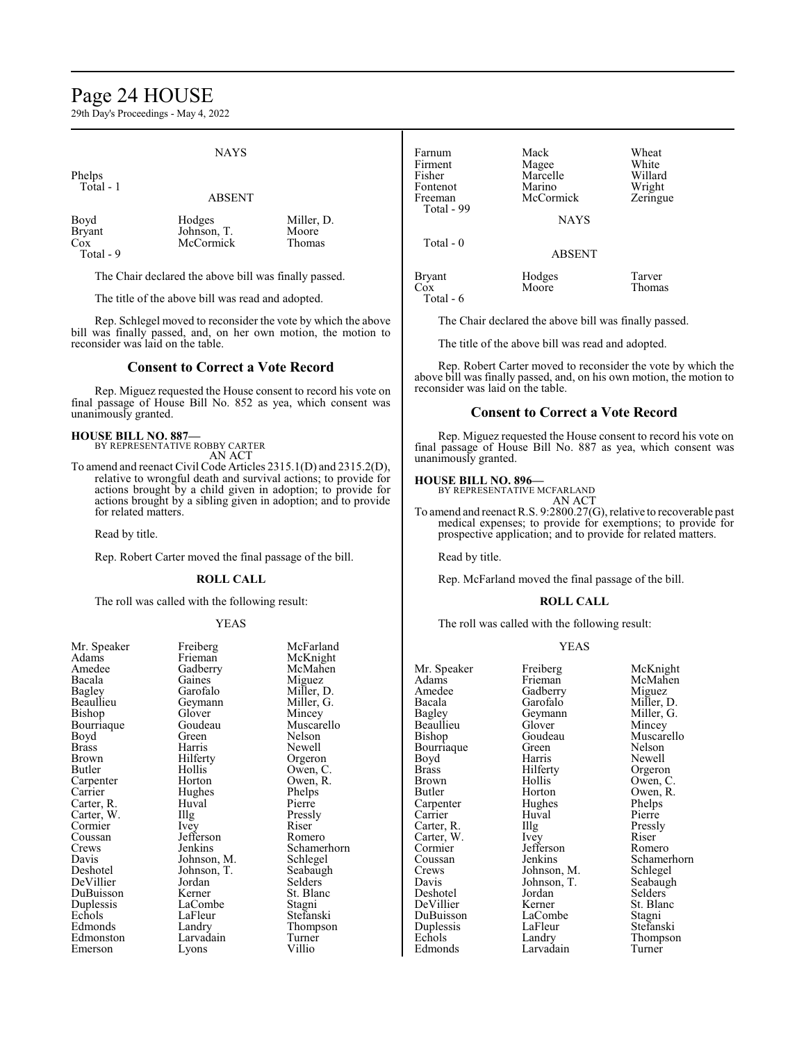NAYS

Phelps
Total - 1

ABSENT

| | | |
|---|---|---|
| Boyd | Hodges | Miller, D. |
| Bryant | Johnson, T. | Moore |
| Cox | McCormick | Thomas |

Total - 9

The Chair declared the above bill was finally passed.

The title of the above bill was read and adopted.

Rep. Schlegel moved to reconsider the vote by which the above bill was finally passed, and, on her own motion, the motion to reconsider was laid on the table.

## Consent to Correct a Vote Record

Rep. Miguez requested the House consent to record his vote on final passage of House Bill No. 852 as yea, which consent was unanimously granted.

**HOUSE BILL NO. 887—**
BY REPRESENTATIVE ROBBY CARTER
AN ACT

To amend and reenact Civil Code Articles 2315.1(D) and 2315.2(D), relative to wrongful death and survival actions; to provide for actions brought by a child given in adoption; to provide for actions brought by a sibling given in adoption; and to provide for related matters.

Read by title.

Rep. Robert Carter moved the final passage of the bill.

**ROLL CALL**

The roll was called with the following result:

YEAS

| | | |
|---|---|---|
| Mr. Speaker | Freiberg | McFarland |
| Adams | Frieman | McKnight |
| Amedee | Gadberry | McMahen |
| Bacala | Gaines | Miguez |
| Bagley | Garofalo | Miller, D. |
| Beaullieu | Geymann | Miller, G. |
| Bishop | Glover | Mincey |
| Bourriaque | Goudeau | Muscarello |
| Boyd | Green | Nelson |
| Brass | Harris | Newell |
| Brown | Hilferty | Orgeron |
| Butler | Hollis | Owen, C. |
| Carpenter | Horton | Owen, R. |
| Carrier | Hughes | Phelps |
| Carter, R. | Huval | Pierre |
| Carter, W. | Illg | Pressly |
| Cormier | Ivey | Riser |
| Coussan | Jefferson | Romero |
| Crews | Jenkins | Schamerhorn |
| Davis | Johnson, M. | Schlegel |
| Deshotel | Johnson, T. | Seabaugh |
| DeVillier | Jordan | Selders |
| DuBuisson | Kerner | St. Blanc |
| Duplessis | LaCombe | Stagni |
| Echols | LaFleur | Stefanski |
| Edmonds | Landry | Thompson |
| Edmonston | Larvadain | Turner |
| Emerson | Lyons | Villio |
| Farnum | Mack | Wheat |
| Firment | Magee | White |
| Fisher | Marcelle | Willard |
| Fontenot | Marino | Wright |
| Freeman | McCormick | Zeringue |

Total - 99

NAYS

Total - 0

ABSENT

| | | |
|---|---|---|
| Bryant | Hodges | Tarver |
| Cox | Moore | Thomas |

Total - 6

The Chair declared the above bill was finally passed.

The title of the above bill was read and adopted.

Rep. Robert Carter moved to reconsider the vote by which the above bill was finally passed, and, on his own motion, the motion to reconsider was laid on the table.

## Consent to Correct a Vote Record

Rep. Miguez requested the House consent to record his vote on final passage of House Bill No. 887 as yea, which consent was unanimously granted.

**HOUSE BILL NO. 896—**
BY REPRESENTATIVE MCFARLAND
AN ACT

To amend and reenact R.S. 9:2800.27(G), relative to recoverable past medical expenses; to provide for exemptions; to provide for prospective application; and to provide for related matters.

Read by title.

Rep. McFarland moved the final passage of the bill.

**ROLL CALL**

The roll was called with the following result:

YEAS

| | | |
|---|---|---|
| Mr. Speaker | Freiberg | McKnight |
| Adams | Frieman | McMahen |
| Amedee | Gadberry | Miguez |
| Bacala | Garofalo | Miller, D. |
| Bagley | Geymann | Miller, G. |
| Beaullieu | Glover | Mincey |
| Bishop | Goudeau | Muscarello |
| Bourriaque | Green | Nelson |
| Boyd | Harris | Newell |
| Brass | Hilferty | Orgeron |
| Brown | Hollis | Owen, C. |
| Butler | Horton | Owen, R. |
| Carpenter | Hughes | Phelps |
| Carrier | Huval | Pierre |
| Carter, R. | Illg | Pressly |
| Carter, W. | Ivey | Riser |
| Cormier | Jefferson | Romero |
| Coussan | Jenkins | Schamerhorn |
| Crews | Johnson, M. | Schlegel |
| Davis | Johnson, T. | Seabaugh |
| Deshotel | Jordan | Selders |
| DeVillier | Kerner | St. Blanc |
| DuBuisson | LaCombe | Stagni |
| Duplessis | LaFleur | Stefanski |
| Echols | Landry | Thompson |
| Edmonds | Larvadain | Turner |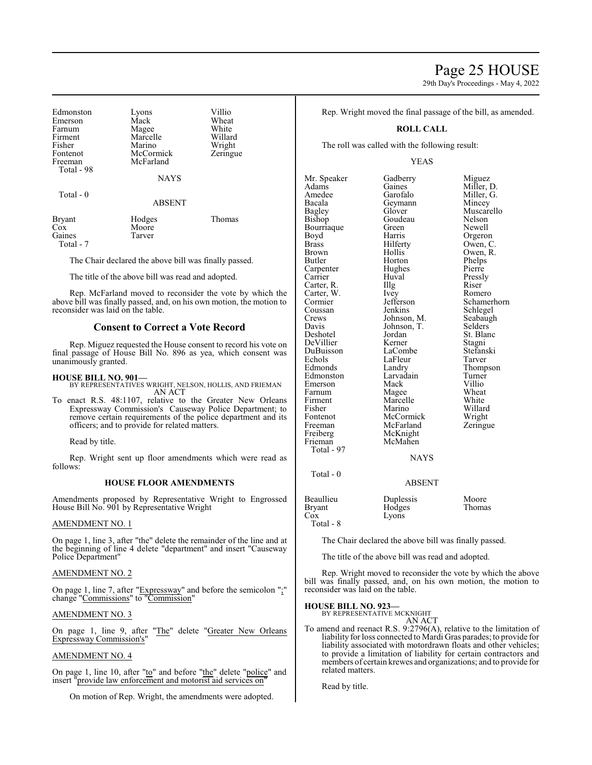| | | |
|---|---|---|
| Edmonston | Lyons | Villio |
| Emerson | Mack | Wheat |
| Farnum | Magee | White |
| Firment | Marcelle | Willard |
| Fisher | Marino | Wright |
| Fontenot | McCormick | Zeringue |
| Freeman | McFarland | |
| Total - 98 | | |

NAYS

Total - 0

ABSENT

| | | |
|---|---|---|
| Bryant | Hodges | Thomas |
| Cox | Moore | |
| Gaines | Tarver | |
| Total - 7 | | |

The Chair declared the above bill was finally passed.

The title of the above bill was read and adopted.

Rep. McFarland moved to reconsider the vote by which the above bill was finally passed, and, on his own motion, the motion to reconsider was laid on the table.

## Consent to Correct a Vote Record

Rep. Miguez requested the House consent to record his vote on final passage of House Bill No. 896 as yea, which consent was unanimously granted.

**HOUSE BILL NO. 901—**
BY REPRESENTATIVES WRIGHT, NELSON, HOLLIS, AND FRIEMAN
AN ACT

To enact R.S. 48:1107, relative to the Greater New Orleans Expressway Commission's Causeway Police Department; to remove certain requirements of the police department and its officers; and to provide for related matters.

Read by title.

Rep. Wright sent up floor amendments which were read as follows:

### HOUSE FLOOR AMENDMENTS

Amendments proposed by Representative Wright to Engrossed House Bill No. 901 by Representative Wright

AMENDMENT NO. 1

On page 1, line 3, after "the" delete the remainder of the line and at the beginning of line 4 delete "department" and insert "Causeway Police Department"

AMENDMENT NO. 2

On page 1, line 7, after "Expressway" and before the semicolon ";" change "Commissions" to "Commission"

AMENDMENT NO. 3

On page 1, line 9, after "The" delete "Greater New Orleans Expressway Commission's"

AMENDMENT NO. 4

On page 1, line 10, after "to" and before "the" delete "police" and insert "provide law enforcement and motorist aid services on"

On motion of Rep. Wright, the amendments were adopted.

Rep. Wright moved the final passage of the bill, as amended.

### ROLL CALL

The roll was called with the following result:

YEAS

| | | |
|---|---|---|
| Mr. Speaker | Gadberry | Miguez |
| Adams | Gaines | Miller, D. |
| Amedee | Garofalo | Miller, G. |
| Bacala | Geymann | Mincey |
| Bagley | Glover | Muscarello |
| Bishop | Goudeau | Nelson |
| Bourriaque | Green | Newell |
| Boyd | Harris | Orgeron |
| Brass | Hilferty | Owen, C. |
| Brown | Hollis | Owen, R. |
| Butler | Horton | Phelps |
| Carpenter | Hughes | Pierre |
| Carrier | Huval | Pressly |
| Carter, R. | Illg | Riser |
| Carter, W. | Ivey | Romero |
| Cormier | Jefferson | Schamerhorn |
| Coussan | Jenkins | Schlegel |
| Crews | Johnson, M. | Seabaugh |
| Davis | Johnson, T. | Selders |
| Deshotel | Jordan | St. Blanc |
| DeVillier | Kerner | Stagni |
| DuBuisson | LaCombe | Stefanski |
| Echols | LaFleur | Tarver |
| Edmonds | Landry | Thompson |
| Edmonston | Larvadain | Turner |
| Emerson | Mack | Villio |
| Farnum | Magee | Wheat |
| Firment | Marcelle | White |
| Fisher | Marino | Willard |
| Fontenot | McCormick | Wright |
| Freeman | McFarland | Zeringue |
| Freiberg | McKnight | |
| Frieman | McMahen | |
| Total - 97 | | |

NAYS

Total - 0

ABSENT

| | | |
|---|---|---|
| Beaullieu | Duplessis | Moore |
| Bryant | Hodges | Thomas |
| Cox | Lyons | |
| Total - 8 | | |

The Chair declared the above bill was finally passed.

The title of the above bill was read and adopted.

Rep. Wright moved to reconsider the vote by which the above bill was finally passed, and, on his own motion, the motion to reconsider was laid on the table.

**HOUSE BILL NO. 923—**
BY REPRESENTATIVE MCKNIGHT
AN ACT

To amend and reenact R.S. 9:2796(A), relative to the limitation of liability for loss connected to Mardi Gras parades; to provide for liability associated with motordrawn floats and other vehicles; to provide a limitation of liability for certain contractors and members of certain krewes and organizations; and to provide for related matters.

Read by title.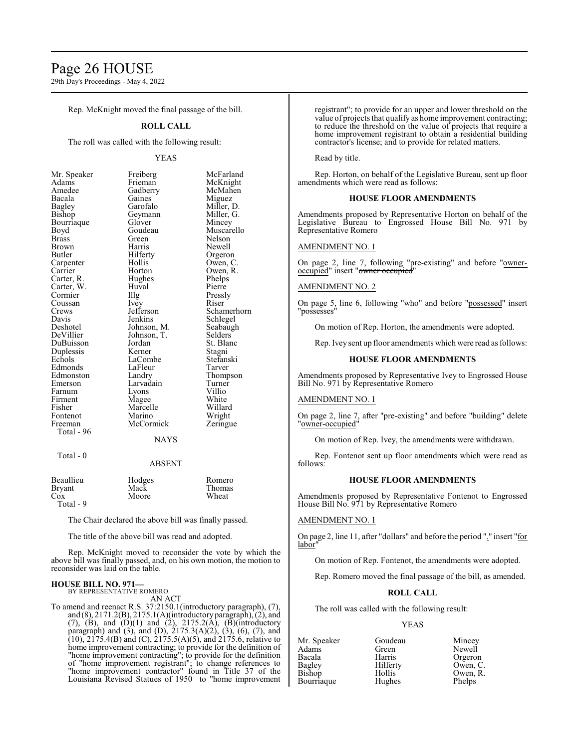Rep. McKnight moved the final passage of the bill.

**ROLL CALL**

The roll was called with the following result:

YEAS

| | | |
|---|---|---|
| Mr. Speaker | Freiberg | McFarland |
| Adams | Frieman | McKnight |
| Amedee | Gadberry | McMahen |
| Bacala | Gaines | Miguez |
| Bagley | Garofalo | Miller, D. |
| Bishop | Geymann | Miller, G. |
| Bourriaque | Glover | Mincey |
| Boyd | Goudeau | Muscarello |
| Brass | Green | Nelson |
| Brown | Harris | Newell |
| Butler | Hilferty | Orgeron |
| Carpenter | Hollis | Owen, C. |
| Carrier | Horton | Owen, R. |
| Carter, R. | Hughes | Phelps |
| Carter, W. | Huval | Pierre |
| Cormier | Illg | Pressly |
| Coussan | Ivey | Riser |
| Crews | Jefferson | Schamerhorn |
| Davis | Jenkins | Schlegel |
| Deshotel | Johnson, M. | Seabaugh |
| DeVillier | Johnson, T. | Selders |
| DuBuisson | Jordan | St. Blanc |
| Duplessis | Kerner | Stagni |
| Echols | LaCombe | Stefanski |
| Edmonds | LaFleur | Tarver |
| Edmonston | Landry | Thompson |
| Emerson | Larvadain | Turner |
| Farnum | Lyons | Villio |
| Firment | Magee | White |
| Fisher | Marcelle | Willard |
| Fontenot | Marino | Wright |
| Freeman | McCormick | Zeringue |

Total - 96

NAYS

Total - 0

ABSENT

| | | |
|---|---|---|
| Beaullieu | Hodges | Romero |
| Bryant | Mack | Thomas |
| Cox | Moore | Wheat |

Total - 9

The Chair declared the above bill was finally passed.

The title of the above bill was read and adopted.

Rep. McKnight moved to reconsider the vote by which the above bill was finally passed, and, on his own motion, the motion to reconsider was laid on the table.

**HOUSE BILL NO. 971—**
BY REPRESENTATIVE ROMERO

AN ACT

To amend and reenact R.S. 37:2150.1(introductory paragraph), (7), and (8), 2171.2(B), 2175.1(A)(introductory paragraph), (2), and (7), (B), and (D)(1) and (2), 2175.2(A), (B)(introductory paragraph) and (3), and (D), 2175.3(A)(2), (3), (6), (7), and (10), 2175.4(B) and (C), 2175.5(A)(5), and 2175.6, relative to home improvement contracting; to provide for the definition of "home improvement contracting"; to provide for the definition of "home improvement registrant"; to change references to "home improvement contractor" found in Title 37 of the Louisiana Revised Statues of 1950 to "home improvement registrant"; to provide for an upper and lower threshold on the value of projects that qualify as home improvement contracting; to reduce the threshold on the value of projects that require a home improvement registrant to obtain a residential building contractor's license; and to provide for related matters.

Read by title.

Rep. Horton, on behalf of the Legislative Bureau, sent up floor amendments which were read as follows:

**HOUSE FLOOR AMENDMENTS**

Amendments proposed by Representative Horton on behalf of the Legislative Bureau to Engrossed House Bill No. 971 by Representative Romero

AMENDMENT NO. 1

On page 2, line 7, following "pre-existing" and before "owner-occupied" insert "~~owner occupied~~"

AMENDMENT NO. 2

On page 5, line 6, following "who" and before "possessed" insert "~~possesses~~"

On motion of Rep. Horton, the amendments were adopted.

Rep. Ivey sent up floor amendments which were read as follows:

**HOUSE FLOOR AMENDMENTS**

Amendments proposed by Representative Ivey to Engrossed House Bill No. 971 by Representative Romero

AMENDMENT NO. 1

On page 2, line 7, after "pre-existing" and before "building" delete "owner-occupied"

On motion of Rep. Ivey, the amendments were withdrawn.

Rep. Fontenot sent up floor amendments which were read as follows:

**HOUSE FLOOR AMENDMENTS**

Amendments proposed by Representative Fontenot to Engrossed House Bill No. 971 by Representative Romero

AMENDMENT NO. 1

On page 2, line 11, after "dollars" and before the period "." insert "for labor"

On motion of Rep. Fontenot, the amendments were adopted.

Rep. Romero moved the final passage of the bill, as amended.

**ROLL CALL**

The roll was called with the following result:

YEAS

| | | |
|---|---|---|
| Mr. Speaker | Goudeau | Mincey |
| Adams | Green | Newell |
| Bacala | Harris | Orgeron |
| Bagley | Hilferty | Owen, C. |
| Bishop | Hollis | Owen, R. |
| Bourriaque | Hughes | Phelps |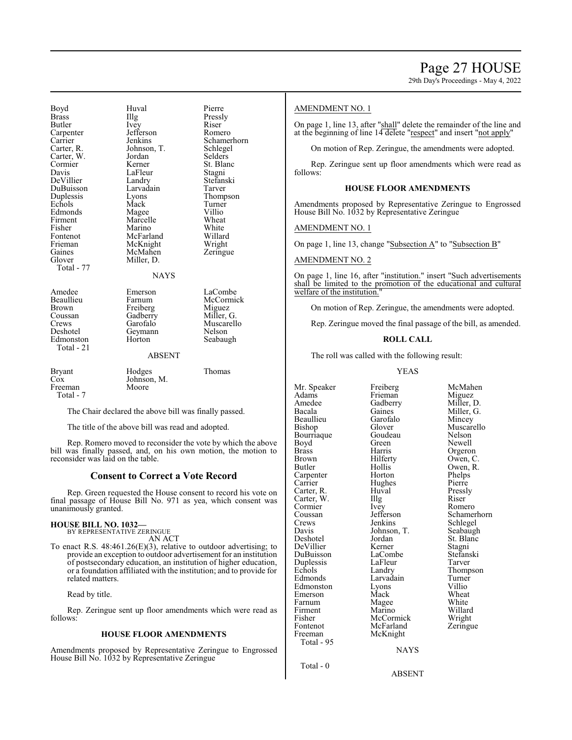| | | |
|---|---|---|
| Boyd | Huval | Pierre |
| Brass | Illg | Pressly |
| Butler | Ivey | Riser |
| Carpenter | Jefferson | Romero |
| Carrier | Jenkins | Schamerhorn |
| Carter, R. | Johnson, T. | Schlegel |
| Carter, W. | Jordan | Selders |
| Cormier | Kerner | St. Blanc |
| Davis | LaFleur | Stagni |
| DeVillier | Landry | Stefanski |
| DuBuisson | Larvadain | Tarver |
| Duplessis | Lyons | Thompson |
| Echols | Mack | Turner |
| Edmonds | Magee | Villio |
| Firment | Marcelle | Wheat |
| Fisher | Marino | White |
| Fontenot | McFarland | Willard |
| Frieman | McKnight | Wright |
| Gaines | McMahen | Zeringue |
| Glover | Miller, D. | |
| Total - 77 | | |

NAYS

| | | |
|---|---|---|
| Amedee | Emerson | LaCombe |
| Beaullieu | Farnum | McCormick |
| Brown | Freiberg | Miguez |
| Coussan | Gadberry | Miller, G. |
| Crews | Garofalo | Muscarello |
| Deshotel | Geymann | Nelson |
| Edmonston | Horton | Seabaugh |
| Total - 21 | | |

ABSENT

| | | |
|---|---|---|
| Bryant | Hodges | Thomas |
| Cox | Johnson, M. | |
| Freeman | Moore | |
| Total - 7 | | |

The Chair declared the above bill was finally passed.

The title of the above bill was read and adopted.

Rep. Romero moved to reconsider the vote by which the above bill was finally passed, and, on his own motion, the motion to reconsider was laid on the table.

## Consent to Correct a Vote Record

Rep. Green requested the House consent to record his vote on final passage of House Bill No. 971 as yea, which consent was unanimously granted.

**HOUSE BILL NO. 1032—**
BY REPRESENTATIVE ZERINGUE
AN ACT

To enact R.S. 48:461.26(E)(3), relative to outdoor advertising; to provide an exception to outdoor advertisement for an institution of postsecondary education, an institution of higher education, or a foundation affiliated with the institution; and to provide for related matters.

Read by title.

Rep. Zeringue sent up floor amendments which were read as follows:

### HOUSE FLOOR AMENDMENTS

Amendments proposed by Representative Zeringue to Engrossed House Bill No. 1032 by Representative Zeringue

AMENDMENT NO. 1

On page 1, line 13, after "shall" delete the remainder of the line and at the beginning of line 14 delete "respect" and insert "not apply"

On motion of Rep. Zeringue, the amendments were adopted.

Rep. Zeringue sent up floor amendments which were read as follows:

### HOUSE FLOOR AMENDMENTS

Amendments proposed by Representative Zeringue to Engrossed House Bill No. 1032 by Representative Zeringue

AMENDMENT NO. 1

On page 1, line 13, change "Subsection A" to "Subsection B"

AMENDMENT NO. 2

On page 1, line 16, after "institution." insert "Such advertisements shall be limited to the promotion of the educational and cultural welfare of the institution."

On motion of Rep. Zeringue, the amendments were adopted.

Rep. Zeringue moved the final passage of the bill, as amended.

### ROLL CALL

The roll was called with the following result:

YEAS

| | | |
|---|---|---|
| Mr. Speaker | Freiberg | McMahen |
| Adams | Frieman | Miguez |
| Amedee | Gadberry | Miller, D. |
| Bacala | Gaines | Miller, G. |
| Beaullieu | Garofalo | Mincey |
| Bishop | Glover | Muscarello |
| Bourriaque | Goudeau | Nelson |
| Boyd | Green | Newell |
| Brass | Harris | Orgeron |
| Brown | Hilferty | Owen, C. |
| Butler | Hollis | Owen, R. |
| Carpenter | Horton | Phelps |
| Carrier | Hughes | Pierre |
| Carter, R. | Huval | Pressly |
| Carter, W. | Illg | Riser |
| Cormier | Ivey | Romero |
| Coussan | Jefferson | Schamerhorn |
| Crews | Jenkins | Schlegel |
| Davis | Johnson, T. | Seabaugh |
| Deshotel | Jordan | St. Blanc |
| DeVillier | Kerner | Stagni |
| DuBuisson | LaCombe | Stefanski |
| Duplessis | LaFleur | Tarver |
| Echols | Landry | Thompson |
| Edmonds | Larvadain | Turner |
| Edmonston | Lyons | Villio |
| Emerson | Mack | Wheat |
| Farnum | Magee | White |
| Firment | Marino | Willard |
| Fisher | McCormick | Wright |
| Fontenot | McFarland | Zeringue |
| Freeman | McKnight | |
| Total - 95 | | |

NAYS

Total - 0

ABSENT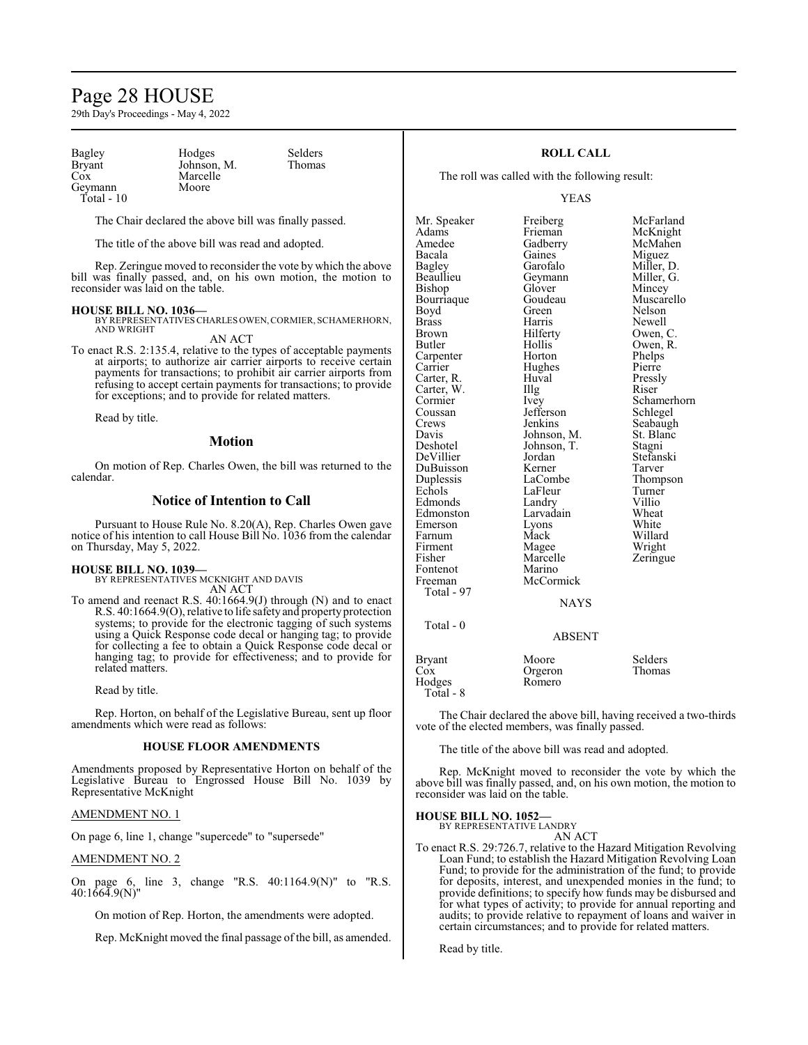| | | |
|---|---|---|
| Bagley | Hodges | Selders |
| Bryant | Johnson, M. | Thomas |
| Cox | Marcelle | |
| Geymann | Moore | |
| Total - 10 | | |

The Chair declared the above bill was finally passed.

The title of the above bill was read and adopted.

Rep. Zeringue moved to reconsider the vote by which the above bill was finally passed, and, on his own motion, the motion to reconsider was laid on the table.

**HOUSE BILL NO. 1036—**
BY REPRESENTATIVES CHARLES OWEN, CORMIER, SCHAMERHORN, AND WRIGHT

AN ACT

To enact R.S. 2:135.4, relative to the types of acceptable payments at airports; to authorize air carrier airports to receive certain payments for transactions; to prohibit air carrier airports from refusing to accept certain payments for transactions; to provide for exceptions; and to provide for related matters.

Read by title.

## Motion

On motion of Rep. Charles Owen, the bill was returned to the calendar.

## Notice of Intention to Call

Pursuant to House Rule No. 8.20(A), Rep. Charles Owen gave notice of his intention to call House Bill No. 1036 from the calendar on Thursday, May 5, 2022.

**HOUSE BILL NO. 1039—**
BY REPRESENTATIVES MCKNIGHT AND DAVIS

AN ACT

To amend and reenact R.S. 40:1664.9(J) through (N) and to enact R.S. 40:1664.9(O), relative to life safety and property protection systems; to provide for the electronic tagging of such systems using a Quick Response code decal or hanging tag; to provide for collecting a fee to obtain a Quick Response code decal or hanging tag; to provide for effectiveness; and to provide for related matters.

Read by title.

Rep. Horton, on behalf of the Legislative Bureau, sent up floor amendments which were read as follows:

**HOUSE FLOOR AMENDMENTS**

Amendments proposed by Representative Horton on behalf of the Legislative Bureau to Engrossed House Bill No. 1039 by Representative McKnight

AMENDMENT NO. 1

On page 6, line 1, change "supercede" to "supersede"

AMENDMENT NO. 2

On page 6, line 3, change "R.S. 40:1164.9(N)" to "R.S. 40:1664.9(N)"

On motion of Rep. Horton, the amendments were adopted.

Rep. McKnight moved the final passage of the bill, as amended.

**ROLL CALL**

The roll was called with the following result:

YEAS

| | | |
|---|---|---|
| Mr. Speaker | Freiberg | McFarland |
| Adams | Frieman | McKnight |
| Amedee | Gadberry | McMahen |
| Bacala | Gaines | Miguez |
| Bagley | Garofalo | Miller, D. |
| Beaullieu | Geymann | Miller, G. |
| Bishop | Glover | Mincey |
| Bourriaque | Goudeau | Muscarello |
| Boyd | Green | Nelson |
| Brass | Harris | Newell |
| Brown | Hilferty | Owen, C. |
| Butler | Hollis | Owen, R. |
| Carpenter | Horton | Phelps |
| Carrier | Hughes | Pierre |
| Carter, R. | Huval | Pressly |
| Carter, W. | Illg | Riser |
| Cormier | Ivey | Schamerhorn |
| Coussan | Jefferson | Schlegel |
| Crews | Jenkins | Seabaugh |
| Davis | Johnson, M. | St. Blanc |
| Deshotel | Johnson, T. | Stagni |
| DeVillier | Jordan | Stefanski |
| DuBuisson | Kerner | Tarver |
| Duplessis | LaCombe | Thompson |
| Echols | LaFleur | Turner |
| Edmonds | Landry | Villio |
| Edmonston | Larvadain | Wheat |
| Emerson | Lyons | White |
| Farnum | Mack | Willard |
| Firment | Magee | Wright |
| Fisher | Marcelle | Zeringue |
| Fontenot | Marino | |
| Freeman | McCormick | |
| Total - 97 | | |

NAYS

Total - 0

ABSENT

| | | |
|---|---|---|
| Bryant | Moore | Selders |
| Cox | Orgeron | Thomas |
| Hodges | Romero | |
| Total - 8 | | |

The Chair declared the above bill, having received a two-thirds vote of the elected members, was finally passed.

The title of the above bill was read and adopted.

Rep. McKnight moved to reconsider the vote by which the above bill was finally passed, and, on his own motion, the motion to reconsider was laid on the table.

**HOUSE BILL NO. 1052—**
BY REPRESENTATIVE LANDRY

AN ACT

To enact R.S. 29:726.7, relative to the Hazard Mitigation Revolving Loan Fund; to establish the Hazard Mitigation Revolving Loan Fund; to provide for the administration of the fund; to provide for deposits, interest, and unexpended monies in the fund; to provide definitions; to specify how funds may be disbursed and for what types of activity; to provide for annual reporting and audits; to provide relative to repayment of loans and waiver in certain circumstances; and to provide for related matters.

Read by title.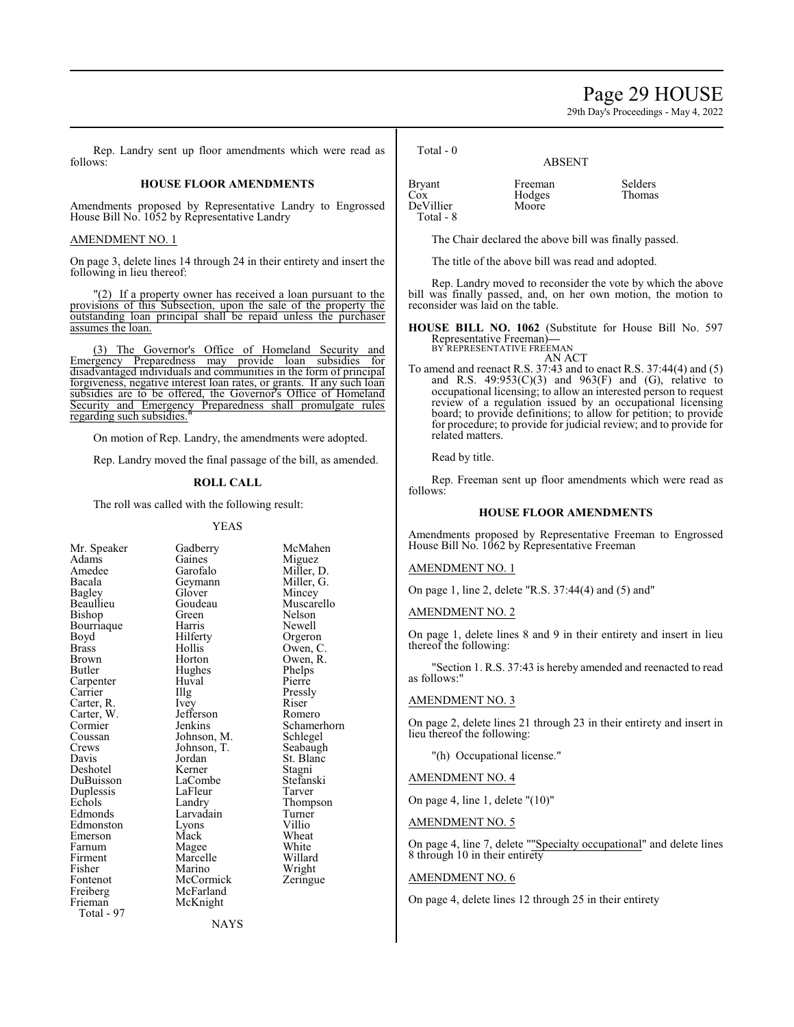Rep. Landry sent up floor amendments which were read as follows:

### HOUSE FLOOR AMENDMENTS

Amendments proposed by Representative Landry to Engrossed House Bill No. 1052 by Representative Landry

AMENDMENT NO. 1

On page 3, delete lines 14 through 24 in their entirety and insert the following in lieu thereof:

"(2) If a property owner has received a loan pursuant to the provisions of this Subsection, upon the sale of the property the outstanding loan principal shall be repaid unless the purchaser assumes the loan.

(3) The Governor's Office of Homeland Security and Emergency Preparedness may provide loan subsidies for disadvantaged individuals and communities in the form of principal forgiveness, negative interest loan rates, or grants. If any such loan subsidies are to be offered, the Governor's Office of Homeland Security and Emergency Preparedness shall promulgate rules regarding such subsidies."

On motion of Rep. Landry, the amendments were adopted.

Rep. Landry moved the final passage of the bill, as amended.

### ROLL CALL

The roll was called with the following result:

YEAS

| | | |
|---|---|---|
| Mr. Speaker | Gadberry | McMahen |
| Adams | Gaines | Miguez |
| Amedee | Garofalo | Miller, D. |
| Bacala | Geymann | Miller, G. |
| Bagley | Glover | Mincey |
| Beaullieu | Goudeau | Muscarello |
| Bishop | Green | Nelson |
| Bourriaque | Harris | Newell |
| Boyd | Hilferty | Orgeron |
| Brass | Hollis | Owen, C. |
| Brown | Horton | Owen, R. |
| Butler | Hughes | Phelps |
| Carpenter | Huval | Pierre |
| Carrier | Illg | Pressly |
| Carter, R. | Ivey | Riser |
| Carter, W. | Jefferson | Romero |
| Cormier | Jenkins | Schamerhorn |
| Coussan | Johnson, M. | Schlegel |
| Crews | Johnson, T. | Seabaugh |
| Davis | Jordan | St. Blanc |
| Deshotel | Kerner | Stagni |
| DuBuisson | LaCombe | Stefanski |
| Duplessis | LaFleur | Tarver |
| Echols | Landry | Thompson |
| Edmonds | Larvadain | Turner |
| Edmonston | Lyons | Villio |
| Emerson | Mack | Wheat |
| Farnum | Magee | White |
| Firment | Marcelle | Willard |
| Fisher | Marino | Wright |
| Fontenot | McCormick | Zeringue |
| Freiberg | McFarland | |
| Frieman | McKnight | |

Total - 97

NAYS

Total - 0

ABSENT

| | | |
|---|---|---|
| Bryant | Freeman | Selders |
| Cox | Hodges | Thomas |
| DeVillier | Moore | |

Total - 8

The Chair declared the above bill was finally passed.

The title of the above bill was read and adopted.

Rep. Landry moved to reconsider the vote by which the above bill was finally passed, and, on her own motion, the motion to reconsider was laid on the table.

**HOUSE BILL NO. 1062** (Substitute for House Bill No. 597 Representative Freeman)—
BY REPRESENTATIVE FREEMAN
AN ACT
To amend and reenact R.S. 37:43 and to enact R.S. 37:44(4) and (5) and R.S. 49:953(C)(3) and 963(F) and (G), relative to occupational licensing; to allow an interested person to request review of a regulation issued by an occupational licensing board; to provide definitions; to allow for petition; to provide for procedure; to provide for judicial review; and to provide for related matters.

Read by title.

Rep. Freeman sent up floor amendments which were read as follows:

### HOUSE FLOOR AMENDMENTS

Amendments proposed by Representative Freeman to Engrossed House Bill No. 1062 by Representative Freeman

AMENDMENT NO. 1

On page 1, line 2, delete "R.S. 37:44(4) and (5) and"

AMENDMENT NO. 2

On page 1, delete lines 8 and 9 in their entirety and insert in lieu thereof the following:

"Section 1. R.S. 37:43 is hereby amended and reenacted to read as follows:"

AMENDMENT NO. 3

On page 2, delete lines 21 through 23 in their entirety and insert in lieu thereof the following:

"(h) Occupational license."

AMENDMENT NO. 4

On page 4, line 1, delete "(10)"

AMENDMENT NO. 5

On page 4, line 7, delete ""Specialty occupational" and delete lines 8 through 10 in their entirety

AMENDMENT NO. 6

On page 4, delete lines 12 through 25 in their entirety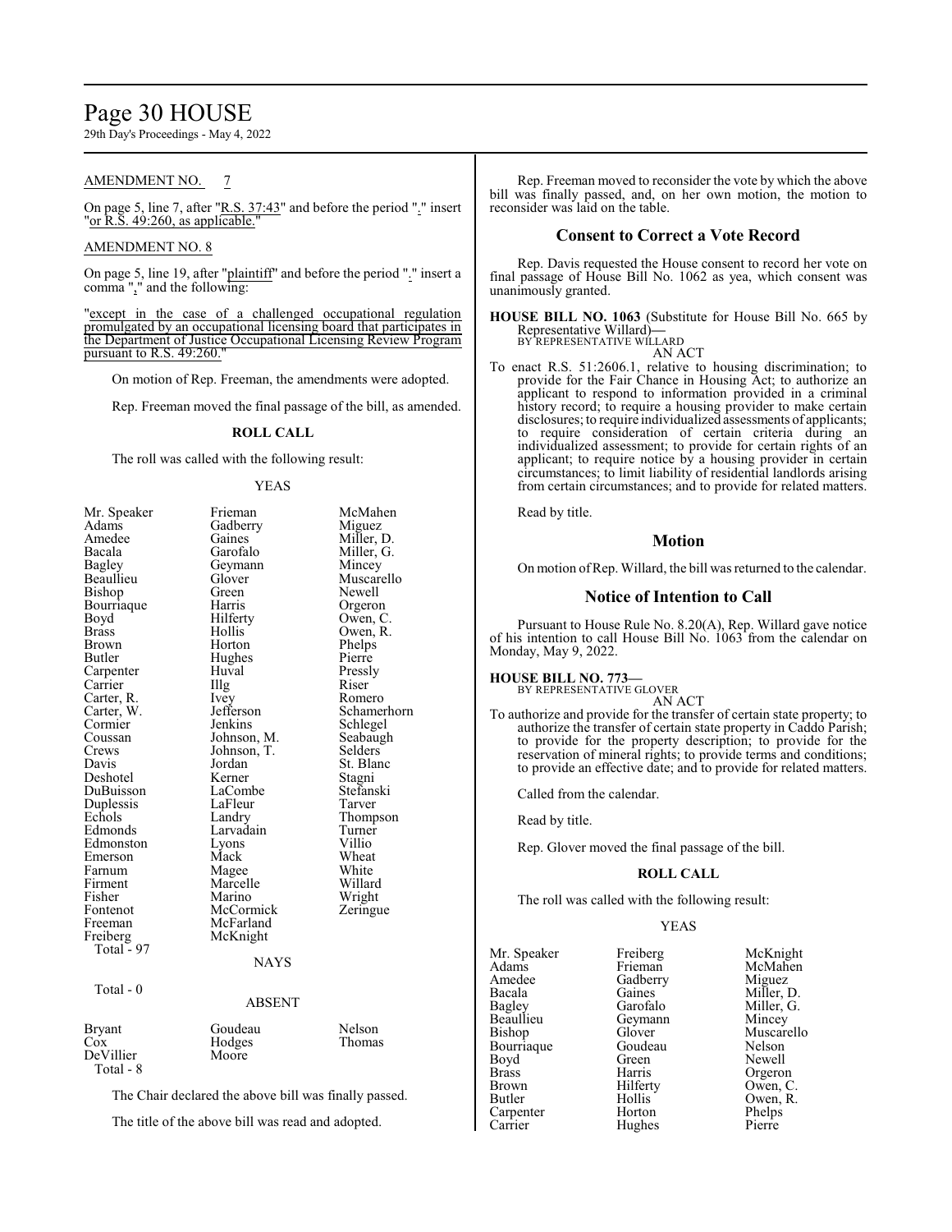AMENDMENT NO. 7

On page 5, line 7, after "R.S. 37:43" and before the period "." insert "or R.S. 49:260, as applicable."

AMENDMENT NO. 8

On page 5, line 19, after "plaintiff" and before the period "." insert a comma "," and the following:

"except in the case of a challenged occupational regulation promulgated by an occupational licensing board that participates in the Department of Justice Occupational Licensing Review Program pursuant to R.S. 49:260."

On motion of Rep. Freeman, the amendments were adopted.

Rep. Freeman moved the final passage of the bill, as amended.

**ROLL CALL**

The roll was called with the following result:

YEAS

| | | |
|---|---|---|
| Mr. Speaker | Frieman | McMahen |
| Adams | Gadberry | Miguez |
| Amedee | Gaines | Miller, D. |
| Bacala | Garofalo | Miller, G. |
| Bagley | Geymann | Mincey |
| Beaullieu | Glover | Muscarello |
| Bishop | Green | Newell |
| Bourriaque | Harris | Orgeron |
| Boyd | Hilferty | Owen, C. |
| Brass | Hollis | Owen, R. |
| Brown | Horton | Phelps |
| Butler | Hughes | Pierre |
| Carpenter | Huval | Pressly |
| Carrier | Illg | Riser |
| Carter, R. | Ivey | Romero |
| Carter, W. | Jefferson | Schamerhorn |
| Cormier | Jenkins | Schlegel |
| Coussan | Johnson, M. | Seabaugh |
| Crews | Johnson, T. | Selders |
| Davis | Jordan | St. Blanc |
| Deshotel | Kerner | Stagni |
| DuBuisson | LaCombe | Stefanski |
| Duplessis | LaFleur | Tarver |
| Echols | Landry | Thompson |
| Edmonds | Larvadain | Turner |
| Edmonston | Lyons | Villio |
| Emerson | Mack | Wheat |
| Farnum | Magee | White |
| Firment | Marcelle | Willard |
| Fisher | Marino | Wright |
| Fontenot | McCormick | Zeringue |
| Freeman | McFarland | |
| Freiberg | McKnight | |
| Total - 97 | | |

NAYS

Total - 0

ABSENT

| | | |
|---|---|---|
| Bryant | Goudeau | Nelson |
| Cox | Hodges | Thomas |
| DeVillier | Moore | |
| Total - 8 | | |

The Chair declared the above bill was finally passed.

The title of the above bill was read and adopted.

Rep. Freeman moved to reconsider the vote by which the above bill was finally passed, and, on her own motion, the motion to reconsider was laid on the table.

## Consent to Correct a Vote Record

Rep. Davis requested the House consent to record her vote on final passage of House Bill No. 1062 as yea, which consent was unanimously granted.

**HOUSE BILL NO. 1063** (Substitute for House Bill No. 665 by Representative Willard)**—**
BY REPRESENTATIVE WILLARD
AN ACT

To enact R.S. 51:2606.1, relative to housing discrimination; to provide for the Fair Chance in Housing Act; to authorize an applicant to respond to information provided in a criminal history record; to require a housing provider to make certain disclosures; to require individualized assessments of applicants; to require consideration of certain criteria during an individualized assessment; to provide for certain rights of an applicant; to require notice by a housing provider in certain circumstances; to limit liability of residential landlords arising from certain circumstances; and to provide for related matters.

Read by title.

## Motion

On motion of Rep. Willard, the bill was returned to the calendar.

## Notice of Intention to Call

Pursuant to House Rule No. 8.20(A), Rep. Willard gave notice of his intention to call House Bill No. 1063 from the calendar on Monday, May 9, 2022.

**HOUSE BILL NO. 773—**
BY REPRESENTATIVE GLOVER
AN ACT

To authorize and provide for the transfer of certain state property; to authorize the transfer of certain state property in Caddo Parish; to provide for the property description; to provide for the reservation of mineral rights; to provide terms and conditions; to provide an effective date; and to provide for related matters.

Called from the calendar.

Read by title.

Rep. Glover moved the final passage of the bill.

**ROLL CALL**

The roll was called with the following result:

YEAS

| | | |
|---|---|---|
| Mr. Speaker | Freiberg | McKnight |
| Adams | Frieman | McMahen |
| Amedee | Gadberry | Miguez |
| Bacala | Gaines | Miller, D. |
| Bagley | Garofalo | Miller, G. |
| Beaullieu | Geymann | Mincey |
| Bishop | Glover | Muscarello |
| Bourriaque | Goudeau | Nelson |
| Boyd | Green | Newell |
| Brass | Harris | Orgeron |
| Brown | Hilferty | Owen, C. |
| Butler | Hollis | Owen, R. |
| Carpenter | Horton | Phelps |
| Carrier | Hughes | Pierre |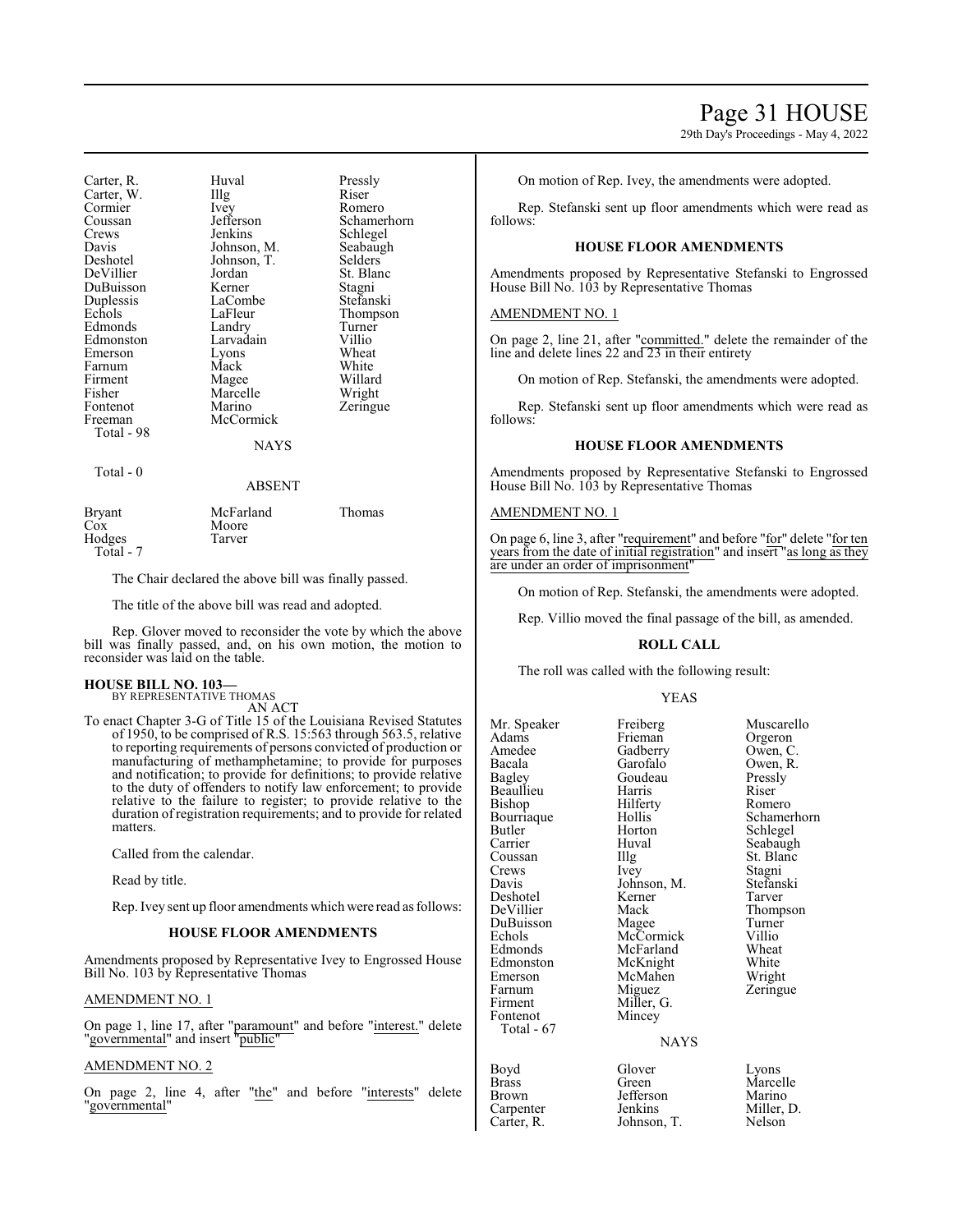| | | |
|---|---|---|
| Carter, R. | Huval | Pressly |
| Carter, W. | Illg | Riser |
| Cormier | Ivey | Romero |
| Coussan | Jefferson | Schamerhorn |
| Crews | Jenkins | Schlegel |
| Davis | Johnson, M. | Seabaugh |
| Deshotel | Johnson, T. | Selders |
| DeVillier | Jordan | St. Blanc |
| DuBuisson | Kerner | Stagni |
| Duplessis | LaCombe | Stefanski |
| Echols | LaFleur | Thompson |
| Edmonds | Landry | Turner |
| Edmonston | Larvadain | Villio |
| Emerson | Lyons | Wheat |
| Farnum | Mack | White |
| Firment | Magee | Willard |
| Fisher | Marcelle | Wright |
| Fontenot | Marino | Zeringue |
| Freeman | McCormick | |

Total - 98

NAYS

Total - 0

ABSENT

| | | |
|---|---|---|
| Bryant | McFarland | Thomas |
| Cox | Moore | |
| Hodges | Tarver | |

Total - 7

The Chair declared the above bill was finally passed.

The title of the above bill was read and adopted.

Rep. Glover moved to reconsider the vote by which the above bill was finally passed, and, on his own motion, the motion to reconsider was laid on the table.

**HOUSE BILL NO. 103—**
BY REPRESENTATIVE THOMAS
AN ACT

To enact Chapter 3-G of Title 15 of the Louisiana Revised Statutes of 1950, to be comprised of R.S. 15:563 through 563.5, relative to reporting requirements of persons convicted of production or manufacturing of methamphetamine; to provide for purposes and notification; to provide for definitions; to provide relative to the duty of offenders to notify law enforcement; to provide relative to the failure to register; to provide relative to the duration of registration requirements; and to provide for related matters.

Called from the calendar.

Read by title.

Rep. Ivey sent up floor amendments which were read as follows:

**HOUSE FLOOR AMENDMENTS**

Amendments proposed by Representative Ivey to Engrossed House Bill No. 103 by Representative Thomas

AMENDMENT NO. 1

On page 1, line 17, after "paramount" and before "interest." delete "governmental" and insert "public"

AMENDMENT NO. 2

On page 2, line 4, after "the" and before "interests" delete "governmental"

On motion of Rep. Ivey, the amendments were adopted.

Rep. Stefanski sent up floor amendments which were read as follows:

**HOUSE FLOOR AMENDMENTS**

Amendments proposed by Representative Stefanski to Engrossed House Bill No. 103 by Representative Thomas

AMENDMENT NO. 1

On page 2, line 21, after "committed." delete the remainder of the line and delete lines 22 and 23 in their entirety

On motion of Rep. Stefanski, the amendments were adopted.

Rep. Stefanski sent up floor amendments which were read as follows:

**HOUSE FLOOR AMENDMENTS**

Amendments proposed by Representative Stefanski to Engrossed House Bill No. 103 by Representative Thomas

AMENDMENT NO. 1

On page 6, line 3, after "requirement" and before "for" delete "for ten years from the date of initial registration" and insert "as long as they are under an order of imprisonment"

On motion of Rep. Stefanski, the amendments were adopted.

Rep. Villio moved the final passage of the bill, as amended.

**ROLL CALL**

The roll was called with the following result:

YEAS

| | | |
|---|---|---|
| Mr. Speaker | Freiberg | Muscarello |
| Adams | Frieman | Orgeron |
| Amedee | Gadberry | Owen, C. |
| Bacala | Garofalo | Owen, R. |
| Bagley | Goudeau | Pressly |
| Beaullieu | Harris | Riser |
| Bishop | Hilferty | Romero |
| Bourriaque | Hollis | Schamerhorn |
| Butler | Horton | Schlegel |
| Carrier | Huval | Seabaugh |
| Coussan | Illg | St. Blanc |
| Crews | Ivey | Stagni |
| Davis | Johnson, M. | Stefanski |
| Deshotel | Kerner | Tarver |
| DeVillier | Mack | Thompson |
| DuBuisson | Magee | Turner |
| Echols | McCormick | Villio |
| Edmonds | McFarland | Wheat |
| Edmonston | McKnight | White |
| Emerson | McMahen | Wright |
| Farnum | Miguez | Zeringue |
| Firment | Miller, G. | |
| Fontenot | Mincey | |

Total - 67

NAYS

| | | |
|---|---|---|
| Boyd | Glover | Lyons |
| Brass | Green | Marcelle |
| Brown | Jefferson | Marino |
| Carpenter | Jenkins | Miller, D. |
| Carter, R. | Johnson, T. | Nelson |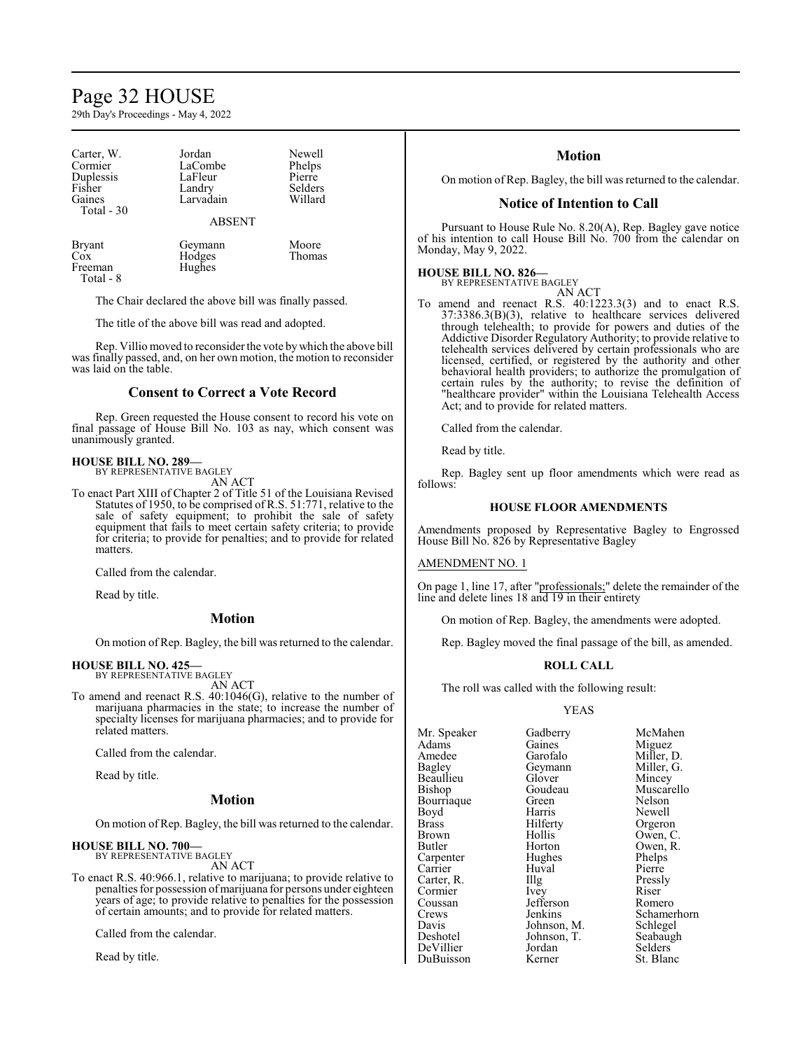| | | |
|---|---|---|
| Carter, W. | Jordan | Newell |
| Cormier | LaCombe | Phelps |
| Duplessis | LaFleur | Pierre |
| Fisher | Landry | Selders |
| Gaines | Larvadain | Willard |
| Total - 30 | | |

ABSENT

| | | |
|---|---|---|
| Bryant | Geymann | Moore |
| Cox | Hodges | Thomas |
| Freeman | Hughes | |
| Total - 8 | | |

The Chair declared the above bill was finally passed.

The title of the above bill was read and adopted.

Rep. Villio moved to reconsider the vote by which the above bill was finally passed, and, on her own motion, the motion to reconsider was laid on the table.

## Consent to Correct a Vote Record

Rep. Green requested the House consent to record his vote on final passage of House Bill No. 103 as nay, which consent was unanimously granted.

**HOUSE BILL NO. 289—**
BY REPRESENTATIVE BAGLEY
AN ACT

To enact Part XIII of Chapter 2 of Title 51 of the Louisiana Revised Statutes of 1950, to be comprised of R.S. 51:771, relative to the sale of safety equipment; to prohibit the sale of safety equipment that fails to meet certain safety criteria; to provide for criteria; to provide for penalties; and to provide for related matters.

Called from the calendar.

Read by title.

## Motion

On motion of Rep. Bagley, the bill was returned to the calendar.

**HOUSE BILL NO. 425—**
BY REPRESENTATIVE BAGLEY
AN ACT

To amend and reenact R.S. 40:1046(G), relative to the number of marijuana pharmacies in the state; to increase the number of specialty licenses for marijuana pharmacies; and to provide for related matters.

Called from the calendar.

Read by title.

## Motion

On motion of Rep. Bagley, the bill was returned to the calendar.

**HOUSE BILL NO. 700—**
BY REPRESENTATIVE BAGLEY
AN ACT

To enact R.S. 40:966.1, relative to marijuana; to provide relative to penalties for possession of marijuana for persons under eighteen years of age; to provide relative to penalties for the possession of certain amounts; and to provide for related matters.

Called from the calendar.

Read by title.

## Motion

On motion of Rep. Bagley, the bill was returned to the calendar.

## Notice of Intention to Call

Pursuant to House Rule No. 8.20(A), Rep. Bagley gave notice of his intention to call House Bill No. 700 from the calendar on Monday, May 9, 2022.

**HOUSE BILL NO. 826—**
BY REPRESENTATIVE BAGLEY
AN ACT

To amend and reenact R.S. 40:1223.3(3) and to enact R.S. 37:3386.3(B)(3), relative to healthcare services delivered through telehealth; to provide for powers and duties of the Addictive Disorder Regulatory Authority; to provide relative to telehealth services delivered by certain professionals who are licensed, certified, or registered by the authority and other behavioral health providers; to authorize the promulgation of certain rules by the authority; to revise the definition of "healthcare provider" within the Louisiana Telehealth Access Act; and to provide for related matters.

Called from the calendar.

Read by title.

Rep. Bagley sent up floor amendments which were read as follows:

### HOUSE FLOOR AMENDMENTS

Amendments proposed by Representative Bagley to Engrossed House Bill No. 826 by Representative Bagley

AMENDMENT NO. 1

On page 1, line 17, after "professionals;" delete the remainder of the line and delete lines 18 and 19 in their entirety

On motion of Rep. Bagley, the amendments were adopted.

Rep. Bagley moved the final passage of the bill, as amended.

### ROLL CALL

The roll was called with the following result:

YEAS

| | | |
|---|---|---|
| Mr. Speaker | Gadberry | McMahen |
| Adams | Gaines | Miguez |
| Amedee | Garofalo | Miller, D. |
| Bagley | Geymann | Miller, G. |
| Beaullieu | Glover | Mincey |
| Bishop | Goudeau | Muscarello |
| Bourriaque | Green | Nelson |
| Boyd | Harris | Newell |
| Brass | Hilferty | Orgeron |
| Brown | Hollis | Owen, C. |
| Butler | Horton | Owen, R. |
| Carpenter | Hughes | Phelps |
| Carrier | Huval | Pierre |
| Carter, R. | Illg | Pressly |
| Cormier | Ivey | Riser |
| Coussan | Jefferson | Romero |
| Crews | Jenkins | Schamerhorn |
| Davis | Johnson, M. | Schlegel |
| Deshotel | Johnson, T. | Seabaugh |
| DeVillier | Jordan | Selders |
| DuBuisson | Kerner | St. Blanc |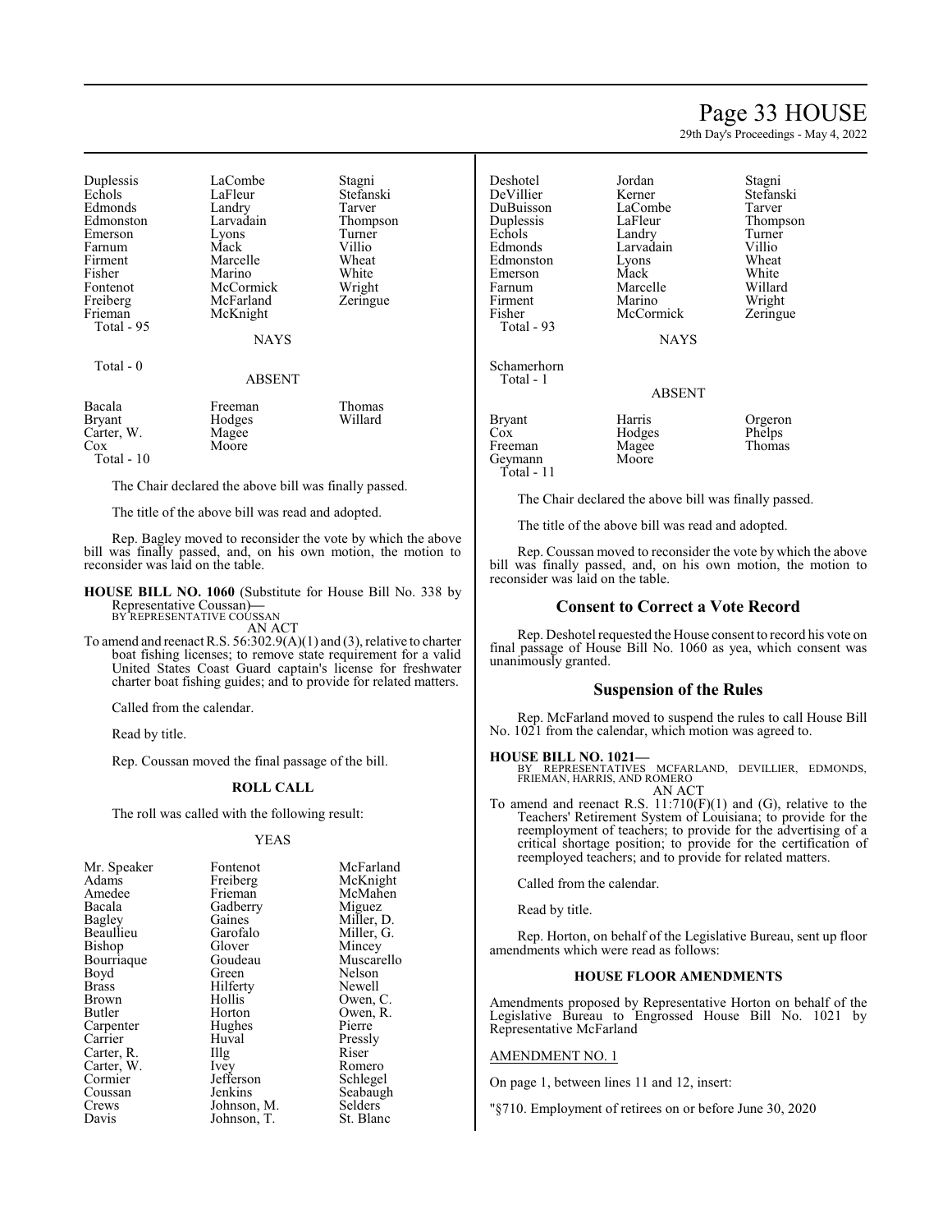| | | |
|---|---|---|
| Duplessis | LaCombe | Stagni |
| Echols | LaFleur | Stefanski |
| Edmonds | Landry | Tarver |
| Edmonston | Larvadain | Thompson |
| Emerson | Lyons | Turner |
| Farnum | Mack | Villio |
| Firment | Marcelle | Wheat |
| Fisher | Marino | White |
| Fontenot | McCormick | Wright |
| Freiberg | McFarland | Zeringue |
| Frieman | McKnight | |
| Total - 95 | | |

NAYS

Total - 0

ABSENT

| | | |
|---|---|---|
| Bacala | Freeman | Thomas |
| Bryant | Hodges | Willard |
| Carter, W. | Magee | |
| Cox | Moore | |
| Total - 10 | | |

The Chair declared the above bill was finally passed.

The title of the above bill was read and adopted.

Rep. Bagley moved to reconsider the vote by which the above bill was finally passed, and, on his own motion, the motion to reconsider was laid on the table.

**HOUSE BILL NO. 1060** (Substitute for House Bill No. 338 by Representative Coussan)**—**
BY REPRESENTATIVE COUSSAN
AN ACT

To amend and reenact R.S. 56:302.9(A)(1) and (3), relative to charter boat fishing licenses; to remove state requirement for a valid United States Coast Guard captain's license for freshwater charter boat fishing guides; and to provide for related matters.

Called from the calendar.

Read by title.

Rep. Coussan moved the final passage of the bill.

**ROLL CALL**

The roll was called with the following result:

YEAS

| | | |
|---|---|---|
| Mr. Speaker | Fontenot | McFarland |
| Adams | Freiberg | McKnight |
| Amedee | Frieman | McMahen |
| Bacala | Gadberry | Miguez |
| Bagley | Gaines | Miller, D. |
| Beaullieu | Garofalo | Miller, G. |
| Bishop | Glover | Mincey |
| Bourriaque | Goudeau | Muscarello |
| Boyd | Green | Nelson |
| Brass | Hilferty | Newell |
| Brown | Hollis | Owen, C. |
| Butler | Horton | Owen, R. |
| Carpenter | Hughes | Pierre |
| Carrier | Huval | Pressly |
| Carter, R. | Illg | Riser |
| Carter, W. | Ivey | Romero |
| Cormier | Jefferson | Schlegel |
| Coussan | Jenkins | Seabaugh |
| Crews | Johnson, M. | Selders |
| Davis | Johnson, T. | St. Blanc |
| Deshotel | Jordan | Stagni |
| DeVillier | Kerner | Stefanski |
| DuBuisson | LaCombe | Tarver |
| Duplessis | LaFleur | Thompson |
| Echols | Landry | Turner |
| Edmonds | Larvadain | Villio |
| Edmonston | Lyons | Wheat |
| Emerson | Mack | White |
| Farnum | Marcelle | Willard |
| Firment | Marino | Wright |
| Fisher | McCormick | Zeringue |
| Total - 93 | | |

NAYS

Schamerhorn
Total - 1

ABSENT

| | | |
|---|---|---|
| Bryant | Harris | Orgeron |
| Cox | Hodges | Phelps |
| Freeman | Magee | Thomas |
| Geymann | Moore | |
| Total - 11 | | |

The Chair declared the above bill was finally passed.

The title of the above bill was read and adopted.

Rep. Coussan moved to reconsider the vote by which the above bill was finally passed, and, on his own motion, the motion to reconsider was laid on the table.

## Consent to Correct a Vote Record

Rep. Deshotel requested the House consent to record his vote on final passage of House Bill No. 1060 as yea, which consent was unanimously granted.

## Suspension of the Rules

Rep. McFarland moved to suspend the rules to call House Bill No. 1021 from the calendar, which motion was agreed to.

**HOUSE BILL NO. 1021—**
BY REPRESENTATIVES MCFARLAND, DEVILLIER, EDMONDS, FRIEMAN, HARRIS, AND ROMERO
AN ACT

To amend and reenact R.S. 11:710(F)(1) and (G), relative to the Teachers' Retirement System of Louisiana; to provide for the reemployment of teachers; to provide for the advertising of a critical shortage position; to provide for the certification of reemployed teachers; and to provide for related matters.

Called from the calendar.

Read by title.

Rep. Horton, on behalf of the Legislative Bureau, sent up floor amendments which were read as follows:

**HOUSE FLOOR AMENDMENTS**

Amendments proposed by Representative Horton on behalf of the Legislative Bureau to Engrossed House Bill No. 1021 by Representative McFarland

AMENDMENT NO. 1

On page 1, between lines 11 and 12, insert:

"§710. Employment of retirees on or before June 30, 2020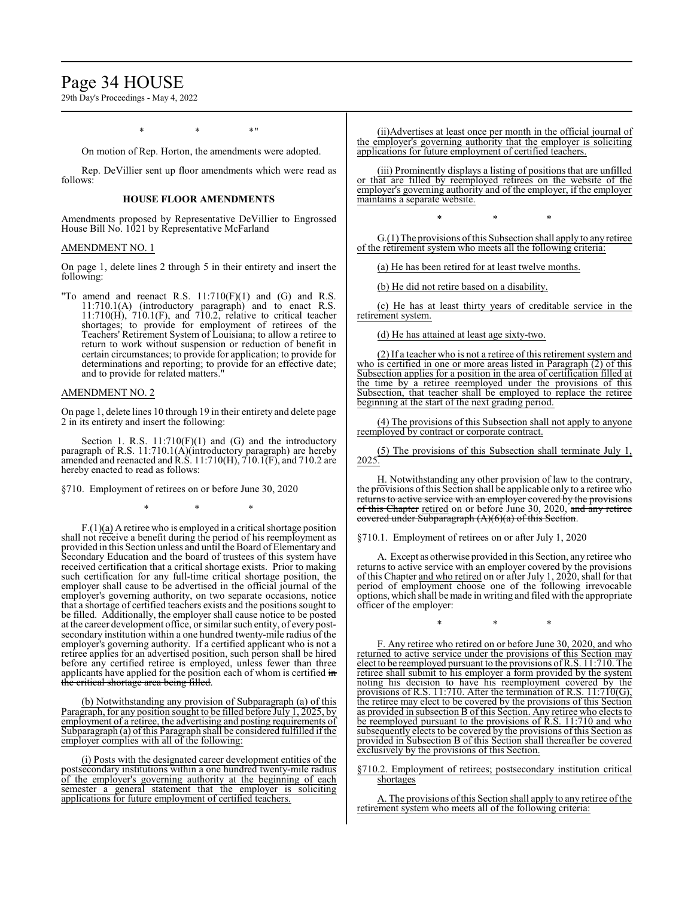\*　　　　\*　　　　\*"

On motion of Rep. Horton, the amendments were adopted.

Rep. DeVillier sent up floor amendments which were read as follows:

**HOUSE FLOOR AMENDMENTS**

Amendments proposed by Representative DeVillier to Engrossed House Bill No. 1021 by Representative McFarland

AMENDMENT NO. 1

On page 1, delete lines 2 through 5 in their entirety and insert the following:

"To amend and reenact R.S. 11:710(F)(1) and (G) and R.S. 11:710.1(A) (introductory paragraph) and to enact R.S. 11:710(H), 710.1(F), and 710.2, relative to critical teacher shortages; to provide for employment of retirees of the Teachers' Retirement System of Louisiana; to allow a retiree to return to work without suspension or reduction of benefit in certain circumstances; to provide for application; to provide for determinations and reporting; to provide for an effective date; and to provide for related matters."

AMENDMENT NO. 2

On page 1, delete lines 10 through 19 in their entirety and delete page 2 in its entirety and insert the following:

Section 1. R.S. 11:710(F)(1) and (G) and the introductory paragraph of R.S. 11:710.1(A)(introductory paragraph) are hereby amended and reenacted and R.S. 11:710(H), 710.1(F), and 710.2 are hereby enacted to read as follows:

§710. Employment of retirees on or before June 30, 2020

\*　　　　\*　　　　\*

F.(1)(a) A retiree who is employed in a critical shortage position shall not receive a benefit during the period of his reemployment as provided in this Section unless and until the Board of Elementary and Secondary Education and the board of trustees of this system have received certification that a critical shortage exists. Prior to making such certification for any full-time critical shortage position, the employer shall cause to be advertised in the official journal of the employer's governing authority, on two separate occasions, notice that a shortage of certified teachers exists and the positions sought to be filled. Additionally, the employer shall cause notice to be posted at the career development office, or similar such entity, of every post-secondary institution within a one hundred twenty-mile radius of the employer's governing authority. If a certified applicant who is not a retiree applies for an advertised position, such person shall be hired before any certified retiree is employed, unless fewer than three applicants have applied for the position each of whom is certified ~~in the critical shortage area being filled~~.

(b) Notwithstanding any provision of Subparagraph (a) of this Paragraph, for any position sought to be filled before July 1, 2025, by employment of a retiree, the advertising and posting requirements of Subparagraph (a) of this Paragraph shall be considered fulfilled if the employer complies with all of the following:

(i) Posts with the designated career development entities of the postsecondary institutions within a one hundred twenty-mile radius of the employer's governing authority at the beginning of each semester a general statement that the employer is soliciting applications for future employment of certified teachers.

(ii)Advertises at least once per month in the official journal of the employer's governing authority that the employer is soliciting applications for future employment of certified teachers.

(iii) Prominently displays a listing of positions that are unfilled or that are filled by reemployed retirees on the website of the employer's governing authority and of the employer, if the employer maintains a separate website.

\*　　　　\*　　　　\*

G.(1) The provisions of this Subsection shall apply to any retiree of the retirement system who meets all the following criteria:

(a) He has been retired for at least twelve months.

(b) He did not retire based on a disability.

(c) He has at least thirty years of creditable service in the retirement system.

(d) He has attained at least age sixty-two.

(2) If a teacher who is not a retiree of this retirement system and who is certified in one or more areas listed in Paragraph (2) of this Subsection applies for a position in the area of certification filled at the time by a retiree reemployed under the provisions of this Subsection, that teacher shall be employed to replace the retiree beginning at the start of the next grading period.

(4) The provisions of this Subsection shall not apply to anyone reemployed by contract or corporate contract.

(5) The provisions of this Subsection shall terminate July 1, 2025.

H. Notwithstanding any other provision of law to the contrary, the provisions of this Section shall be applicable only to a retiree who ~~returns to active service with an employer covered by the provisions of this Chapter~~ retired on or before June 30, 2020, ~~and any retiree covered under Subparagraph (A)(6)(a) of this Section~~.

§710.1. Employment of retirees on or after July 1, 2020

A. Except as otherwise provided in this Section, any retiree who returns to active service with an employer covered by the provisions of this Chapter and who retired on or after July 1, 2020, shall for that period of employment choose one of the following irrevocable options, which shall be made in writing and filed with the appropriate officer of the employer:

\*　　　　\*　　　　\*

F. Any retiree who retired on or before June 30, 2020, and who returned to active service under the provisions of this Section may elect to be reemployed pursuant to the provisions of R.S. 11:710. The retiree shall submit to his employer a form provided by the system noting his decision to have his reemployment covered by the provisions of R.S. 11:710. After the termination of R.S. 11:710(G), the retiree may elect to be covered by the provisions of this Section as provided in subsection B of this Section. Any retiree who elects to be reemployed pursuant to the provisions of R.S. 11:710 and who subsequently elects to be covered by the provisions of this Section as provided in Subsection B of this Section shall thereafter be covered exclusively by the provisions of this Section.

§710.2. Employment of retirees; postsecondary institution critical shortages

A. The provisions of this Section shall apply to any retiree of the retirement system who meets all of the following criteria: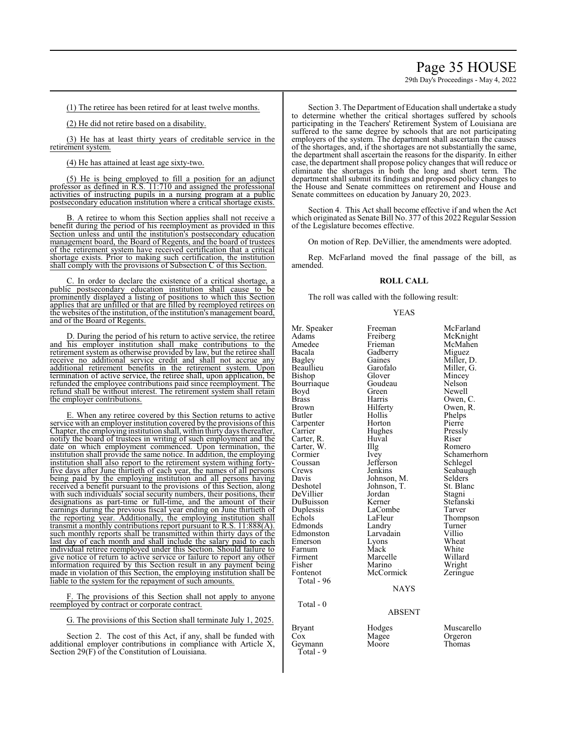(1) The retiree has been retired for at least twelve months.

(2) He did not retire based on a disability.

(3) He has at least thirty years of creditable service in the retirement system.

(4) He has attained at least age sixty-two.

(5) He is being employed to fill a position for an adjunct professor as defined in R.S. 11:710 and assigned the professional activities of instructing pupils in a nursing program at a public postsecondary education institution where a critical shortage exists.

B. A retiree to whom this Section applies shall not receive a benefit during the period of his reemployment as provided in this Section unless and until the institution's postsecondary education management board, the Board of Regents, and the board of trustees of the retirement system have received certification that a critical shortage exists. Prior to making such certification, the institution shall comply with the provisions of Subsection C of this Section.

C. In order to declare the existence of a critical shortage, a public postsecondary education institution shall cause to be prominently displayed a listing of positions to which this Section applies that are unfilled or that are filled by reemployed retirees on the websites of the institution, of the institution's management board, and of the Board of Regents.

D. During the period of his return to active service, the retiree and his employer institution shall make contributions to the retirement system as otherwise provided by law, but the retiree shall receive no additional service credit and shall not accrue any additional retirement benefits in the retirement system. Upon termination of active service, the retiree shall, upon application, be refunded the employee contributions paid since reemployment. The refund shall be without interest. The retirement system shall retain the employer contributions.

E. When any retiree covered by this Section returns to active service with an employer institution covered by the provisions of this Chapter, the employing institution shall, within thirty days thereafter, notify the board of trustees in writing of such employment and the date on which employment commenced. Upon termination, the institution shall provide the same notice. In addition, the employing institution shall also report to the retirement system withing forty-five days after June thirtieth of each year, the names of all persons being paid by the employing institution and all persons having received a benefit pursuant to the provisions of this Section, along with such individuals' social security numbers, their positions, their designations as part-time or full-time, and the amount of their earnings during the previous fiscal year ending on June thirtieth of the reporting year. Additionally, the employing institution shall transmit a monthly contributions report pursuant to R.S. 11:888(A). such monthly reports shall be transmitted within thirty days of the last day of each month and shall include the salary paid to each individual retiree reemployed under this Section. Should failure to give notice of return to active service or failure to report any other information required by this Section result in any payment being made in violation of this Section, the employing institution shall be liable to the system for the repayment of such amounts.

F. The provisions of this Section shall not apply to anyone reemployed by contract or corporate contract.

G. The provisions of this Section shall terminate July 1, 2025.

Section 2. The cost of this Act, if any, shall be funded with additional employer contributions in compliance with Article X, Section 29(F) of the Constitution of Louisiana.

Section 3. The Department of Education shall undertake a study to determine whether the critical shortages suffered by schools participating in the Teachers' Retirement System of Louisiana are suffered to the same degree by schools that are not participating employers of the system. The department shall ascertain the causes of the shortages, and, if the shortages are not substantially the same, the department shall ascertain the reasons for the disparity. In either case, the department shall propose policy changes that will reduce or eliminate the shortages in both the long and short term. The department shall submit its findings and proposed policy changes to the House and Senate committees on retirement and House and Senate committees on education by January 20, 2023.

Section 4. This Act shall become effective if and when the Act which originated as Senate Bill No. 377 of this 2022 Regular Session of the Legislature becomes effective.

On motion of Rep. DeVillier, the amendments were adopted.

Rep. McFarland moved the final passage of the bill, as amended.

**ROLL CALL**

The roll was called with the following result:

YEAS

| | | |
|---|---|---|
| Mr. Speaker | Freeman | McFarland |
| Adams | Freiberg | McKnight |
| Amedee | Frieman | McMahen |
| Bacala | Gadberry | Miguez |
| Bagley | Gaines | Miller, D. |
| Beaullieu | Garofalo | Miller, G. |
| Bishop | Glover | Mincey |
| Bourriaque | Goudeau | Nelson |
| Boyd | Green | Newell |
| Brass | Harris | Owen, C. |
| Brown | Hilferty | Owen, R. |
| Butler | Hollis | Phelps |
| Carpenter | Horton | Pierre |
| Carrier | Hughes | Pressly |
| Carter, R. | Huval | Riser |
| Carter, W. | Illg | Romero |
| Cormier | Ivey | Schamerhorn |
| Coussan | Jefferson | Schlegel |
| Crews | Jenkins | Seabaugh |
| Davis | Johnson, M. | Selders |
| Deshotel | Johnson, T. | St. Blanc |
| DeVillier | Jordan | Stagni |
| DuBuisson | Kerner | Stefanski |
| Duplessis | LaCombe | Tarver |
| Echols | LaFleur | Thompson |
| Edmonds | Landry | Turner |
| Edmonston | Larvadain | Villio |
| Emerson | Lyons | Wheat |
| Farnum | Mack | White |
| Firment | Marcelle | Willard |
| Fisher | Marino | Wright |
| Fontenot | McCormick | Zeringue |

Total - 96

NAYS

Total - 0

ABSENT

| | | |
|---|---|---|
| Bryant | Hodges | Muscarello |
| Cox | Magee | Orgeron |
| Geymann | Moore | Thomas |

Total - 9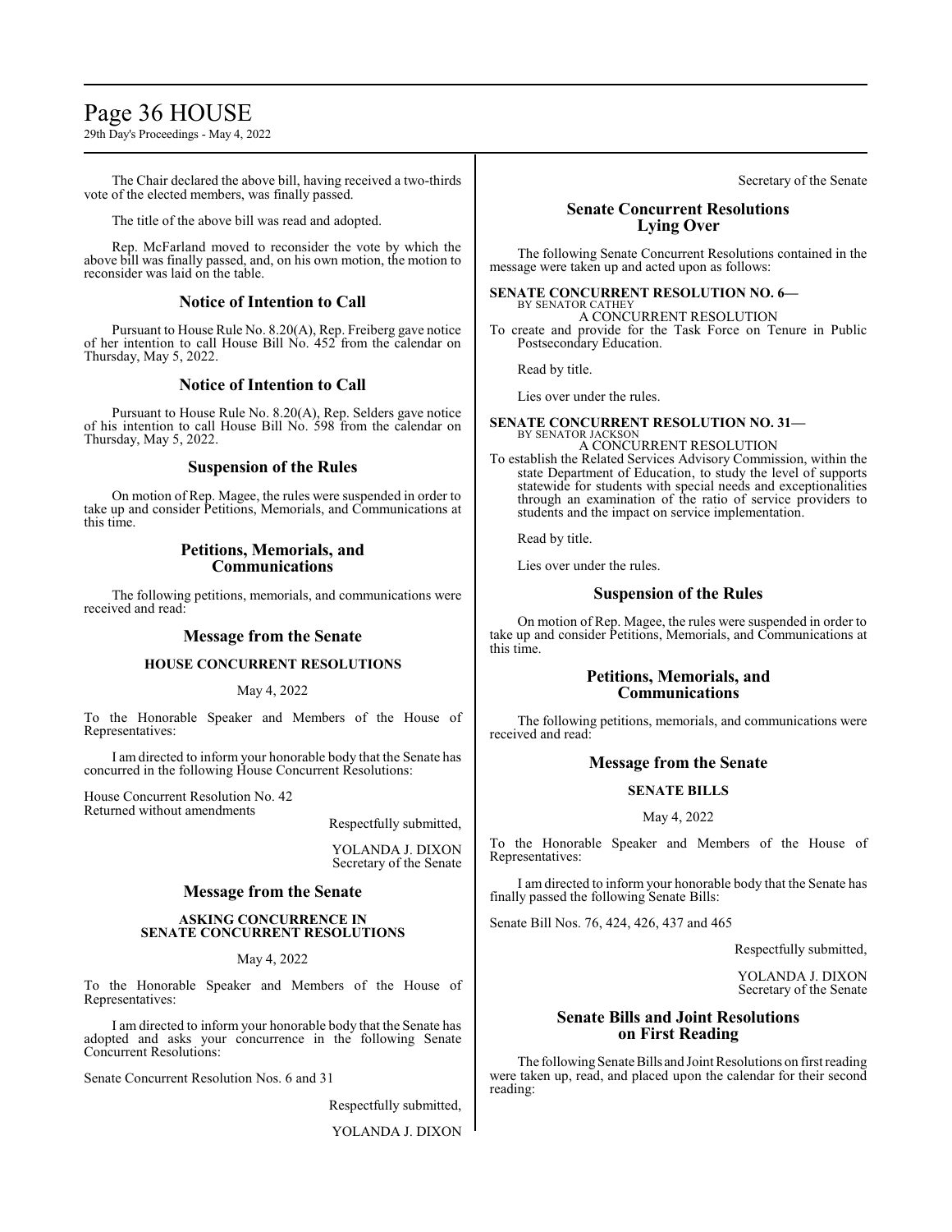The Chair declared the above bill, having received a two-thirds vote of the elected members, was finally passed.

The title of the above bill was read and adopted.

Rep. McFarland moved to reconsider the vote by which the above bill was finally passed, and, on his own motion, the motion to reconsider was laid on the table.

## Notice of Intention to Call

Pursuant to House Rule No. 8.20(A), Rep. Freiberg gave notice of her intention to call House Bill No. 452 from the calendar on Thursday, May 5, 2022.

## Notice of Intention to Call

Pursuant to House Rule No. 8.20(A), Rep. Selders gave notice of his intention to call House Bill No. 598 from the calendar on Thursday, May 5, 2022.

## Suspension of the Rules

On motion of Rep. Magee, the rules were suspended in order to take up and consider Petitions, Memorials, and Communications at this time.

## Petitions, Memorials, and Communications

The following petitions, memorials, and communications were received and read:

## Message from the Senate

**HOUSE CONCURRENT RESOLUTIONS**

May 4, 2022

To the Honorable Speaker and Members of the House of Representatives:

I am directed to inform your honorable body that the Senate has concurred in the following House Concurrent Resolutions:

House Concurrent Resolution No. 42
Returned without amendments

Respectfully submitted,

YOLANDA J. DIXON
Secretary of the Senate

## Message from the Senate

**ASKING CONCURRENCE IN SENATE CONCURRENT RESOLUTIONS**

May 4, 2022

To the Honorable Speaker and Members of the House of Representatives:

I am directed to inform your honorable body that the Senate has adopted and asks your concurrence in the following Senate Concurrent Resolutions:

Senate Concurrent Resolution Nos. 6 and 31

Respectfully submitted,

YOLANDA J. DIXON
Secretary of the Senate

## Senate Concurrent Resolutions Lying Over

The following Senate Concurrent Resolutions contained in the message were taken up and acted upon as follows:

**SENATE CONCURRENT RESOLUTION NO. 6—**
BY SENATOR CATHEY
A CONCURRENT RESOLUTION
To create and provide for the Task Force on Tenure in Public Postsecondary Education.

Read by title.

Lies over under the rules.

**SENATE CONCURRENT RESOLUTION NO. 31—**
BY SENATOR JACKSON
A CONCURRENT RESOLUTION
To establish the Related Services Advisory Commission, within the state Department of Education, to study the level of supports statewide for students with special needs and exceptionalities through an examination of the ratio of service providers to students and the impact on service implementation.

Read by title.

Lies over under the rules.

## Suspension of the Rules

On motion of Rep. Magee, the rules were suspended in order to take up and consider Petitions, Memorials, and Communications at this time.

## Petitions, Memorials, and Communications

The following petitions, memorials, and communications were received and read:

## Message from the Senate

**SENATE BILLS**

May 4, 2022

To the Honorable Speaker and Members of the House of Representatives:

I am directed to inform your honorable body that the Senate has finally passed the following Senate Bills:

Senate Bill Nos. 76, 424, 426, 437 and 465

Respectfully submitted,

YOLANDA J. DIXON
Secretary of the Senate

## Senate Bills and Joint Resolutions on First Reading

The following Senate Bills and Joint Resolutions on first reading were taken up, read, and placed upon the calendar for their second reading: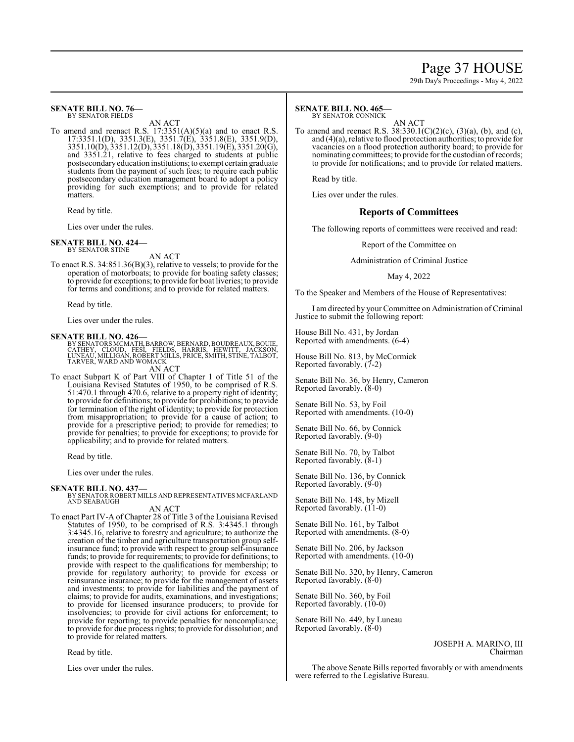**SENATE BILL NO. 76—**
BY SENATOR FIELDS

AN ACT

To amend and reenact R.S. 17:3351(A)(5)(a) and to enact R.S. 17:3351.1(D), 3351.3(E), 3351.7(E), 3351.8(E), 3351.9(D), 3351.10(D), 3351.12(D), 3351.18(D), 3351.19(E), 3351.20(G), and 3351.21, relative to fees charged to students at public postsecondary education institutions; to exempt certain graduate students from the payment of such fees; to require each public postsecondary education management board to adopt a policy providing for such exemptions; and to provide for related matters.

Read by title.

Lies over under the rules.

**SENATE BILL NO. 424—**
BY SENATOR STINE

AN ACT

To enact R.S. 34:851.36(B)(3), relative to vessels; to provide for the operation of motorboats; to provide for boating safety classes; to provide for exceptions; to provide for boat liveries; to provide for terms and conditions; and to provide for related matters.

Read by title.

Lies over under the rules.

**SENATE BILL NO. 426—**
BY SENATORS MCMATH, BARROW, BERNARD, BOUDREAUX, BOUIE, CATHEY, CLOUD, FESI, FIELDS, HARRIS, HEWITT, JACKSON, LUNEAU, MILLIGAN, ROBERT MILLS, PRICE, SMITH, STINE, TALBOT, TARVER, WARD AND WOMACK

AN ACT

To enact Subpart K of Part VIII of Chapter 1 of Title 51 of the Louisiana Revised Statutes of 1950, to be comprised of R.S. 51:470.1 through 470.6, relative to a property right of identity; to provide for definitions; to provide for prohibitions; to provide for termination of the right of identity; to provide for protection from misappropriation; to provide for a cause of action; to provide for a prescriptive period; to provide for remedies; to provide for penalties; to provide for exceptions; to provide for applicability; and to provide for related matters.

Read by title.

Lies over under the rules.

**SENATE BILL NO. 437—**
BY SENATOR ROBERT MILLS AND REPRESENTATIVES MCFARLAND AND SEABAUGH

AN ACT

To enact Part IV-A of Chapter 28 of Title 3 of the Louisiana Revised Statutes of 1950, to be comprised of R.S. 3:4345.1 through 3:4345.16, relative to forestry and agriculture; to authorize the creation of the timber and agriculture transportation group self-insurance fund; to provide with respect to group self-insurance funds; to provide for requirements; to provide for definitions; to provide with respect to the qualifications for membership; to provide for regulatory authority; to provide for excess or reinsurance insurance; to provide for the management of assets and investments; to provide for liabilities and the payment of claims; to provide for audits, examinations, and investigations; to provide for licensed insurance producers; to provide for insolvencies; to provide for civil actions for enforcement; to provide for reporting; to provide penalties for noncompliance; to provide for due process rights; to provide for dissolution; and to provide for related matters.

Read by title.

Lies over under the rules.

**SENATE BILL NO. 465—**
BY SENATOR CONNICK

AN ACT

To amend and reenact R.S. 38:330.1(C)(2)(c), (3)(a), (b), and (c), and (4)(a), relative to flood protection authorities; to provide for vacancies on a flood protection authority board; to provide for nominating committees; to provide for the custodian of records; to provide for notifications; and to provide for related matters.

Read by title.

Lies over under the rules.

## Reports of Committees

The following reports of committees were received and read:

Report of the Committee on

Administration of Criminal Justice

May 4, 2022

To the Speaker and Members of the House of Representatives:

I am directed by your Committee on Administration of Criminal Justice to submit the following report:

House Bill No. 431, by Jordan
Reported with amendments. (6-4)

House Bill No. 813, by McCormick
Reported favorably. (7-2)

Senate Bill No. 36, by Henry, Cameron
Reported favorably. (8-0)

Senate Bill No. 53, by Foil
Reported with amendments. (10-0)

Senate Bill No. 66, by Connick
Reported favorably. (9-0)

Senate Bill No. 70, by Talbot
Reported favorably. (8-1)

Senate Bill No. 136, by Connick
Reported favorably. (9-0)

Senate Bill No. 148, by Mizell
Reported favorably. (11-0)

Senate Bill No. 161, by Talbot
Reported with amendments. (8-0)

Senate Bill No. 206, by Jackson
Reported with amendments. (10-0)

Senate Bill No. 320, by Henry, Cameron
Reported favorably. (8-0)

Senate Bill No. 360, by Foil
Reported favorably. (10-0)

Senate Bill No. 449, by Luneau
Reported favorably. (8-0)

JOSEPH A. MARINO, III
Chairman

The above Senate Bills reported favorably or with amendments were referred to the Legislative Bureau.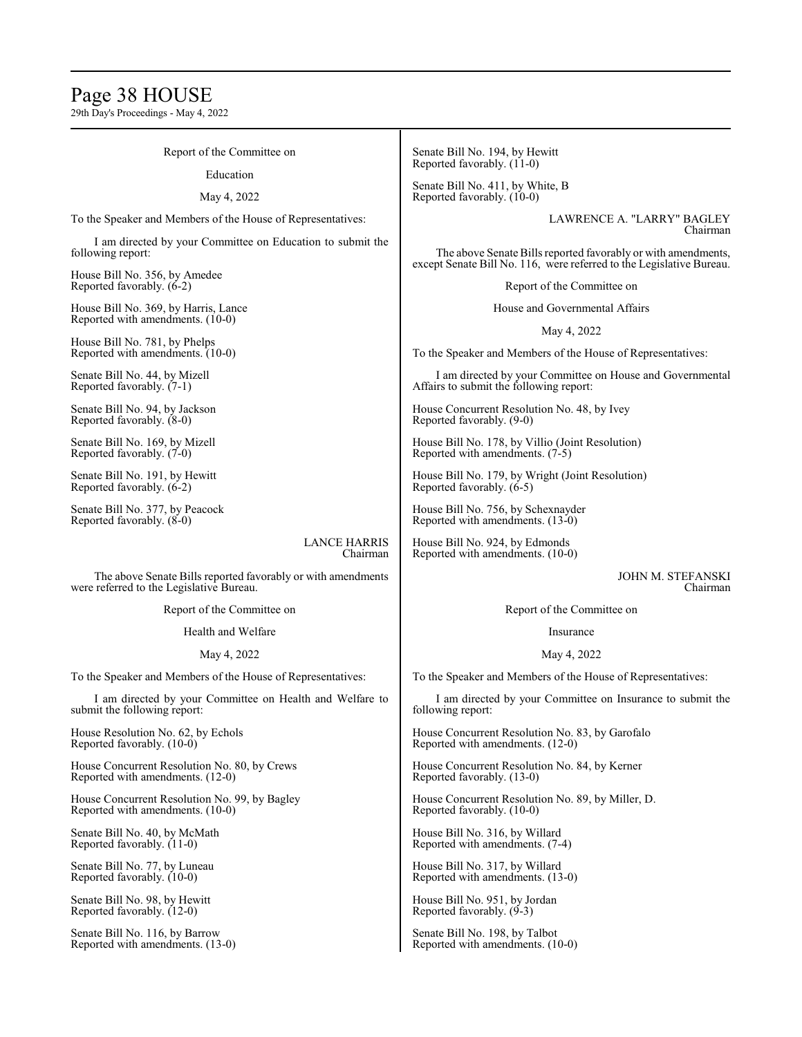Report of the Committee on

Education

May 4, 2022

To the Speaker and Members of the House of Representatives:

I am directed by your Committee on Education to submit the following report:

House Bill No. 356, by Amedee
Reported favorably. (6-2)

House Bill No. 369, by Harris, Lance
Reported with amendments. (10-0)

House Bill No. 781, by Phelps
Reported with amendments. (10-0)

Senate Bill No. 44, by Mizell
Reported favorably. (7-1)

Senate Bill No. 94, by Jackson
Reported favorably. (8-0)

Senate Bill No. 169, by Mizell
Reported favorably. (7-0)

Senate Bill No. 191, by Hewitt
Reported favorably. (6-2)

Senate Bill No. 377, by Peacock
Reported favorably. (8-0)

LANCE HARRIS
Chairman

The above Senate Bills reported favorably or with amendments were referred to the Legislative Bureau.

Report of the Committee on

Health and Welfare

May 4, 2022

To the Speaker and Members of the House of Representatives:

I am directed by your Committee on Health and Welfare to submit the following report:

House Resolution No. 62, by Echols
Reported favorably. (10-0)

House Concurrent Resolution No. 80, by Crews
Reported with amendments. (12-0)

House Concurrent Resolution No. 99, by Bagley
Reported with amendments. (10-0)

Senate Bill No. 40, by McMath
Reported favorably. (11-0)

Senate Bill No. 77, by Luneau
Reported favorably. (10-0)

Senate Bill No. 98, by Hewitt
Reported favorably. (12-0)

Senate Bill No. 116, by Barrow
Reported with amendments. (13-0)

Senate Bill No. 194, by Hewitt
Reported favorably. (11-0)

Senate Bill No. 411, by White, B
Reported favorably. (10-0)

LAWRENCE A. "LARRY" BAGLEY
Chairman

The above Senate Bills reported favorably or with amendments, except Senate Bill No. 116, were referred to the Legislative Bureau.

Report of the Committee on

House and Governmental Affairs

May 4, 2022

To the Speaker and Members of the House of Representatives:

I am directed by your Committee on House and Governmental Affairs to submit the following report:

House Concurrent Resolution No. 48, by Ivey
Reported favorably. (9-0)

House Bill No. 178, by Villio (Joint Resolution)
Reported with amendments. (7-5)

House Bill No. 179, by Wright (Joint Resolution)
Reported favorably. (6-5)

House Bill No. 756, by Schexnayder
Reported with amendments. (13-0)

House Bill No. 924, by Edmonds
Reported with amendments. (10-0)

JOHN M. STEFANSKI
Chairman

Report of the Committee on

Insurance

May 4, 2022

To the Speaker and Members of the House of Representatives:

I am directed by your Committee on Insurance to submit the following report:

House Concurrent Resolution No. 83, by Garofalo
Reported with amendments. (12-0)

House Concurrent Resolution No. 84, by Kerner
Reported favorably. (13-0)

House Concurrent Resolution No. 89, by Miller, D.
Reported favorably. (10-0)

House Bill No. 316, by Willard
Reported with amendments. (7-4)

House Bill No. 317, by Willard
Reported with amendments. (13-0)

House Bill No. 951, by Jordan
Reported favorably. (9-3)

Senate Bill No. 198, by Talbot
Reported with amendments. (10-0)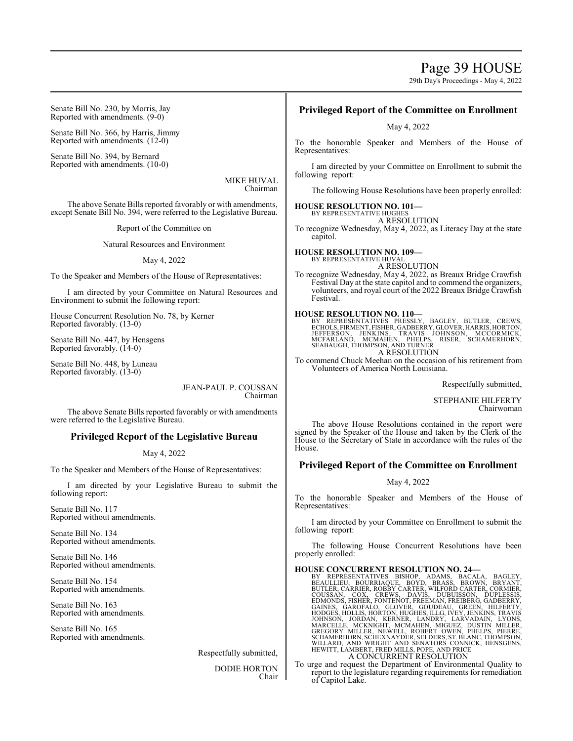Senate Bill No. 230, by Morris, Jay
Reported with amendments. (9-0)

Senate Bill No. 366, by Harris, Jimmy
Reported with amendments. (12-0)

Senate Bill No. 394, by Bernard
Reported with amendments. (10-0)

MIKE HUVAL
Chairman

The above Senate Bills reported favorably or with amendments, except Senate Bill No. 394, were referred to the Legislative Bureau.

Report of the Committee on

Natural Resources and Environment

May 4, 2022

To the Speaker and Members of the House of Representatives:

I am directed by your Committee on Natural Resources and Environment to submit the following report:

House Concurrent Resolution No. 78, by Kerner
Reported favorably. (13-0)

Senate Bill No. 447, by Hensgens
Reported favorably. (14-0)

Senate Bill No. 448, by Luneau
Reported favorably. (13-0)

JEAN-PAUL P. COUSSAN
Chairman

The above Senate Bills reported favorably or with amendments were referred to the Legislative Bureau.

## Privileged Report of the Legislative Bureau

May 4, 2022

To the Speaker and Members of the House of Representatives:

I am directed by your Legislative Bureau to submit the following report:

Senate Bill No. 117
Reported without amendments.

Senate Bill No. 134
Reported without amendments.

Senate Bill No. 146
Reported without amendments.

Senate Bill No. 154
Reported with amendments.

Senate Bill No. 163
Reported with amendments.

Senate Bill No. 165
Reported with amendments.

Respectfully submitted,

DODIE HORTON
Chair

## Privileged Report of the Committee on Enrollment

May 4, 2022

To the honorable Speaker and Members of the House of Representatives:

I am directed by your Committee on Enrollment to submit the following report:

The following House Resolutions have been properly enrolled:

**HOUSE RESOLUTION NO. 101—**
BY REPRESENTATIVE HUGHES
A RESOLUTION
To recognize Wednesday, May 4, 2022, as Literacy Day at the state capitol.

**HOUSE RESOLUTION NO. 109—**
BY REPRESENTATIVE HUVAL
A RESOLUTION
To recognize Wednesday, May 4, 2022, as Breaux Bridge Crawfish Festival Day at the state capitol and to commend the organizers, volunteers, and royal court of the 2022 Breaux Bridge Crawfish Festival.

**HOUSE RESOLUTION NO. 110—**
BY REPRESENTATIVES PRESSLY, BAGLEY, BUTLER, CREWS, ECHOLS, FIRMENT, FISHER, GADBERRY, GLOVER, HARRIS, HORTON, JEFFERSON, JENKINS, TRAVIS JOHNSON, MCCORMICK, MCFARLAND, MCMAHEN, PHELPS, RISER, SCHAMERHORN, SEABAUGH, THOMPSON, AND TURNER
A RESOLUTION
To commend Chuck Meehan on the occasion of his retirement from Volunteers of America North Louisiana.

Respectfully submitted,

STEPHANIE HILFERTY
Chairwoman

The above House Resolutions contained in the report were signed by the Speaker of the House and taken by the Clerk of the House to the Secretary of State in accordance with the rules of the House.

## Privileged Report of the Committee on Enrollment

May 4, 2022

To the honorable Speaker and Members of the House of Representatives:

I am directed by your Committee on Enrollment to submit the following report:

The following House Concurrent Resolutions have been properly enrolled:

**HOUSE CONCURRENT RESOLUTION NO. 24—**
BY REPRESENTATIVES BISHOP, ADAMS, BACALA, BAGLEY, BEAULLIEU, BOURRIAQUE, BOYD, BRASS, BROWN, BRYANT, BUTLER, CARRIER, ROBBY CARTER, WILFORD CARTER, CORMIER, COUSSAN, COX, CREWS, DAVIS, DUBUISSON, DUPLESSIS, EDMONDS, FISHER, FONTENOT, FREEMAN, FREIBERG, GADBERRY, GAINES, GAROFALO, GLOVER, GOUDEAU, GREEN, HILFERTY, HODGES, HOLLIS, HORTON, HUGHES, ILLG, IVEY, JENKINS, TRAVIS JOHNSON, JORDAN, KERNER, LANDRY, LARVADAIN, LYONS, MARCELLE, MCKNIGHT, MCMAHEN, MIGUEZ, DUSTIN MILLER, GREGORY MILLER, NEWELL, ROBERT OWEN, PHELPS, PIERRE, SCHAMERHORN, SCHEXNAYDER, SELDERS, ST. BLANC, THOMPSON, WILLARD, AND WRIGHT AND SENATORS CONNICK, HENSGENS, HEWITT, LAMBERT, FRED MILLS, POPE, AND PRICE
A CONCURRENT RESOLUTION
To urge and request the Department of Environmental Quality to report to the legislature regarding requirements for remediation of Capitol Lake.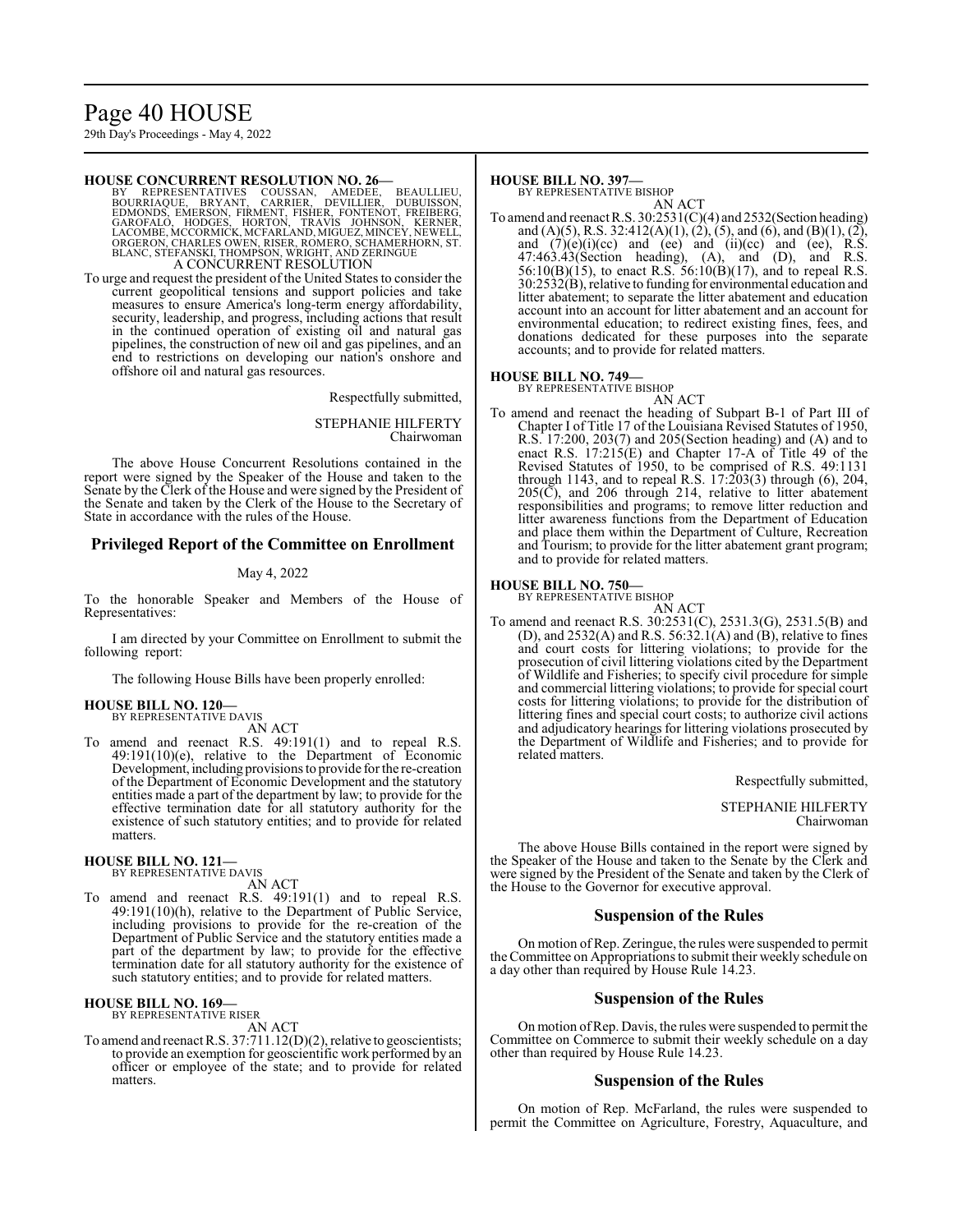**HOUSE CONCURRENT RESOLUTION NO. 26—**
BY REPRESENTATIVES COUSSAN, AMEDEE, BEAULLIEU, BOURRIAQUE, BRYANT, CARRIER, DEVILLIER, DUBUISSON, EDMONDS, EMERSON, FIRMENT, FISHER, FONTENOT, FREIBERG, GAROFALO, HODGES, HORTON, TRAVIS JOHNSON, KERNER, LACOMBE, MCCORMICK, MCFARLAND, MIGUEZ, MINCEY, NEWELL, ORGERON, CHARLES OWEN, RISER, ROMERO, SCHAMERHORN, ST. BLANC, STEFANSKI, THOMPSON, WRIGHT, AND ZERINGUE

A CONCURRENT RESOLUTION

To urge and request the president of the United States to consider the current geopolitical tensions and support policies and take measures to ensure America's long-term energy affordability, security, leadership, and progress, including actions that result in the continued operation of existing oil and natural gas pipelines, the construction of new oil and gas pipelines, and an end to restrictions on developing our nation's onshore and offshore oil and natural gas resources.

Respectfully submitted,

STEPHANIE HILFERTY
Chairwoman

The above House Concurrent Resolutions contained in the report were signed by the Speaker of the House and taken to the Senate by the Clerk of the House and were signed by the President of the Senate and taken by the Clerk of the House to the Secretary of State in accordance with the rules of the House.

## Privileged Report of the Committee on Enrollment

May 4, 2022

To the honorable Speaker and Members of the House of Representatives:

I am directed by your Committee on Enrollment to submit the following report:

The following House Bills have been properly enrolled:

**HOUSE BILL NO. 120—**
BY REPRESENTATIVE DAVIS

AN ACT

To amend and reenact R.S. 49:191(1) and to repeal R.S. 49:191(10)(e), relative to the Department of Economic Development, including provisions to provide for the re-creation of the Department of Economic Development and the statutory entities made a part of the department by law; to provide for the effective termination date for all statutory authority for the existence of such statutory entities; and to provide for related matters.

**HOUSE BILL NO. 121—**
BY REPRESENTATIVE DAVIS

AN ACT

To amend and reenact R.S. 49:191(1) and to repeal R.S. 49:191(10)(h), relative to the Department of Public Service, including provisions to provide for the re-creation of the Department of Public Service and the statutory entities made a part of the department by law; to provide for the effective termination date for all statutory authority for the existence of such statutory entities; and to provide for related matters.

**HOUSE BILL NO. 169—**
BY REPRESENTATIVE RISER

AN ACT

To amend and reenact R.S. 37:711.12(D)(2), relative to geoscientists; to provide an exemption for geoscientific work performed by an officer or employee of the state; and to provide for related matters.

**HOUSE BILL NO. 397—**
BY REPRESENTATIVE BISHOP

AN ACT

To amend and reenact R.S. 30:2531(C)(4) and 2532(Section heading) and (A)(5), R.S. 32:412(A)(1), (2), (5), and (6), and (B)(1), (2), and (7)(e)(i)(cc) and (ee) and (ii)(cc) and (ee), R.S. 47:463.43(Section heading), (A), and (D), and R.S. 56:10(B)(15), to enact R.S. 56:10(B)(17), and to repeal R.S. 30:2532(B), relative to funding for environmental education and litter abatement; to separate the litter abatement and education account into an account for litter abatement and an account for environmental education; to redirect existing fines, fees, and donations dedicated for these purposes into the separate accounts; and to provide for related matters.

**HOUSE BILL NO. 749—**
BY REPRESENTATIVE BISHOP

AN ACT

To amend and reenact the heading of Subpart B-1 of Part III of Chapter I of Title 17 of the Louisiana Revised Statutes of 1950, R.S. 17:200, 203(7) and 205(Section heading) and (A) and to enact R.S. 17:215(E) and Chapter 17-A of Title 49 of the Revised Statutes of 1950, to be comprised of R.S. 49:1131 through 1143, and to repeal R.S. 17:203(3) through (6), 204, 205(C), and 206 through 214, relative to litter abatement responsibilities and programs; to remove litter reduction and litter awareness functions from the Department of Education and place them within the Department of Culture, Recreation and Tourism; to provide for the litter abatement grant program; and to provide for related matters.

**HOUSE BILL NO. 750—**
BY REPRESENTATIVE BISHOP

AN ACT

To amend and reenact R.S. 30:2531(C), 2531.3(G), 2531.5(B) and (D), and 2532(A) and R.S. 56:32.1(A) and (B), relative to fines and court costs for littering violations; to provide for the prosecution of civil littering violations cited by the Department of Wildlife and Fisheries; to specify civil procedure for simple and commercial littering violations; to provide for special court costs for littering violations; to provide for the distribution of littering fines and special court costs; to authorize civil actions and adjudicatory hearings for littering violations prosecuted by the Department of Wildlife and Fisheries; and to provide for related matters.

Respectfully submitted,

STEPHANIE HILFERTY
Chairwoman

The above House Bills contained in the report were signed by the Speaker of the House and taken to the Senate by the Clerk and were signed by the President of the Senate and taken by the Clerk of the House to the Governor for executive approval.

## Suspension of the Rules

On motion of Rep. Zeringue, the rules were suspended to permit the Committee on Appropriations to submit their weekly schedule on a day other than required by House Rule 14.23.

## Suspension of the Rules

On motion of Rep. Davis, the rules were suspended to permit the Committee on Commerce to submit their weekly schedule on a day other than required by House Rule 14.23.

## Suspension of the Rules

On motion of Rep. McFarland, the rules were suspended to permit the Committee on Agriculture, Forestry, Aquaculture, and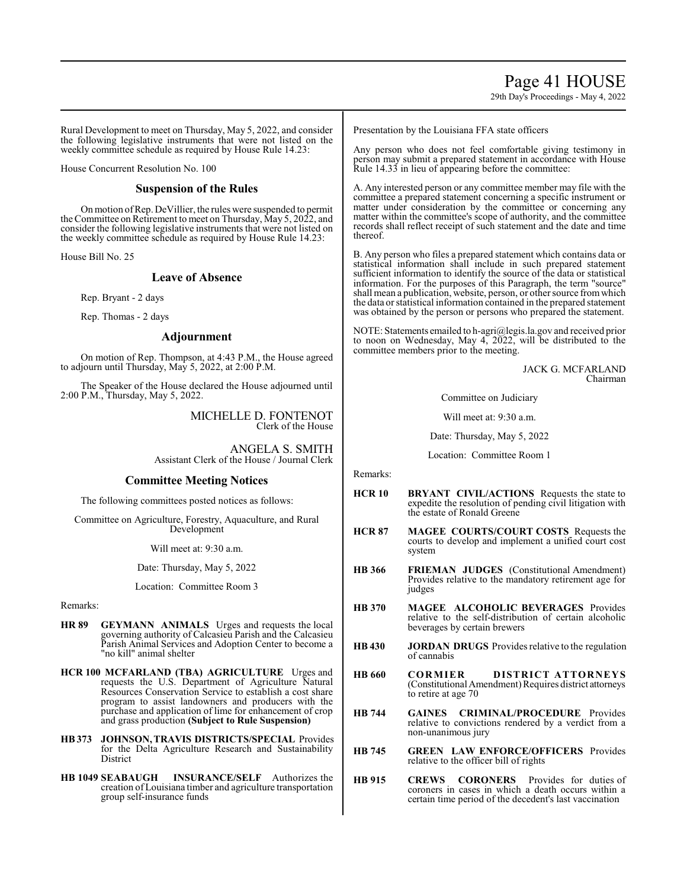Rural Development to meet on Thursday, May 5, 2022, and consider the following legislative instruments that were not listed on the weekly committee schedule as required by House Rule 14.23:

House Concurrent Resolution No. 100

## Suspension of the Rules

On motion of Rep. DeVillier, the rules were suspended to permit the Committee on Retirement to meet on Thursday, May 5, 2022, and consider the following legislative instruments that were not listed on the weekly committee schedule as required by House Rule 14.23:

House Bill No. 25

## Leave of Absence

Rep. Bryant - 2 days

Rep. Thomas - 2 days

## Adjournment

On motion of Rep. Thompson, at 4:43 P.M., the House agreed to adjourn until Thursday, May 5, 2022, at 2:00 P.M.

The Speaker of the House declared the House adjourned until 2:00 P.M., Thursday, May 5, 2022.

MICHELLE D. FONTENOT
Clerk of the House

ANGELA S. SMITH
Assistant Clerk of the House / Journal Clerk

## Committee Meeting Notices

The following committees posted notices as follows:

Committee on Agriculture, Forestry, Aquaculture, and Rural Development

Will meet at: 9:30 a.m.

Date: Thursday, May 5, 2022

Location: Committee Room 3

Remarks:

- **HR 89** **GEYMANN ANIMALS** Urges and requests the local governing authority of Calcasieu Parish and the Calcasieu Parish Animal Services and Adoption Center to become a "no kill" animal shelter
- **HCR 100** **MCFARLAND (TBA) AGRICULTURE** Urges and requests the U.S. Department of Agriculture Natural Resources Conservation Service to establish a cost share program to assist landowners and producers with the purchase and application of lime for enhancement of crop and grass production **(Subject to Rule Suspension)**
- **HB 373** **JOHNSON, TRAVIS DISTRICTS/SPECIAL** Provides for the Delta Agriculture Research and Sustainability District
- **HB 1049** **SEABAUGH INSURANCE/SELF** Authorizes the creation of Louisiana timber and agriculture transportation group self-insurance funds

Presentation by the Louisiana FFA state officers

Any person who does not feel comfortable giving testimony in person may submit a prepared statement in accordance with House Rule 14.33 in lieu of appearing before the committee:

A. Any interested person or any committee member may file with the committee a prepared statement concerning a specific instrument or matter under consideration by the committee or concerning any matter within the committee's scope of authority, and the committee records shall reflect receipt of such statement and the date and time thereof.

B. Any person who files a prepared statement which contains data or statistical information shall include in such prepared statement sufficient information to identify the source of the data or statistical information. For the purposes of this Paragraph, the term "source" shall mean a publication, website, person, or other source from which the data or statistical information contained in the prepared statement was obtained by the person or persons who prepared the statement.

NOTE: Statements emailed to h-agri@legis.la.gov and received prior to noon on Wednesday, May 4, 2022, will be distributed to the committee members prior to the meeting.

JACK G. MCFARLAND
Chairman

Committee on Judiciary

Will meet at: 9:30 a.m.

Date: Thursday, May 5, 2022

Location: Committee Room 1

Remarks:

- **HCR 10** **BRYANT CIVIL/ACTIONS** Requests the state to expedite the resolution of pending civil litigation with the estate of Ronald Greene
- **HCR 87** **MAGEE COURTS/COURT COSTS** Requests the courts to develop and implement a unified court cost system
- **HB 366** **FRIEMAN JUDGES** (Constitutional Amendment) Provides relative to the mandatory retirement age for judges
- **HB 370** **MAGEE ALCOHOLIC BEVERAGES** Provides relative to the self-distribution of certain alcoholic beverages by certain brewers
- **HB 430** **JORDAN DRUGS** Provides relative to the regulation of cannabis
- **HB 660** **CORMIER DISTRICT ATTORNEYS** (Constitutional Amendment) Requires district attorneys to retire at age 70
- **HB 744** **GAINES CRIMINAL/PROCEDURE** Provides relative to convictions rendered by a verdict from a non-unanimous jury
- **HB 745** **GREEN LAW ENFORCE/OFFICERS** Provides relative to the officer bill of rights
- **HB 915** **CREWS CORONERS** Provides for duties of coroners in cases in which a death occurs within a certain time period of the decedent's last vaccination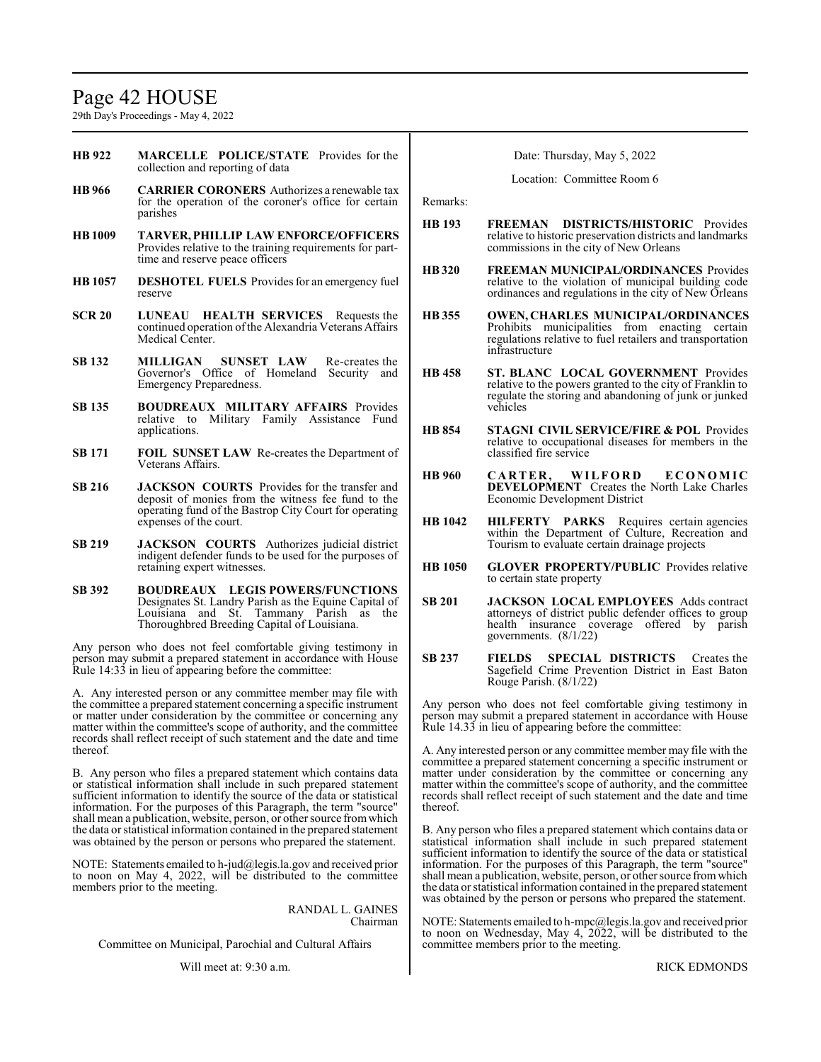**HB 922** **MARCELLE POLICE/STATE** Provides for the collection and reporting of data

**HB 966** **CARRIER CORONERS** Authorizes a renewable tax for the operation of the coroner's office for certain parishes

**HB 1009** **TARVER, PHILLIP LAW ENFORCE/OFFICERS** Provides relative to the training requirements for part-time and reserve peace officers

**HB 1057** **DESHOTEL FUELS** Provides for an emergency fuel reserve

**SCR 20** **LUNEAU HEALTH SERVICES** Requests the continued operation of the Alexandria Veterans Affairs Medical Center.

**SB 132** **MILLIGAN SUNSET LAW** Re-creates the Governor's Office of Homeland Security and Emergency Preparedness.

**SB 135** **BOUDREAUX MILITARY AFFAIRS** Provides relative to Military Family Assistance Fund applications.

**SB 171** **FOIL SUNSET LAW** Re-creates the Department of Veterans Affairs.

**SB 216** **JACKSON COURTS** Provides for the transfer and deposit of monies from the witness fee fund to the operating fund of the Bastrop City Court for operating expenses of the court.

**SB 219** **JACKSON COURTS** Authorizes judicial district indigent defender funds to be used for the purposes of retaining expert witnesses.

**SB 392** **BOUDREAUX LEGIS POWERS/FUNCTIONS** Designates St. Landry Parish as the Equine Capital of Louisiana and St. Tammany Parish as the Thoroughbred Breeding Capital of Louisiana.

Any person who does not feel comfortable giving testimony in person may submit a prepared statement in accordance with House Rule 14:33 in lieu of appearing before the committee:

A. Any interested person or any committee member may file with the committee a prepared statement concerning a specific instrument or matter under consideration by the committee or concerning any matter within the committee's scope of authority, and the committee records shall reflect receipt of such statement and the date and time thereof.

B. Any person who files a prepared statement which contains data or statistical information shall include in such prepared statement sufficient information to identify the source of the data or statistical information. For the purposes of this Paragraph, the term "source" shall mean a publication, website, person, or other source from which the data or statistical information contained in the prepared statement was obtained by the person or persons who prepared the statement.

NOTE: Statements emailed to h-jud@legis.la.gov and received prior to noon on May 4, 2022, will be distributed to the committee members prior to the meeting.

RANDAL L. GAINES
Chairman

Committee on Municipal, Parochial and Cultural Affairs

Will meet at: 9:30 a.m.

Date: Thursday, May 5, 2022

Location: Committee Room 6

Remarks:

**HB 193** **FREEMAN DISTRICTS/HISTORIC** Provides relative to historic preservation districts and landmarks commissions in the city of New Orleans

**HB 320** **FREEMAN MUNICIPAL/ORDINANCES** Provides relative to the violation of municipal building code ordinances and regulations in the city of New Orleans

**HB 355** **OWEN, CHARLES MUNICIPAL/ORDINANCES** Prohibits municipalities from enacting certain regulations relative to fuel retailers and transportation infrastructure

**HB 458** **ST. BLANC LOCAL GOVERNMENT** Provides relative to the powers granted to the city of Franklin to regulate the storing and abandoning of junk or junked vehicles

**HB 854** **STAGNI CIVIL SERVICE/FIRE & POL** Provides relative to occupational diseases for members in the classified fire service

**HB 960** **CARTER, WILFORD ECONOMIC DEVELOPMENT** Creates the North Lake Charles Economic Development District

**HB 1042** **HILFERTY PARKS** Requires certain agencies within the Department of Culture, Recreation and Tourism to evaluate certain drainage projects

**HB 1050** **GLOVER PROPERTY/PUBLIC** Provides relative to certain state property

**SB 201** **JACKSON LOCAL EMPLOYEES** Adds contract attorneys of district public defender offices to group health insurance coverage offered by parish governments. (8/1/22)

**SB 237** **FIELDS SPECIAL DISTRICTS** Creates the Sagefield Crime Prevention District in East Baton Rouge Parish. (8/1/22)

Any person who does not feel comfortable giving testimony in person may submit a prepared statement in accordance with House Rule 14.33 in lieu of appearing before the committee:

A. Any interested person or any committee member may file with the committee a prepared statement concerning a specific instrument or matter under consideration by the committee or concerning any matter within the committee's scope of authority, and the committee records shall reflect receipt of such statement and the date and time thereof.

B. Any person who files a prepared statement which contains data or statistical information shall include in such prepared statement sufficient information to identify the source of the data or statistical information. For the purposes of this Paragraph, the term "source" shall mean a publication, website, person, or other source from which the data or statistical information contained in the prepared statement was obtained by the person or persons who prepared the statement.

NOTE: Statements emailed to h-mpc@legis.la.gov and received prior to noon on Wednesday, May 4, 2022, will be distributed to the committee members prior to the meeting.

RICK EDMONDS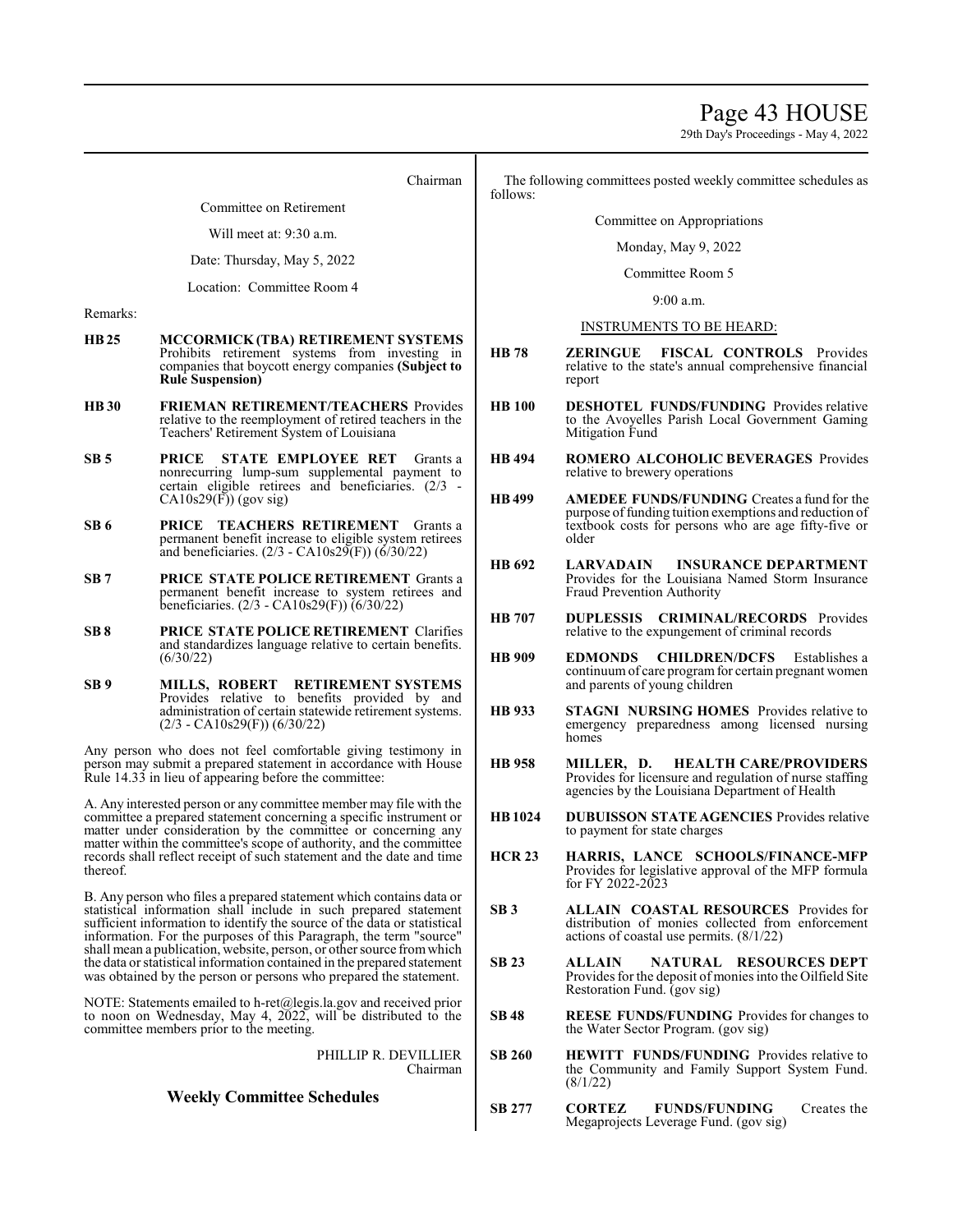Chairman

Committee on Retirement

Will meet at: 9:30 a.m.

Date: Thursday, May 5, 2022

Location: Committee Room 4

Remarks:

**HB 25** **MCCORMICK (TBA) RETIREMENT SYSTEMS** Prohibits retirement systems from investing in companies that boycott energy companies **(Subject to Rule Suspension)**

**HB 30** **FRIEMAN RETIREMENT/TEACHERS** Provides relative to the reemployment of retired teachers in the Teachers' Retirement System of Louisiana

**SB 5** **PRICE STATE EMPLOYEE RET** Grants a nonrecurring lump-sum supplemental payment to certain eligible retirees and beneficiaries. (2/3 - CA10s29(F)) (gov sig)

**SB 6** **PRICE TEACHERS RETIREMENT** Grants a permanent benefit increase to eligible system retirees and beneficiaries. (2/3 - CA10s29(F)) (6/30/22)

**SB 7** **PRICE STATE POLICE RETIREMENT** Grants a permanent benefit increase to system retirees and beneficiaries. (2/3 - CA10s29(F)) (6/30/22)

**SB 8** **PRICE STATE POLICE RETIREMENT** Clarifies and standardizes language relative to certain benefits. (6/30/22)

**SB 9** **MILLS, ROBERT RETIREMENT SYSTEMS** Provides relative to benefits provided by and administration of certain statewide retirement systems. (2/3 - CA10s29(F)) (6/30/22)

Any person who does not feel comfortable giving testimony in person may submit a prepared statement in accordance with House Rule 14.33 in lieu of appearing before the committee:

A. Any interested person or any committee member may file with the committee a prepared statement concerning a specific instrument or matter under consideration by the committee or concerning any matter within the committee's scope of authority, and the committee records shall reflect receipt of such statement and the date and time thereof.

B. Any person who files a prepared statement which contains data or statistical information shall include in such prepared statement sufficient information to identify the source of the data or statistical information. For the purposes of this Paragraph, the term "source" shall mean a publication, website, person, or other source from which the data or statistical information contained in the prepared statement was obtained by the person or persons who prepared the statement.

NOTE: Statements emailed to h-ret@legis.la.gov and received prior to noon on Wednesday, May 4, 2022, will be distributed to the committee members prior to the meeting.

PHILLIP R. DEVILLIER
Chairman

## Weekly Committee Schedules

The following committees posted weekly committee schedules as follows:

Committee on Appropriations

Monday, May 9, 2022

Committee Room 5

9:00 a.m.

INSTRUMENTS TO BE HEARD:

**HB 78** **ZERINGUE FISCAL CONTROLS** Provides relative to the state's annual comprehensive financial report

**HB 100** **DESHOTEL FUNDS/FUNDING** Provides relative to the Avoyelles Parish Local Government Gaming Mitigation Fund

**HB 494** **ROMERO ALCOHOLIC BEVERAGES** Provides relative to brewery operations

**HB 499** **AMEDEE FUNDS/FUNDING** Creates a fund for the purpose of funding tuition exemptions and reduction of textbook costs for persons who are age fifty-five or older

**HB 692** **LARVADAIN INSURANCE DEPARTMENT** Provides for the Louisiana Named Storm Insurance Fraud Prevention Authority

**HB 707** **DUPLESSIS CRIMINAL/RECORDS** Provides relative to the expungement of criminal records

**HB 909** **EDMONDS CHILDREN/DCFS** Establishes a continuum of care program for certain pregnant women and parents of young children

**HB 933** **STAGNI NURSING HOMES** Provides relative to emergency preparedness among licensed nursing homes

**HB 958** **MILLER, D. HEALTH CARE/PROVIDERS** Provides for licensure and regulation of nurse staffing agencies by the Louisiana Department of Health

**HB 1024** **DUBUISSON STATE AGENCIES** Provides relative to payment for state charges

**HCR 23** **HARRIS, LANCE SCHOOLS/FINANCE-MFP** Provides for legislative approval of the MFP formula for FY 2022-2023

**SB 3** **ALLAIN COASTAL RESOURCES** Provides for distribution of monies collected from enforcement actions of coastal use permits. (8/1/22)

**SB 23** **ALLAIN NATURAL RESOURCES DEPT** Provides for the deposit of monies into the Oilfield Site Restoration Fund. (gov sig)

**SB 48** **REESE FUNDS/FUNDING** Provides for changes to the Water Sector Program. (gov sig)

**SB 260** **HEWITT FUNDS/FUNDING** Provides relative to the Community and Family Support System Fund. (8/1/22)

**SB 277** **CORTEZ FUNDS/FUNDING** Creates the Megaprojects Leverage Fund. (gov sig)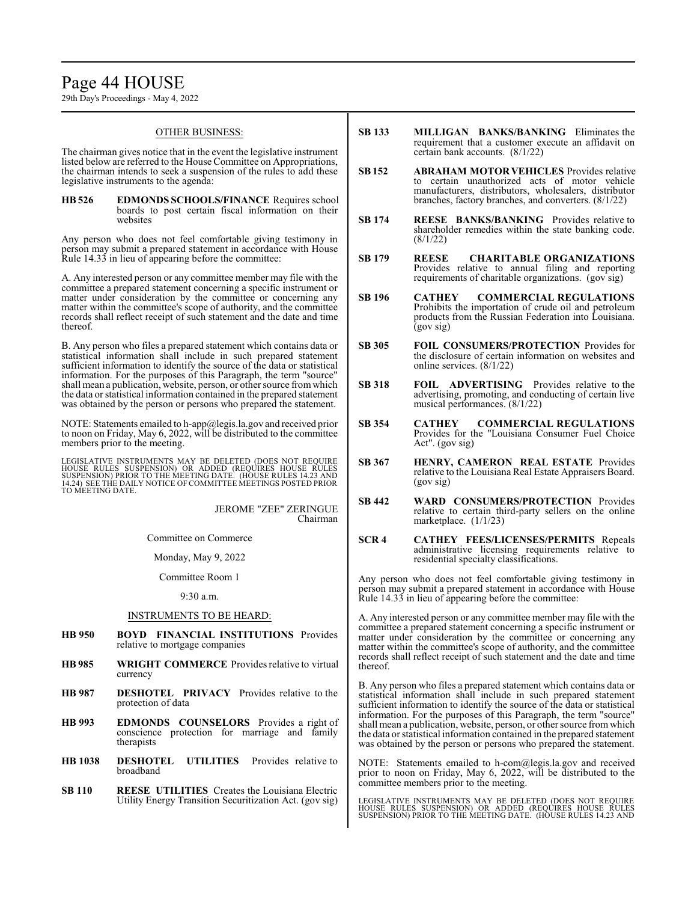OTHER BUSINESS:

The chairman gives notice that in the event the legislative instrument listed below are referred to the House Committee on Appropriations, the chairman intends to seek a suspension of the rules to add these legislative instruments to the agenda:

**HB 526** **EDMONDS SCHOOLS/FINANCE** Requires school boards to post certain fiscal information on their websites

Any person who does not feel comfortable giving testimony in person may submit a prepared statement in accordance with House Rule 14.33 in lieu of appearing before the committee:

A. Any interested person or any committee member may file with the committee a prepared statement concerning a specific instrument or matter under consideration by the committee or concerning any matter within the committee's scope of authority, and the committee records shall reflect receipt of such statement and the date and time thereof.

B. Any person who files a prepared statement which contains data or statistical information shall include in such prepared statement sufficient information to identify the source of the data or statistical information. For the purposes of this Paragraph, the term "source" shall mean a publication, website, person, or other source from which the data or statistical information contained in the prepared statement was obtained by the person or persons who prepared the statement.

NOTE: Statements emailed to h-app@legis.la.gov and received prior to noon on Friday, May 6, 2022, will be distributed to the committee members prior to the meeting.

LEGISLATIVE INSTRUMENTS MAY BE DELETED (DOES NOT REQUIRE HOUSE RULES SUSPENSION) OR ADDED (REQUIRES HOUSE RULES SUSPENSION) PRIOR TO THE MEETING DATE. (HOUSE RULES 14.23 AND 14.24) SEE THE DAILY NOTICE OF COMMITTEE MEETINGS POSTED PRIOR TO MEETING DATE.

JEROME "ZEE" ZERINGUE
Chairman

Committee on Commerce

Monday, May 9, 2022

Committee Room 1

9:30 a.m.

INSTRUMENTS TO BE HEARD:

**HB 950** **BOYD FINANCIAL INSTITUTIONS** Provides relative to mortgage companies

**HB 985** **WRIGHT COMMERCE** Provides relative to virtual currency

**HB 987** **DESHOTEL PRIVACY** Provides relative to the protection of data

**HB 993** **EDMONDS COUNSELORS** Provides a right of conscience protection for marriage and family therapists

**HB 1038** **DESHOTEL UTILITIES** Provides relative to broadband

**SB 110** **REESE UTILITIES** Creates the Louisiana Electric Utility Energy Transition Securitization Act. (gov sig)

**SB 133** **MILLIGAN BANKS/BANKING** Eliminates the requirement that a customer execute an affidavit on certain bank accounts. (8/1/22)

**SB 152** **ABRAHAM MOTOR VEHICLES** Provides relative to certain unauthorized acts of motor vehicle manufacturers, distributors, wholesalers, distributor branches, factory branches, and converters. (8/1/22)

**SB 174** **REESE BANKS/BANKING** Provides relative to shareholder remedies within the state banking code. (8/1/22)

**SB 179** **REESE CHARITABLE ORGANIZATIONS** Provides relative to annual filing and reporting requirements of charitable organizations. (gov sig)

**SB 196** **CATHEY COMMERCIAL REGULATIONS** Prohibits the importation of crude oil and petroleum products from the Russian Federation into Louisiana. (gov sig)

**SB 305** **FOIL CONSUMERS/PROTECTION** Provides for the disclosure of certain information on websites and online services. (8/1/22)

**SB 318** **FOIL ADVERTISING** Provides relative to the advertising, promoting, and conducting of certain live musical performances. (8/1/22)

**SB 354** **CATHEY COMMERCIAL REGULATIONS** Provides for the "Louisiana Consumer Fuel Choice Act". (gov sig)

**SB 367** **HENRY, CAMERON REAL ESTATE** Provides relative to the Louisiana Real Estate Appraisers Board. (gov sig)

**SB 442** **WARD CONSUMERS/PROTECTION** Provides relative to certain third-party sellers on the online marketplace. (1/1/23)

**SCR 4** **CATHEY FEES/LICENSES/PERMITS** Repeals administrative licensing requirements relative to residential specialty classifications.

Any person who does not feel comfortable giving testimony in person may submit a prepared statement in accordance with House Rule 14.33 in lieu of appearing before the committee:

A. Any interested person or any committee member may file with the committee a prepared statement concerning a specific instrument or matter under consideration by the committee or concerning any matter within the committee's scope of authority, and the committee records shall reflect receipt of such statement and the date and time thereof.

B. Any person who files a prepared statement which contains data or statistical information shall include in such prepared statement sufficient information to identify the source of the data or statistical information. For the purposes of this Paragraph, the term "source" shall mean a publication, website, person, or other source from which the data or statistical information contained in the prepared statement was obtained by the person or persons who prepared the statement.

NOTE: Statements emailed to h-com@legis.la.gov and received prior to noon on Friday, May 6, 2022, will be distributed to the committee members prior to the meeting.

LEGISLATIVE INSTRUMENTS MAY BE DELETED (DOES NOT REQUIRE HOUSE RULES SUSPENSION) OR ADDED (REQUIRES HOUSE RULES SUSPENSION) PRIOR TO THE MEETING DATE. (HOUSE RULES 14.23 AND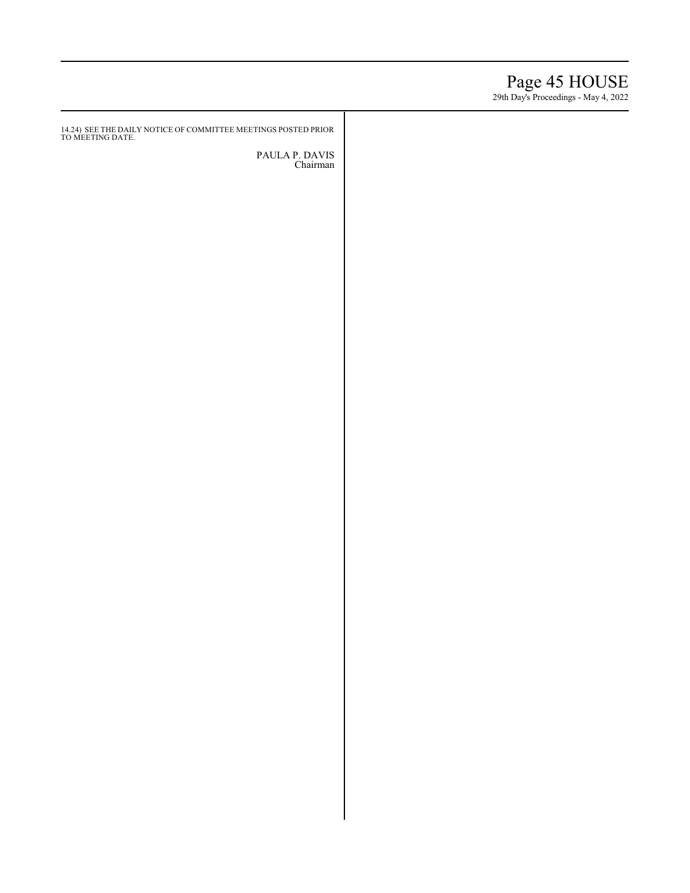14.24) SEE THE DAILY NOTICE OF COMMITTEE MEETINGS POSTED PRIOR TO MEETING DATE.

PAULA P. DAVIS
Chairman